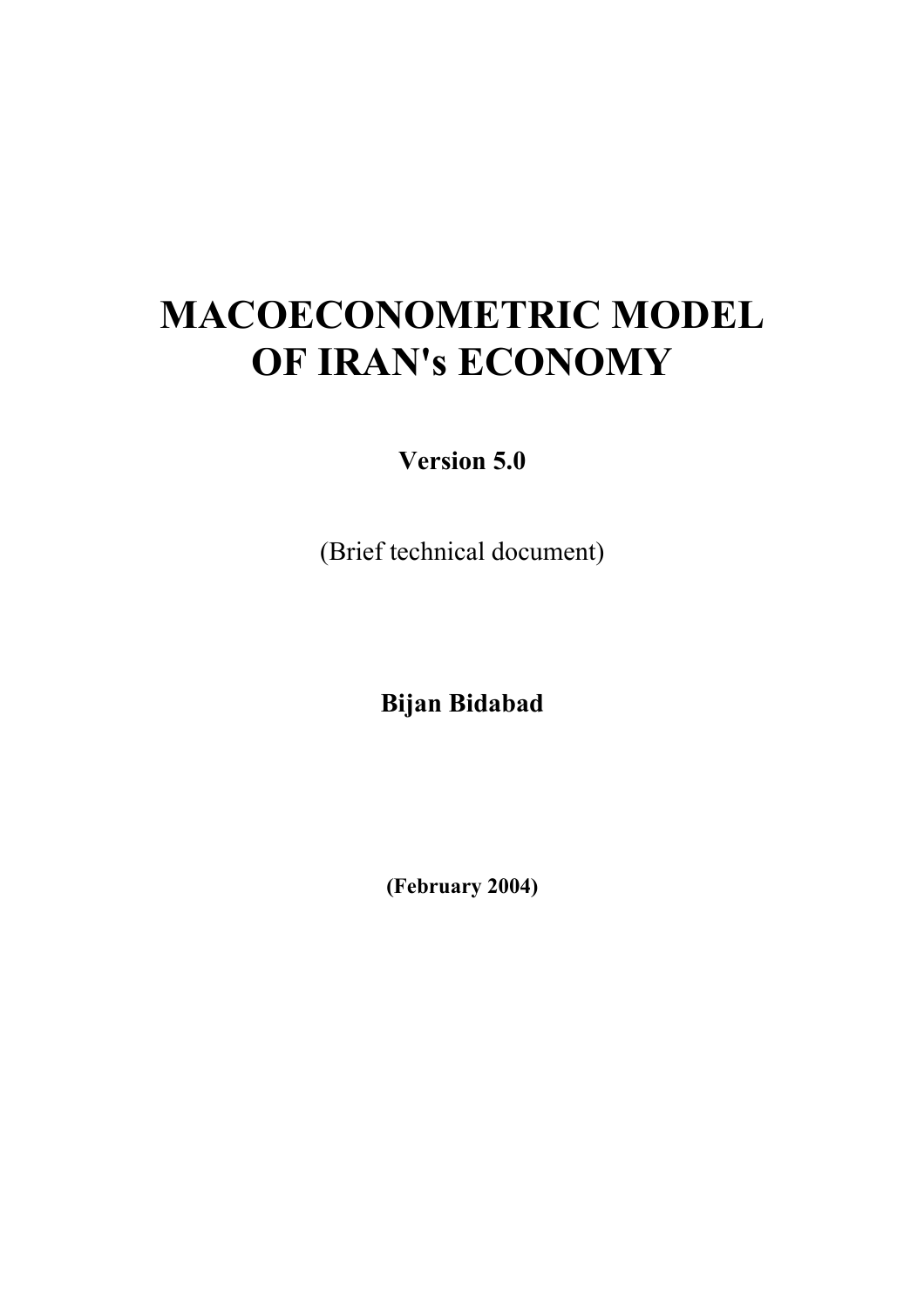# MACOECONOMETRIC MODEL OF IRAN's ECONOMY

**Version 5.0**

(Brief technical document)

**Bijan Bidabad**

**(February 2004)**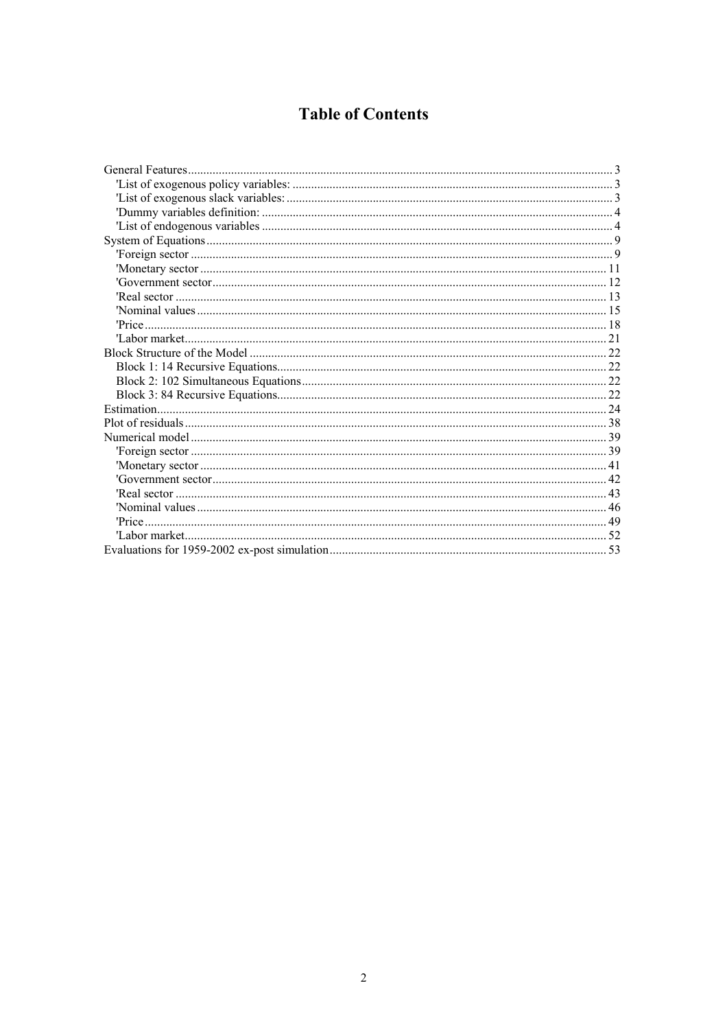# Table of Contents

General Features ... 3
- 'List of exogenous policy variables: ... 3
- 'List of exogenous slack variables: ... 3
- 'Dummy variables definition: ... 4
- 'List of endogenous variables ... 4

System of Equations ... 9
- 'Foreign sector ... 9
- 'Monetary sector ... 11
- 'Government sector ... 12
- 'Real sector ... 13
- 'Nominal values ... 15
- 'Price ... 18
- 'Labor market ... 21

Block Structure of the Model ... 22
- Block 1: 14 Recursive Equations ... 22
- Block 2: 102 Simultaneous Equations ... 22
- Block 3: 84 Recursive Equations ... 22

Estimation ... 24

Plot of residuals ... 38

Numerical model ... 39
- 'Foreign sector ... 39
- 'Monetary sector ... 41
- 'Government sector ... 42
- 'Real sector ... 43
- 'Nominal values ... 46
- 'Price ... 49
- 'Labor market ... 52

Evaluations for 1959-2002 ex-post simulation ... 53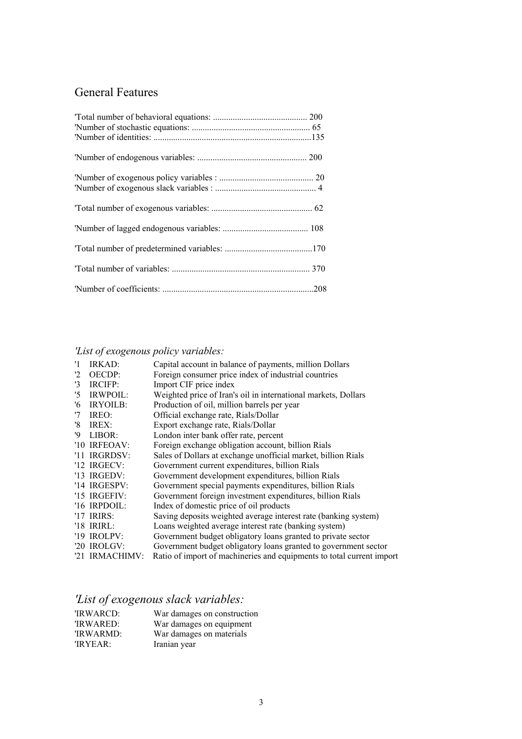## General Features

'Total number of behavioral equations: ........................................... 200
'Number of stochastic equations: ...................................................... 65
'Number of identities: .......................................................................135

'Number of endogenous variables: .................................................. 200

'Number of exogenous policy variables : ........................................... 20
'Number of exogenous slack variables : .............................................. 4

'Total number of exogenous variables: .............................................. 62

'Number of lagged endogenous variables: ....................................... 108

'Total number of predetermined variables: ........................................170

'Total number of variables: .............................................................. 370

'Number of coefficients: ....................................................................208

*'List of exogenous policy variables:*

| | | |
|---|---|---|
| '1 | IRKAD: | Capital account in balance of payments, million Dollars |
| '2 | OECDP: | Foreign consumer price index of industrial countries |
| '3 | IRCIFP: | Import CIF price index |
| '5 | IRWPOIL: | Weighted price of Iran's oil in international markets, Dollars |
| '6 | IRYOILB: | Production of oil, million barrels per year |
| '7 | IREO: | Official exchange rate, Rials/Dollar |
| '8 | IREX: | Export exchange rate, Rials/Dollar |
| '9 | LIBOR: | London inter bank offer rate, percent |
| '10 | IRFEOAV: | Foreign exchange obligation account, billion Rials |
| '11 | IRGRDSV: | Sales of Dollars at exchange unofficial market, billion Rials |
| '12 | IRGECV: | Government current expenditures, billion Rials |
| '13 | IRGEDV: | Government development expenditures, billion Rials |
| '14 | IRGESPV: | Government special payments expenditures, billion Rials |
| '15 | IRGEFIV: | Government foreign investment expenditures, billion Rials |
| '16 | IRPDOIL: | Index of domestic price of oil products |
| '17 | IRIRS: | Saving deposits weighted average interest rate (banking system) |
| '18 | IRIRL: | Loans weighted average interest rate (banking system) |
| '19 | IROLPV: | Government budget obligatory loans granted to private sector |
| '20 | IROLGV: | Government budget obligatory loans granted to government sector |
| '21 | IRMACHIMV: | Ratio of import of machineries and equipments to total current import |

## *'List of exogenous slack variables:*

| | |
|---|---|
| 'IRWARCD: | War damages on construction |
| 'IRWARED: | War damages on equipment |
| 'IRWARMD: | War damages on materials |
| 'IRYEAR: | Iranian year |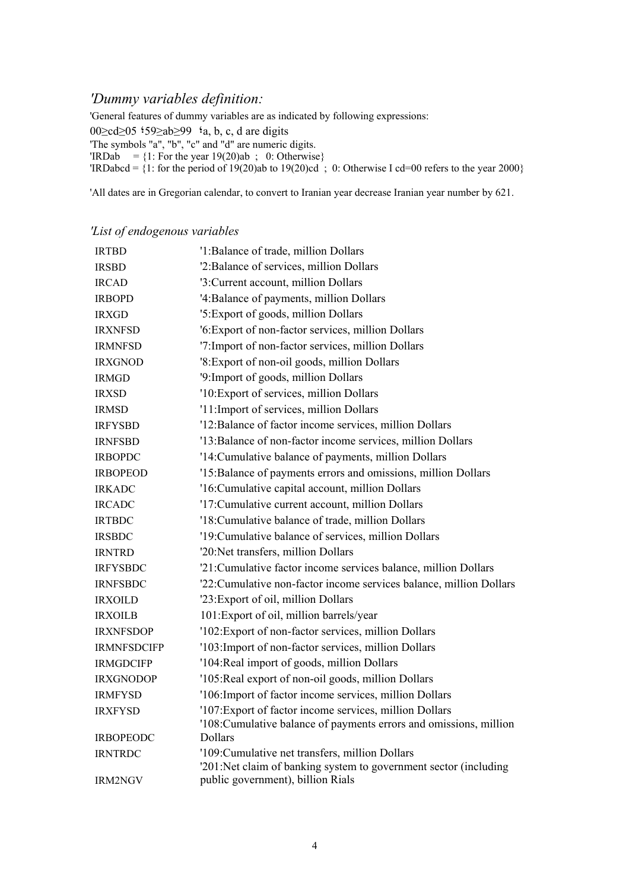## *'Dummy variables definition:*

'General features of dummy variables are as indicated by following expressions:

$00 \geq cd \geq 05$ ؛ $59 \geq ab \geq 99$ ؛a, b, c, d are digits

'The symbols "a", "b", "c" and "d" are numeric digits.

'IRDab = {1: For the year 19(20)ab ; 0: Otherwise}

'IRDabcd = {1: for the period of 19(20)ab to 19(20)cd ; 0: Otherwise I cd=00 refers to the year 2000}

'All dates are in Gregorian calendar, to convert to Iranian year decrease Iranian year number by 621.

## *'List of endogenous variables*

| | |
|---|---|
| IRTBD | '1:Balance of trade, million Dollars |
| IRSBD | '2:Balance of services, million Dollars |
| IRCAD | '3:Current account, million Dollars |
| IRBOPD | '4:Balance of payments, million Dollars |
| IRXGD | '5:Export of goods, million Dollars |
| IRXNFSD | '6:Export of non-factor services, million Dollars |
| IRMNFSD | '7:Import of non-factor services, million Dollars |
| IRXGNOD | '8:Export of non-oil goods, million Dollars |
| IRMGD | '9:Import of goods, million Dollars |
| IRXSD | '10:Export of services, million Dollars |
| IRMSD | '11:Import of services, million Dollars |
| IRFYSBD | '12:Balance of factor income services, million Dollars |
| IRNFSBD | '13:Balance of non-factor income services, million Dollars |
| IRBOPDC | '14:Cumulative balance of payments, million Dollars |
| IRBOPEOD | '15:Balance of payments errors and omissions, million Dollars |
| IRKADC | '16:Cumulative capital account, million Dollars |
| IRCADC | '17:Cumulative current account, million Dollars |
| IRTBDC | '18:Cumulative balance of trade, million Dollars |
| IRSBDC | '19:Cumulative balance of services, million Dollars |
| IRNTRD | '20:Net transfers, million Dollars |
| IRFYSBDC | '21:Cumulative factor income services balance, million Dollars |
| IRNFSBDC | '22:Cumulative non-factor income services balance, million Dollars |
| IRXOILD | '23:Export of oil, million Dollars |
| IRXOILB | 101:Export of oil, million barrels/year |
| IRXNFSDOP | '102:Export of non-factor services, million Dollars |
| IRMNFSDCIFP | '103:Import of non-factor services, million Dollars |
| IRMGDCIFP | '104:Real import of goods, million Dollars |
| IRXGNODOP | '105:Real export of non-oil goods, million Dollars |
| IRMFYSD | '106:Import of factor income services, million Dollars |
| IRXFYSD | '107:Export of factor income services, million Dollars |
| IRBOPEODC | '108:Cumulative balance of payments errors and omissions, million Dollars |
| IRNTRDC | '109:Cumulative net transfers, million Dollars |
| IRM2NGV | '201:Net claim of banking system to government sector (including public government), billion Rials |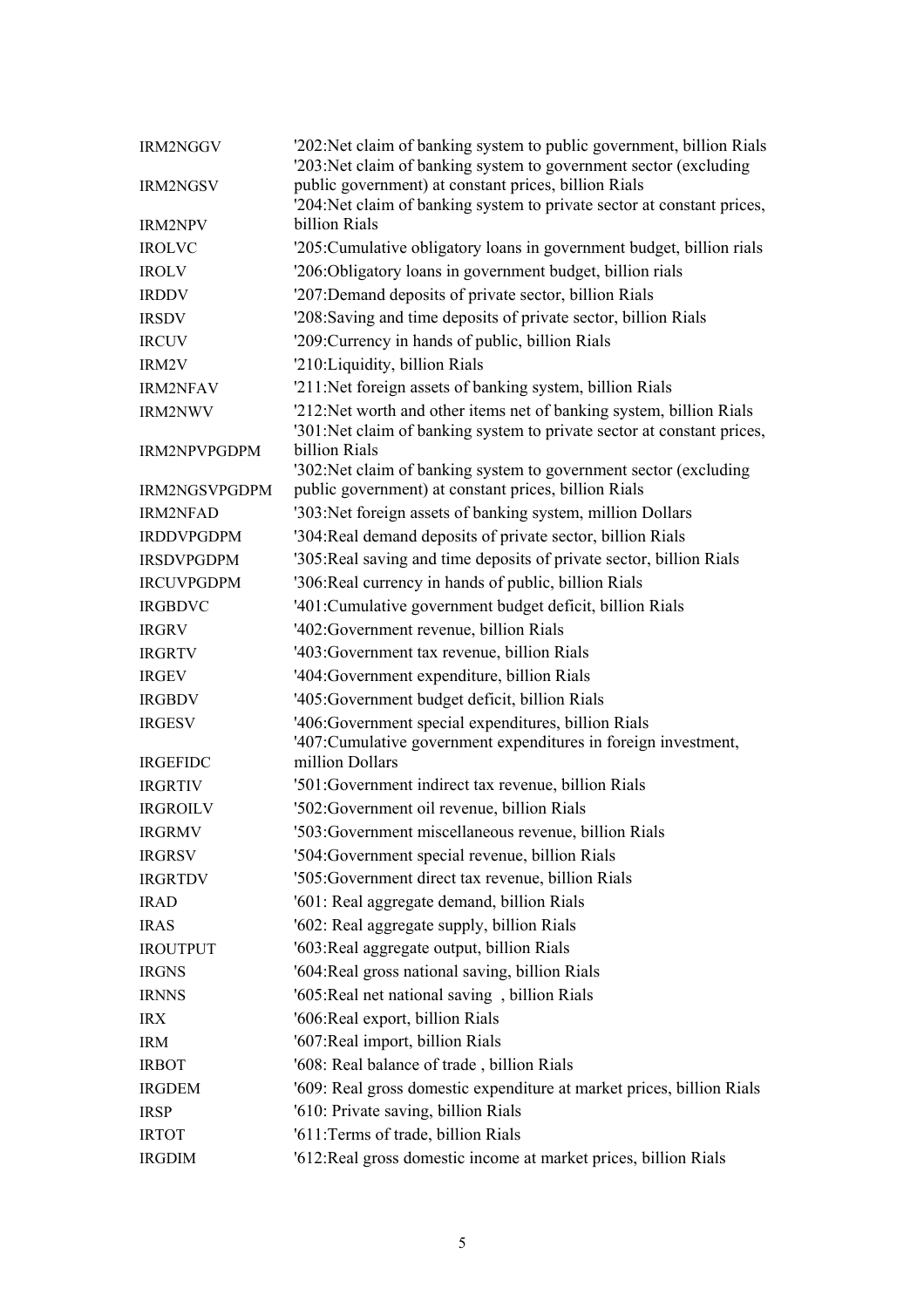| | |
|---|---|
| IRM2NGGV | '202:Net claim of banking system to public government, billion Rials |
| IRM2NGSV | '203:Net claim of banking system to government sector (excluding public government) at constant prices, billion Rials |
| IRM2NPV | '204:Net claim of banking system to private sector at constant prices, billion Rials |
| IROLVC | '205:Cumulative obligatory loans in government budget, billion rials |
| IROLV | '206:Obligatory loans in government budget, billion rials |
| IRDDV | '207:Demand deposits of private sector, billion Rials |
| IRSDV | '208:Saving and time deposits of private sector, billion Rials |
| IRCUV | '209:Currency in hands of public, billion Rials |
| IRM2V | '210:Liquidity, billion Rials |
| IRM2NFAV | '211:Net foreign assets of banking system, billion Rials |
| IRM2NWV | '212:Net worth and other items net of banking system, billion Rials |
| IRM2NPVPGDPM | '301:Net claim of banking system to private sector at constant prices, billion Rials |
| IRM2NGSVPGDPM | '302:Net claim of banking system to government sector (excluding public government) at constant prices, billion Rials |
| IRM2NFAD | '303:Net foreign assets of banking system, million Dollars |
| IRDDVPGDPM | '304:Real demand deposits of private sector, billion Rials |
| IRSDVPGDPM | '305:Real saving and time deposits of private sector, billion Rials |
| IRCUVPGDPM | '306:Real currency in hands of public, billion Rials |
| IRGBDVC | '401:Cumulative government budget deficit, billion Rials |
| IRGRV | '402:Government revenue, billion Rials |
| IRGRTV | '403:Government tax revenue, billion Rials |
| IRGEV | '404:Government expenditure, billion Rials |
| IRGBDV | '405:Government budget deficit, billion Rials |
| IRGESV | '406:Government special expenditures, billion Rials |
| IRGEFIDC | '407:Cumulative government expenditures in foreign investment, million Dollars |
| IRGRTIV | '501:Government indirect tax revenue, billion Rials |
| IRGROILV | '502:Government oil revenue, billion Rials |
| IRGRMV | '503:Government miscellaneous revenue, billion Rials |
| IRGRSV | '504:Government special revenue, billion Rials |
| IRGRTDV | '505:Government direct tax revenue, billion Rials |
| IRAD | '601: Real aggregate demand, billion Rials |
| IRAS | '602: Real aggregate supply, billion Rials |
| IROUTPUT | '603:Real aggregate output, billion Rials |
| IRGNS | '604:Real gross national saving, billion Rials |
| IRNNS | '605:Real net national saving , billion Rials |
| IRX | '606:Real export, billion Rials |
| IRM | '607:Real import, billion Rials |
| IRBOT | '608: Real balance of trade , billion Rials |
| IRGDEM | '609: Real gross domestic expenditure at market prices, billion Rials |
| IRSP | '610: Private saving, billion Rials |
| IRTOT | '611:Terms of trade, billion Rials |
| IRGDIM | '612:Real gross domestic income at market prices, billion Rials |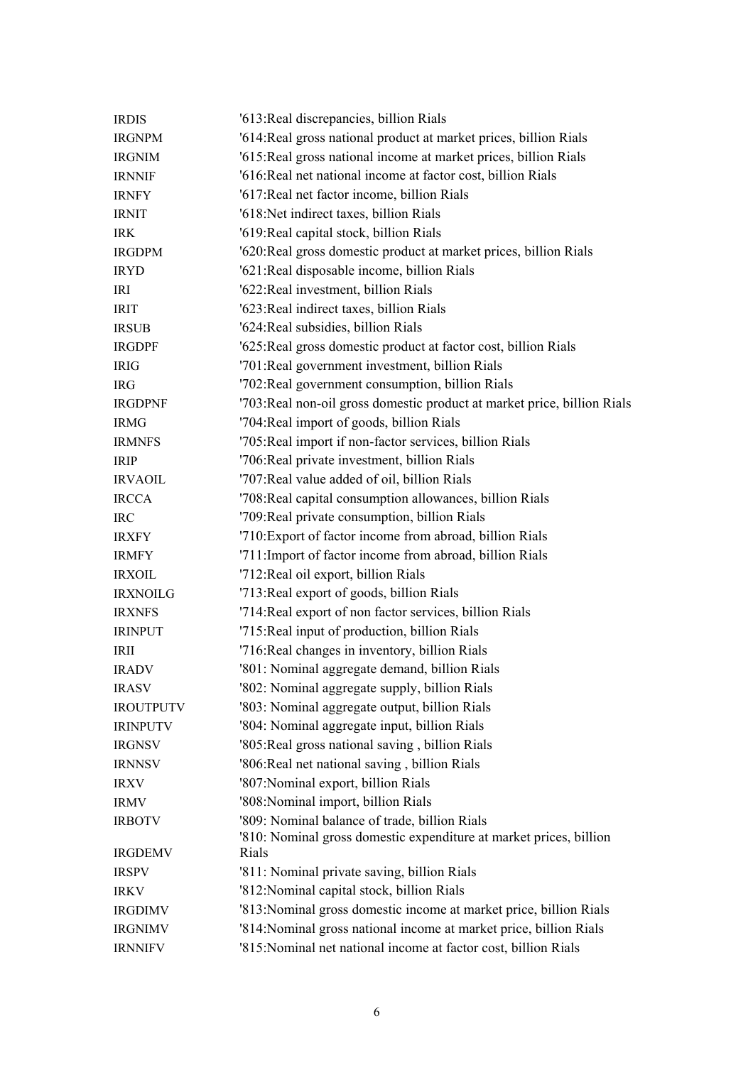| | |
|---|---|
| IRDIS | '613:Real discrepancies, billion Rials |
| IRGNPM | '614:Real gross national product at market prices, billion Rials |
| IRGNIM | '615:Real gross national income at market prices, billion Rials |
| IRNNIF | '616:Real net national income at factor cost, billion Rials |
| IRNFY | '617:Real net factor income, billion Rials |
| IRNIT | '618:Net indirect taxes, billion Rials |
| IRK | '619:Real capital stock, billion Rials |
| IRGDPM | '620:Real gross domestic product at market prices, billion Rials |
| IRYD | '621:Real disposable income, billion Rials |
| IRI | '622:Real investment, billion Rials |
| IRIT | '623:Real indirect taxes, billion Rials |
| IRSUB | '624:Real subsidies, billion Rials |
| IRGDPF | '625:Real gross domestic product at factor cost, billion Rials |
| IRIG | '701:Real government investment, billion Rials |
| IRG | '702:Real government consumption, billion Rials |
| IRGDPNF | '703:Real non-oil gross domestic product at market price, billion Rials |
| IRMG | '704:Real import of goods, billion Rials |
| IRMNFS | '705:Real import if non-factor services, billion Rials |
| IRIP | '706:Real private investment, billion Rials |
| IRVAOIL | '707:Real value added of oil, billion Rials |
| IRCCA | '708:Real capital consumption allowances, billion Rials |
| IRC | '709:Real private consumption, billion Rials |
| IRXFY | '710:Export of factor income from abroad, billion Rials |
| IRMFY | '711:Import of factor income from abroad, billion Rials |
| IRXOIL | '712:Real oil export, billion Rials |
| IRXNOILG | '713:Real export of goods, billion Rials |
| IRXNFS | '714:Real export of non factor services, billion Rials |
| IRINPUT | '715:Real input of production, billion Rials |
| IRII | '716:Real changes in inventory, billion Rials |
| IRADV | '801: Nominal aggregate demand, billion Rials |
| IRASV | '802: Nominal aggregate supply, billion Rials |
| IROUTPUTV | '803: Nominal aggregate output, billion Rials |
| IRINPUTV | '804: Nominal aggregate input, billion Rials |
| IRGNSV | '805:Real gross national saving , billion Rials |
| IRNNSV | '806:Real net national saving , billion Rials |
| IRXV | '807:Nominal export, billion Rials |
| IRMV | '808:Nominal import, billion Rials |
| IRBOTV | '809: Nominal balance of trade, billion Rials |
| IRGDEMV | '810: Nominal gross domestic expenditure at market prices, billion Rials |
| IRSPV | '811: Nominal private saving, billion Rials |
| IRKV | '812:Nominal capital stock, billion Rials |
| IRGDIMV | '813:Nominal gross domestic income at market price, billion Rials |
| IRGNIMV | '814:Nominal gross national income at market price, billion Rials |
| IRNNIFV | '815:Nominal net national income at factor cost, billion Rials |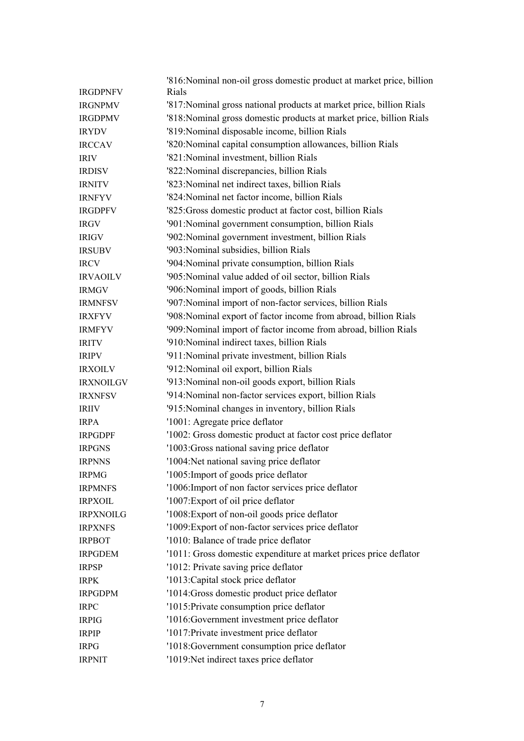| | |
|---|---|
| IRGDPNFV | '816:Nominal non-oil gross domestic product at market price, billion Rials |
| IRGNPMV | '817:Nominal gross national products at market price, billion Rials |
| IRGDPMV | '818:Nominal gross domestic products at market price, billion Rials |
| IRYDV | '819:Nominal disposable income, billion Rials |
| IRCCAV | '820:Nominal capital consumption allowances, billion Rials |
| IRIV | '821:Nominal investment, billion Rials |
| IRDISV | '822:Nominal discrepancies, billion Rials |
| IRNITV | '823:Nominal net indirect taxes, billion Rials |
| IRNFYV | '824:Nominal net factor income, billion Rials |
| IRGDPFV | '825:Gross domestic product at factor cost, billion Rials |
| IRGV | '901:Nominal government consumption, billion Rials |
| IRIGV | '902:Nominal government investment, billion Rials |
| IRSUBV | '903:Nominal subsidies, billion Rials |
| IRCV | '904:Nominal private consumption, billion Rials |
| IRVAOILV | '905:Nominal value added of oil sector, billion Rials |
| IRMGV | '906:Nominal import of goods, billion Rials |
| IRMNFSV | '907:Nominal import of non-factor services, billion Rials |
| IRXFYV | '908:Nominal export of factor income from abroad, billion Rials |
| IRMFYV | '909:Nominal import of factor income from abroad, billion Rials |
| IRITV | '910:Nominal indirect taxes, billion Rials |
| IRIPV | '911:Nominal private investment, billion Rials |
| IRXOILV | '912:Nominal oil export, billion Rials |
| IRXNOILGV | '913:Nominal non-oil goods export, billion Rials |
| IRXNFSV | '914:Nominal non-factor services export, billion Rials |
| IRIIV | '915:Nominal changes in inventory, billion Rials |
| IRPA | '1001: Agregate price deflator |
| IRPGDPF | '1002: Gross domestic product at factor cost price deflator |
| IRPGNS | '1003:Gross national saving price deflator |
| IRPNNS | '1004:Net national saving price deflator |
| IRPMG | '1005:Import of goods price deflator |
| IRPMNFS | '1006:Import of non factor services price deflator |
| IRPXOIL | '1007:Export of oil price deflator |
| IRPXNOILG | '1008:Export of non-oil goods price deflator |
| IRPXNFS | '1009:Export of non-factor services price deflator |
| IRPBOT | '1010: Balance of trade price deflator |
| IRPGDEM | '1011: Gross domestic expenditure at market prices price deflator |
| IRPSP | '1012: Private saving price deflator |
| IRPK | '1013:Capital stock price deflator |
| IRPGDPM | '1014:Gross domestic product price deflator |
| IRPC | '1015:Private consumption price deflator |
| IRPIG | '1016:Government investment price deflator |
| IRPIP | '1017:Private investment price deflator |
| IRPG | '1018:Government consumption price deflator |
| IRPNIT | '1019:Net indirect taxes price deflator |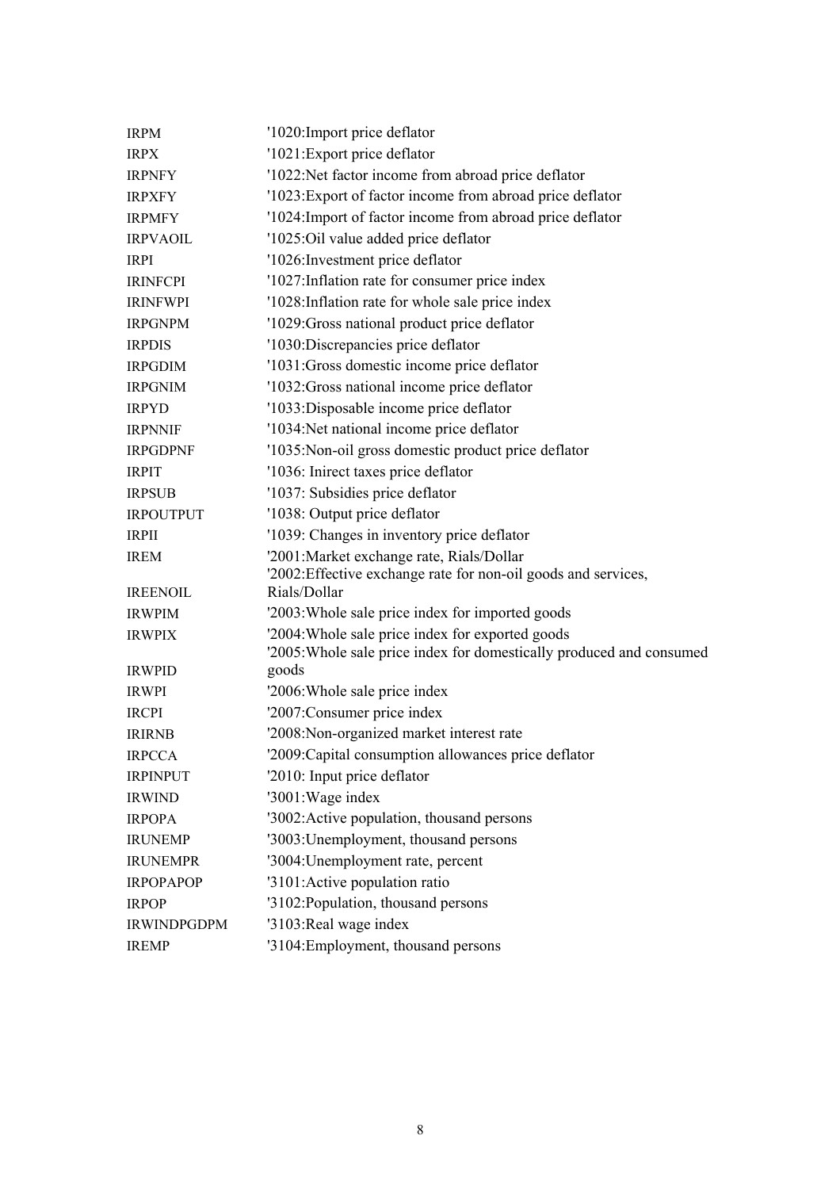| | |
|---|---|
| IRPM | '1020:Import price deflator |
| IRPX | '1021:Export price deflator |
| IRPNFY | '1022:Net factor income from abroad price deflator |
| IRPXFY | '1023:Export of factor income from abroad price deflator |
| IRPMFY | '1024:Import of factor income from abroad price deflator |
| IRPVAOIL | '1025:Oil value added price deflator |
| IRPI | '1026:Investment price deflator |
| IRINFCPI | '1027:Inflation rate for consumer price index |
| IRINFWPI | '1028:Inflation rate for whole sale price index |
| IRPGNPM | '1029:Gross national product price deflator |
| IRPDIS | '1030:Discrepancies price deflator |
| IRPGDIM | '1031:Gross domestic income price deflator |
| IRPGNIM | '1032:Gross national income price deflator |
| IRPYD | '1033:Disposable income price deflator |
| IRPNNIF | '1034:Net national income price deflator |
| IRPGDPNF | '1035:Non-oil gross domestic product price deflator |
| IRPIT | '1036: Inirect taxes price deflator |
| IRPSUB | '1037: Subsidies price deflator |
| IRPOUTPUT | '1038: Output price deflator |
| IRPII | '1039: Changes in inventory price deflator |
| IREM | '2001:Market exchange rate, Rials/Dollar |
| IREENOIL | '2002:Effective exchange rate for non-oil goods and services, Rials/Dollar |
| IRWPIM | '2003:Whole sale price index for imported goods |
| IRWPIX | '2004:Whole sale price index for exported goods |
| IRWPID | '2005:Whole sale price index for domestically produced and consumed goods |
| IRWPI | '2006:Whole sale price index |
| IRCPI | '2007:Consumer price index |
| IRIRNB | '2008:Non-organized market interest rate |
| IRPCCA | '2009:Capital consumption allowances price deflator |
| IRPINPUT | '2010: Input price deflator |
| IRWIND | '3001:Wage index |
| IRPOPA | '3002:Active population, thousand persons |
| IRUNEMP | '3003:Unemployment, thousand persons |
| IRUNEMPR | '3004:Unemployment rate, percent |
| IRPOPAPOP | '3101:Active population ratio |
| IRPOP | '3102:Population, thousand persons |
| IRWINDPGDPM | '3103:Real wage index |
| IREMP | '3104:Employment, thousand persons |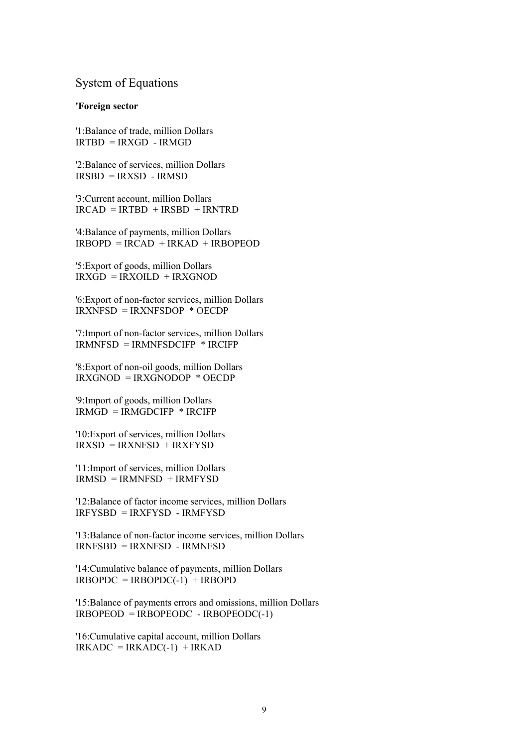## System of Equations

**'Foreign sector**

'1:Balance of trade, million Dollars
IRTBD = IRXGD - IRMGD

'2:Balance of services, million Dollars
IRSBD = IRXSD - IRMSD

'3:Current account, million Dollars
IRCAD = IRTBD + IRSBD + IRNTRD

'4:Balance of payments, million Dollars
IRBOPD = IRCAD + IRKAD + IRBOPEOD

'5:Export of goods, million Dollars
IRXGD = IRXOILD + IRXGNOD

'6:Export of non-factor services, million Dollars
IRXNFSD = IRXNFSDOP * OECDP

'7:Import of non-factor services, million Dollars
IRMNFSD = IRMNFSDCIFP * IRCIFP

'8:Export of non-oil goods, million Dollars
IRXGNOD = IRXGNODOP * OECDP

'9:Import of goods, million Dollars
IRMGD = IRMGDCIFP * IRCIFP

'10:Export of services, million Dollars
IRXSD = IRXNFSD + IRXFYSD

'11:Import of services, million Dollars
IRMSD = IRMNFSD + IRMFYSD

'12:Balance of factor income services, million Dollars
IRFYSBD = IRXFYSD - IRMFYSD

'13:Balance of non-factor income services, million Dollars
IRNFSBD = IRXNFSD - IRMNFSD

'14:Cumulative balance of payments, million Dollars
IRBOPDC = IRBOPDC(-1) + IRBOPD

'15:Balance of payments errors and omissions, million Dollars
IRBOPEOD = IRBOPEODC - IRBOPEODC(-1)

'16:Cumulative capital account, million Dollars
IRKADC = IRKADC(-1) + IRKAD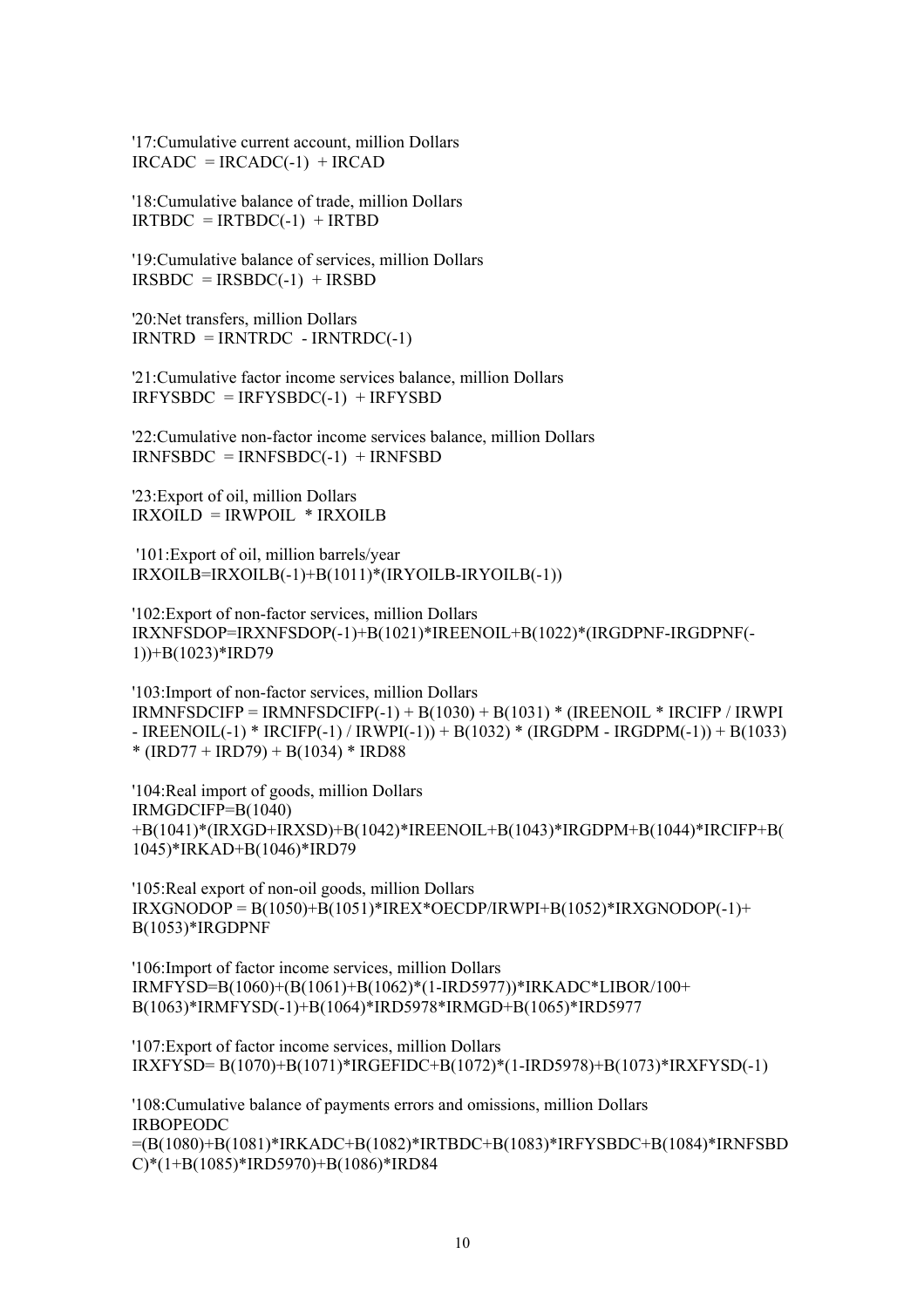'17:Cumulative current account, million Dollars
IRCADC  = IRCADC(-1)  + IRCAD

'18:Cumulative balance of trade, million Dollars
IRTBDC  = IRTBDC(-1)  + IRTBD

'19:Cumulative balance of services, million Dollars
IRSBDC  = IRSBDC(-1)  + IRSBD

'20:Net transfers, million Dollars
IRNTRD  = IRNTRDC  - IRNTRDC(-1)

'21:Cumulative factor income services balance, million Dollars
IRFYSBDC  = IRFYSBDC(-1)  + IRFYSBD

'22:Cumulative non-factor income services balance, million Dollars
IRNFSBDC  = IRNFSBDC(-1)  + IRNFSBD

'23:Export of oil, million Dollars
IRXOILD  = IRWPOIL  * IRXOILB

'101:Export of oil, million barrels/year
IRXOILB=IRXOILB(-1)+B(1011)*(IRYOILB-IRYOILB(-1))

'102:Export of non-factor services, million Dollars
IRXNFSDOP=IRXNFSDOP(-1)+B(1021)*IREENOIL+B(1022)*(IRGDPNF-IRGDPNF(-1))+B(1023)*IRD79

'103:Import of non-factor services, million Dollars
IRMNFSDCIFP = IRMNFSDCIFP(-1) + B(1030) + B(1031) * (IREENOIL * IRCIFP / IRWPI - IREENOIL(-1) * IRCIFP(-1) / IRWPI(-1)) + B(1032) * (IRGDPM - IRGDPM(-1)) + B(1033) * (IRD77 + IRD79) + B(1034) * IRD88

'104:Real import of goods, million Dollars
IRMGDCIFP=B(1040) +B(1041)*(IRXGD+IRXSD)+B(1042)*IREENOIL+B(1043)*IRGDPM+B(1044)*IRCIFP+B(1045)*IRKAD+B(1046)*IRD79

'105:Real export of non-oil goods, million Dollars
IRXGNODOP = B(1050)+B(1051)*IREX*OECDP/IRWPI+B(1052)*IRXGNODOP(-1)+ B(1053)*IRGDPNF

'106:Import of factor income services, million Dollars
IRMFYSD=B(1060)+(B(1061)+B(1062)*(1-IRD5977))*IRKADC*LIBOR/100+ B(1063)*IRMFYSD(-1)+B(1064)*IRD5978*IRMGD+B(1065)*IRD5977

'107:Export of factor income services, million Dollars
IRXFYSD= B(1070)+B(1071)*IRGEFIDC+B(1072)*(1-IRD5978)+B(1073)*IRXFYSD(-1)

'108:Cumulative balance of payments errors and omissions, million Dollars
IRBOPEODC =(B(1080)+B(1081)*IRKADC+B(1082)*IRTBDC+B(1083)*IRFYSBDC+B(1084)*IRNFSBDC)*(1+B(1085)*IRD5970)+B(1086)*IRD84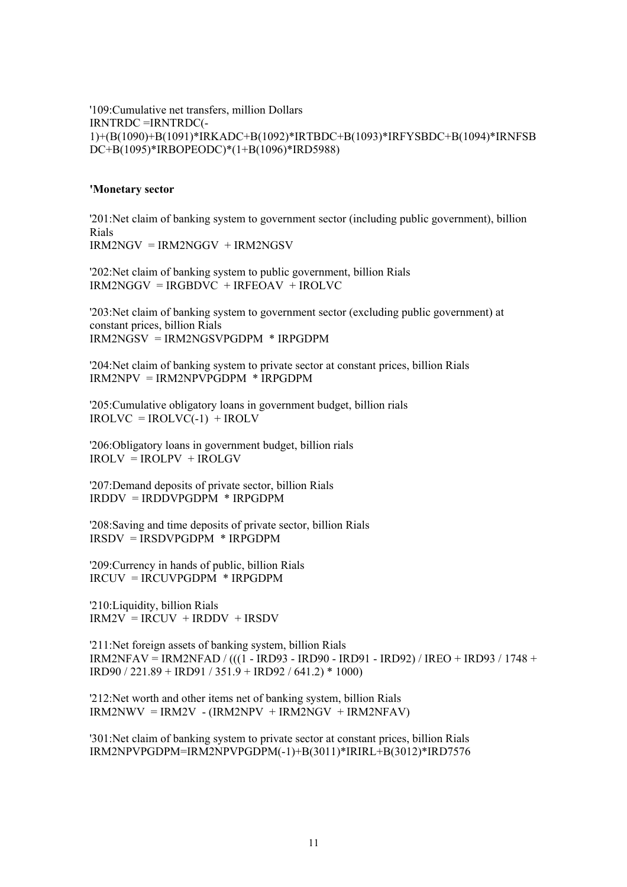'109:Cumulative net transfers, million Dollars
IRNTRDC =IRNTRDC(-1)+(B(1090)+B(1091)*IRKADC+B(1092)*IRTBDC+B(1093)*IRFYSBDC+B(1094)*IRNFSBDC+B(1095)*IRBOPEODC)*(1+B(1096)*IRD5988)

**'Monetary sector**

'201:Net claim of banking system to government sector (including public government), billion Rials
IRM2NGV = IRM2NGGV + IRM2NGSV

'202:Net claim of banking system to public government, billion Rials
IRM2NGGV = IRGBDVC + IRFEOAV + IROLVC

'203:Net claim of banking system to government sector (excluding public government) at constant prices, billion Rials
IRM2NGSV = IRM2NGSVPGDPM * IRPGDPM

'204:Net claim of banking system to private sector at constant prices, billion Rials
IRM2NPV = IRM2NPVPGDPM * IRPGDPM

'205:Cumulative obligatory loans in government budget, billion rials
IROLVC = IROLVC(-1) + IROLV

'206:Obligatory loans in government budget, billion rials
IROLV = IROLPV + IROLGV

'207:Demand deposits of private sector, billion Rials
IRDDV = IRDDVPGDPM * IRPGDPM

'208:Saving and time deposits of private sector, billion Rials
IRSDV = IRSDVPGDPM * IRPGDPM

'209:Currency in hands of public, billion Rials
IRCUV = IRCUVPGDPM * IRPGDPM

'210:Liquidity, billion Rials
IRM2V = IRCUV + IRDDV + IRSDV

'211:Net foreign assets of banking system, billion Rials
IRM2NFAV = IRM2NFAD / (((1 - IRD93 - IRD90 - IRD91 - IRD92) / IREO + IRD93 / 1748 + IRD90 / 221.89 + IRD91 / 351.9 + IRD92 / 641.2) * 1000)

'212:Net worth and other items net of banking system, billion Rials
IRM2NWV = IRM2V - (IRM2NPV + IRM2NGV + IRM2NFAV)

'301:Net claim of banking system to private sector at constant prices, billion Rials
IRM2NPVPGDPM=IRM2NPVPGDPM(-1)+B(3011)*IRIRL+B(3012)*IRD7576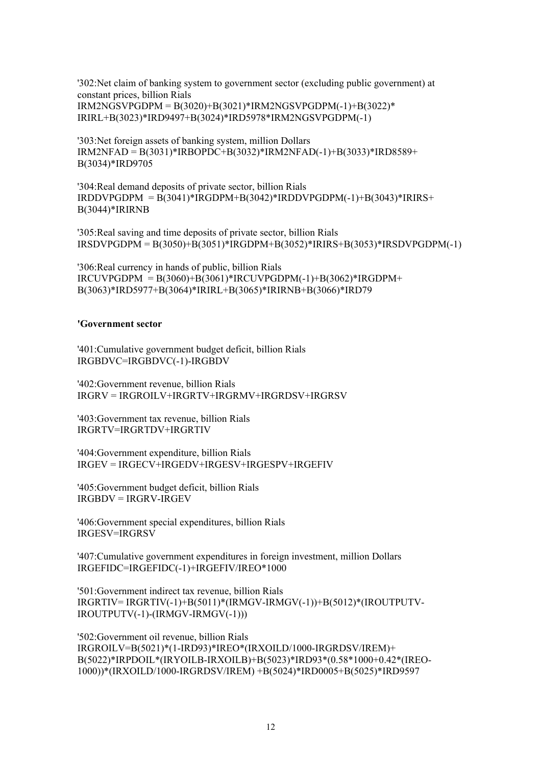'302:Net claim of banking system to government sector (excluding public government) at constant prices, billion Rials

```
IRM2NGSVPGDPM = B(3020)+B(3021)*IRM2NGSVPGDPM(-1)+B(3022)*IRIRL+B(3023)*IRD9497+B(3024)*IRD5978*IRM2NGSVPGDPM(-1)
```

'303:Net foreign assets of banking system, million Dollars

```
IRM2NFAD = B(3031)*IRBOPDC+B(3032)*IRM2NFAD(-1)+B(3033)*IRD8589+B(3034)*IRD9705
```

'304:Real demand deposits of private sector, billion Rials

```
IRDDVPGDPM  = B(3041)*IRGDPM+B(3042)*IRDDVPGDPM(-1)+B(3043)*IRIRS+B(3044)*IRIRNB
```

'305:Real saving and time deposits of private sector, billion Rials

```
IRSDVPGDPM = B(3050)+B(3051)*IRGDPM+B(3052)*IRIRS+B(3053)*IRSDVPGDPM(-1)
```

'306:Real currency in hands of public, billion Rials

```
IRCUVPGDPM  = B(3060)+B(3061)*IRCUVPGDPM(-1)+B(3062)*IRGDPM+B(3063)*IRD5977+B(3064)*IRIRL+B(3065)*IRIRNB+B(3066)*IRD79
```

**'Government sector**

'401:Cumulative government budget deficit, billion Rials

```
IRGBDVC=IRGBDVC(-1)-IRGBDV
```

'402:Government revenue, billion Rials

```
IRGRV = IRGROILV+IRGRTV+IRGRMV+IRGRDSV+IRGRSV
```

'403:Government tax revenue, billion Rials

```
IRGRTV=IRGRTDV+IRGRTIV
```

'404:Government expenditure, billion Rials

```
IRGEV = IRGECV+IRGEDV+IRGESV+IRGESPV+IRGEFIV
```

'405:Government budget deficit, billion Rials

```
IRGBDV = IRGRV-IRGEV
```

'406:Government special expenditures, billion Rials

```
IRGESV=IRGRSV
```

'407:Cumulative government expenditures in foreign investment, million Dollars

```
IRGEFIDC=IRGEFIDC(-1)+IRGEFIV/IREO*1000
```

'501:Government indirect tax revenue, billion Rials

```
IRGRTIV= IRGRTIV(-1)+B(5011)*(IRMGV-IRMGV(-1))+B(5012)*(IROUTPUTV-IROUTPUTV(-1)-(IRMGV-IRMGV(-1)))
```

'502:Government oil revenue, billion Rials

```
IRGROILV=B(5021)*(1-IRD93)*IREO*(IRXOILD/1000-IRGRDSV/IREM)+B(5022)*IRPDOIL*(IRYOILB-IRXOILB)+B(5023)*IRD93*(0.58*1000+0.42*(IREO-1000))*(IRXOILD/1000-IRGRDSV/IREM) +B(5024)*IRD0005+B(5025)*IRD9597
```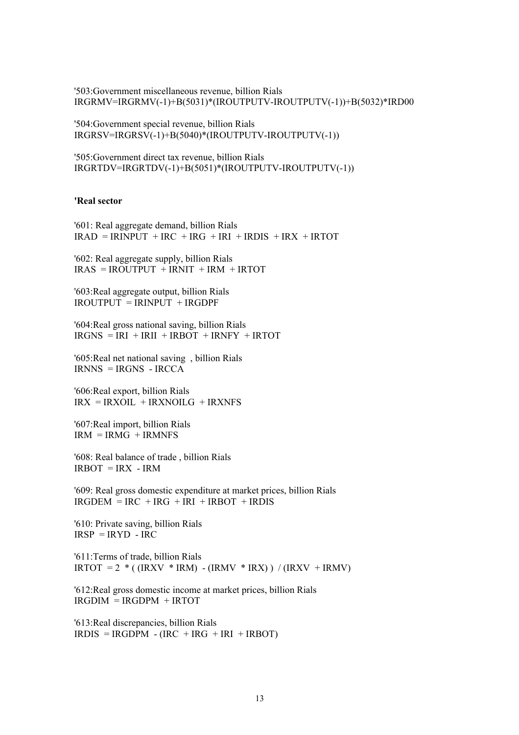'503:Government miscellaneous revenue, billion Rials
IRGRMV=IRGRMV(-1)+B(5031)*(IROUTPUTV-IROUTPUTV(-1))+B(5032)*IRD00

'504:Government special revenue, billion Rials
IRGRSV=IRGRSV(-1)+B(5040)*(IROUTPUTV-IROUTPUTV(-1))

'505:Government direct tax revenue, billion Rials
IRGRTDV=IRGRTDV(-1)+B(5051)*(IROUTPUTV-IROUTPUTV(-1))

**'Real sector**

'601: Real aggregate demand, billion Rials
IRAD = IRINPUT + IRC + IRG + IRI + IRDIS + IRX + IRTOT

'602: Real aggregate supply, billion Rials
IRAS = IROUTPUT + IRNIT + IRM + IRTOT

'603:Real aggregate output, billion Rials
IROUTPUT = IRINPUT + IRGDPF

'604:Real gross national saving, billion Rials
IRGNS = IRI + IRII + IRBOT + IRNFY + IRTOT

'605:Real net national saving , billion Rials
IRNNS = IRGNS - IRCCA

'606:Real export, billion Rials
IRX = IRXOIL + IRXNOILG + IRXNFS

'607:Real import, billion Rials
IRM = IRMG + IRMNFS

'608: Real balance of trade , billion Rials
IRBOT = IRX - IRM

'609: Real gross domestic expenditure at market prices, billion Rials
IRGDEM = IRC + IRG + IRI + IRBOT + IRDIS

'610: Private saving, billion Rials
IRSP = IRYD - IRC

'611:Terms of trade, billion Rials
IRTOT = 2 * ( (IRXV * IRM) - (IRMV * IRX) ) / (IRXV + IRMV)

'612:Real gross domestic income at market prices, billion Rials
IRGDIM = IRGDPM + IRTOT

'613:Real discrepancies, billion Rials
IRDIS = IRGDPM - (IRC + IRG + IRI + IRBOT)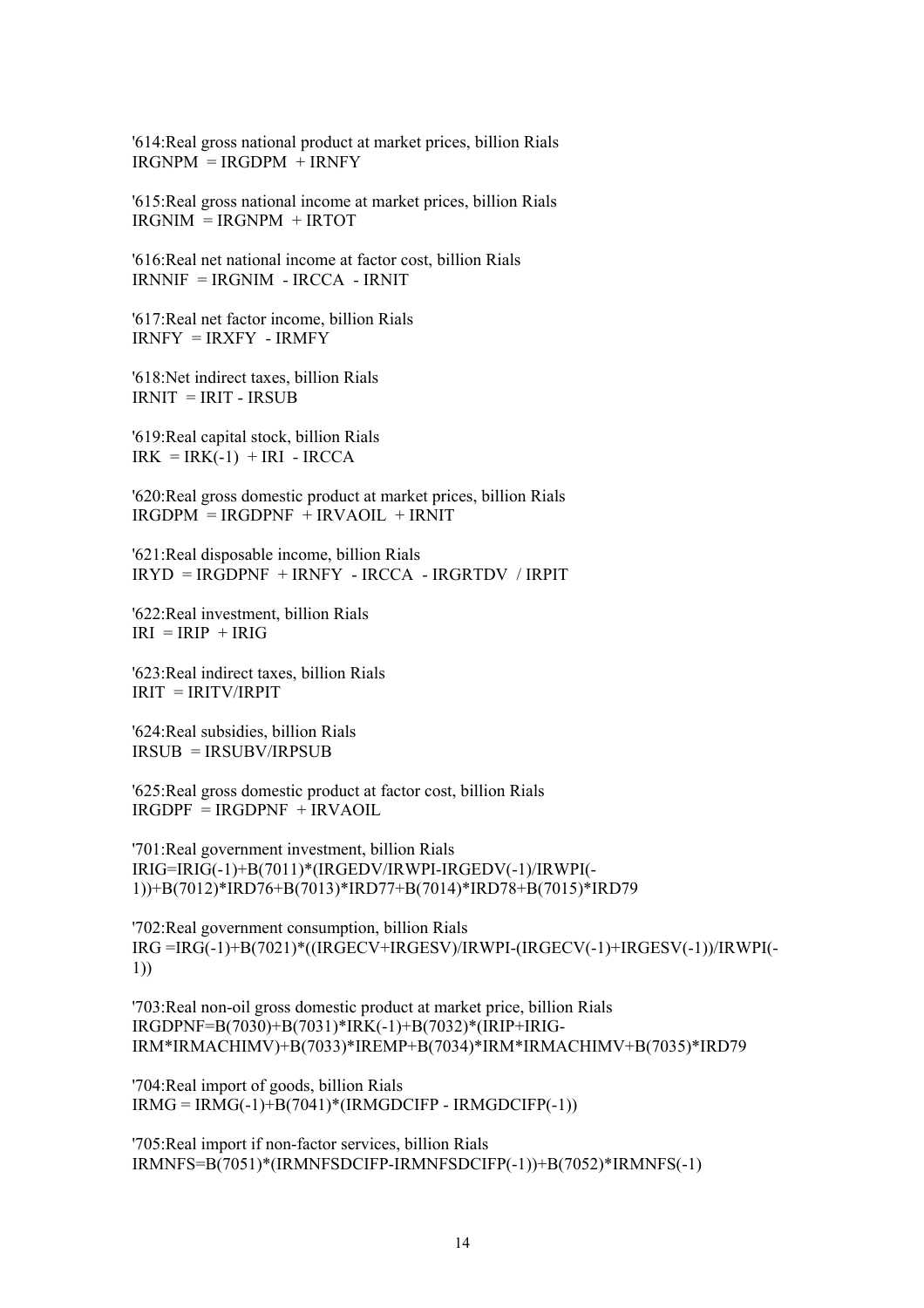'614:Real gross national product at market prices, billion Rials
IRGNPM  = IRGDPM  + IRNFY

'615:Real gross national income at market prices, billion Rials
IRGNIM  = IRGNPM  + IRTOT

'616:Real net national income at factor cost, billion Rials
IRNNIF  = IRGNIM  - IRCCA  - IRNIT

'617:Real net factor income, billion Rials
IRNFY  = IRXFY  - IRMFY

'618:Net indirect taxes, billion Rials
IRNIT  = IRIT - IRSUB

'619:Real capital stock, billion Rials
IRK  = IRK(-1)  + IRI  - IRCCA

'620:Real gross domestic product at market prices, billion Rials
IRGDPM  = IRGDPNF  + IRVAOIL  + IRNIT

'621:Real disposable income, billion Rials
IRYD  = IRGDPNF  + IRNFY  - IRCCA  - IRGRTDV  / IRPIT

'622:Real investment, billion Rials
IRI  = IRIP  + IRIG

'623:Real indirect taxes, billion Rials
IRIT  = IRITV/IRPIT

'624:Real subsidies, billion Rials
IRSUB  = IRSUBV/IRPSUB

'625:Real gross domestic product at factor cost, billion Rials
IRGDPF  = IRGDPNF  + IRVAOIL

'701:Real government investment, billion Rials
IRIG=IRIG(-1)+B(7011)*(IRGEDV/IRWPI-IRGEDV(-1)/IRWPI(-1))+B(7012)*IRD76+B(7013)*IRD77+B(7014)*IRD78+B(7015)*IRD79

'702:Real government consumption, billion Rials
IRG =IRG(-1)+B(7021)*((IRGECV+IRGESV)/IRWPI-(IRGECV(-1)+IRGESV(-1))/IRWPI(-1))

'703:Real non-oil gross domestic product at market price, billion Rials
IRGDPNF=B(7030)+B(7031)*IRK(-1)+B(7032)*(IRIP+IRIG-IRM*IRMACHIMV)+B(7033)*IREMP+B(7034)*IRM*IRMACHIMV+B(7035)*IRD79

'704:Real import of goods, billion Rials
IRMG = IRMG(-1)+B(7041)*(IRMGDCIFP - IRMGDCIFP(-1))

'705:Real import if non-factor services, billion Rials
IRMNFS=B(7051)*(IRMNFSDCIFP-IRMNFSDCIFP(-1))+B(7052)*IRMNFS(-1)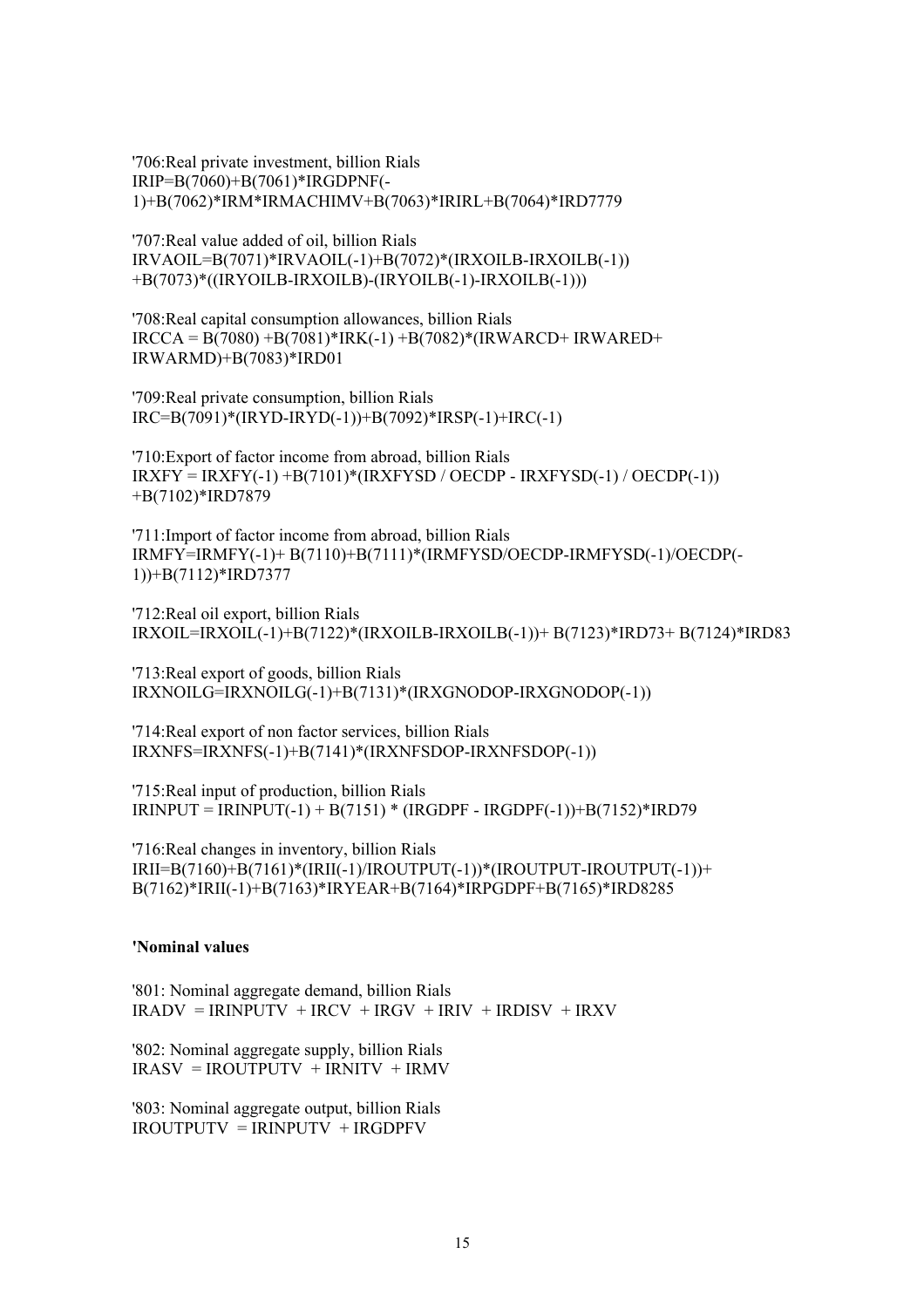'706:Real private investment, billion Rials
IRIP=B(7060)+B(7061)*IRGDPNF(-1)+B(7062)*IRM*IRMACHIMV+B(7063)*IRIRL+B(7064)*IRD7779

'707:Real value added of oil, billion Rials
IRVAOIL=B(7071)*IRVAOIL(-1)+B(7072)*(IRXOILB-IRXOILB(-1))+B(7073)*((IRYOILB-IRXOILB)-(IRYOILB(-1)-IRXOILB(-1)))

'708:Real capital consumption allowances, billion Rials
IRCCA = B(7080) +B(7081)*IRK(-1) +B(7082)*(IRWARCD+ IRWARED+ IRWARMD)+B(7083)*IRD01

'709:Real private consumption, billion Rials
IRC=B(7091)*(IRYD-IRYD(-1))+B(7092)*IRSP(-1)+IRC(-1)

'710:Export of factor income from abroad, billion Rials
IRXFY = IRXFY(-1) +B(7101)*(IRXFYSD / OECDP - IRXFYSD(-1) / OECDP(-1)) +B(7102)*IRD7879

'711:Import of factor income from abroad, billion Rials
IRMFY=IRMFY(-1)+ B(7110)+B(7111)*(IRMFYSD/OECDP-IRMFYSD(-1)/OECDP(-1))+B(7112)*IRD7377

'712:Real oil export, billion Rials
IRXOIL=IRXOIL(-1)+B(7122)*(IRXOILB-IRXOILB(-1))+ B(7123)*IRD73+ B(7124)*IRD83

'713:Real export of goods, billion Rials
IRXNOILG=IRXNOILG(-1)+B(7131)*(IRXGNODOP-IRXGNODOP(-1))

'714:Real export of non factor services, billion Rials
IRXNFS=IRXNFS(-1)+B(7141)*(IRXNFSDOP-IRXNFSDOP(-1))

'715:Real input of production, billion Rials
IRINPUT = IRINPUT(-1) + B(7151) * (IRGDPF - IRGDPF(-1))+B(7152)*IRD79

'716:Real changes in inventory, billion Rials
IRII=B(7160)+B(7161)*(IRII(-1)/IROUTPUT(-1))*(IROUTPUT-IROUTPUT(-1))+B(7162)*IRII(-1)+B(7163)*IRYEAR+B(7164)*IRPGDPF+B(7165)*IRD8285

**'Nominal values**

'801: Nominal aggregate demand, billion Rials
IRADV = IRINPUTV + IRCV + IRGV + IRIV + IRDISV + IRXV

'802: Nominal aggregate supply, billion Rials
IRASV = IROUTPUTV + IRNITV + IRMV

'803: Nominal aggregate output, billion Rials
IROUTPUTV = IRINPUTV + IRGDPFV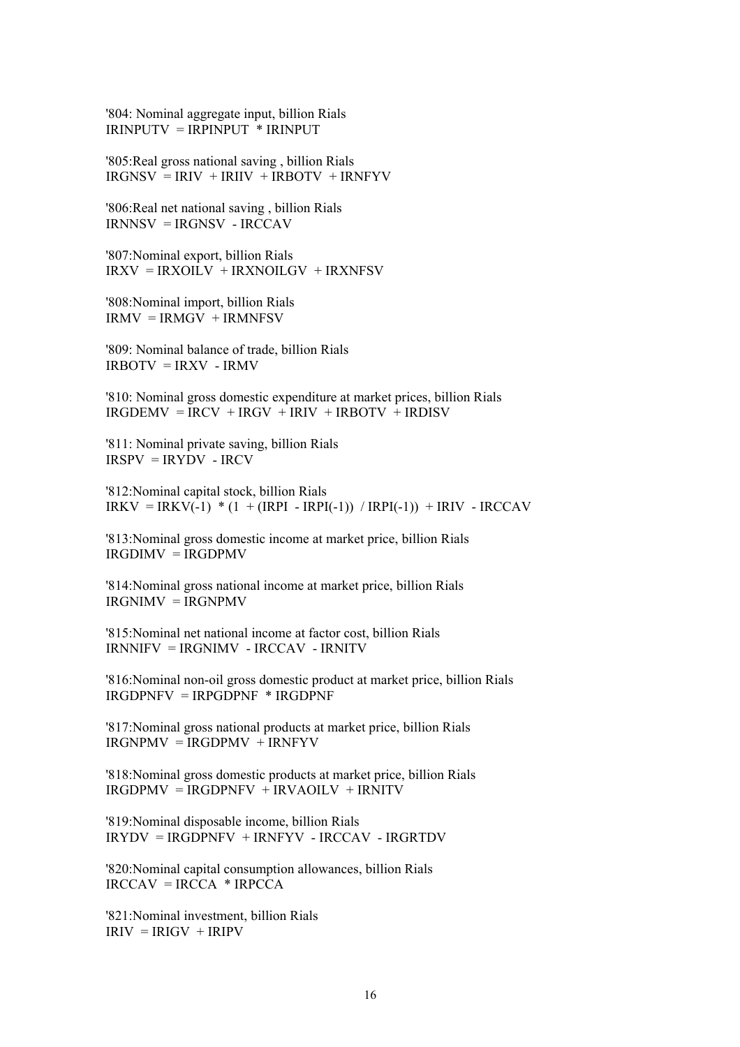'804: Nominal aggregate input, billion Rials
IRINPUTV = IRPINPUT * IRINPUT

'805:Real gross national saving , billion Rials
IRGNSV = IRIV + IRIIV + IRBOTV + IRNFYV

'806:Real net national saving , billion Rials
IRNNSV = IRGNSV - IRCCAV

'807:Nominal export, billion Rials
IRXV = IRXOILV + IRXNOILGV + IRXNFSV

'808:Nominal import, billion Rials
IRMV = IRMGV + IRMNFSV

'809: Nominal balance of trade, billion Rials
IRBOTV = IRXV - IRMV

'810: Nominal gross domestic expenditure at market prices, billion Rials
IRGDEMV = IRCV + IRGV + IRIV + IRBOTV + IRDISV

'811: Nominal private saving, billion Rials
IRSPV = IRYDV - IRCV

'812:Nominal capital stock, billion Rials
IRKV = IRKV(-1) * (1 + (IRPI - IRPI(-1)) / IRPI(-1)) + IRIV - IRCCAV

'813:Nominal gross domestic income at market price, billion Rials
IRGDIMV = IRGDPMV

'814:Nominal gross national income at market price, billion Rials
IRGNIMV = IRGNPMV

'815:Nominal net national income at factor cost, billion Rials
IRNNIFV = IRGNIMV - IRCCAV - IRNITV

'816:Nominal non-oil gross domestic product at market price, billion Rials
IRGDPNFV = IRPGDPNF * IRGDPNF

'817:Nominal gross national products at market price, billion Rials
IRGNPMV = IRGDPMV + IRNFYV

'818:Nominal gross domestic products at market price, billion Rials
IRGDPMV = IRGDPNFV + IRVAOILV + IRNITV

'819:Nominal disposable income, billion Rials
IRYDV = IRGDPNFV + IRNFYV - IRCCAV - IRGRTDV

'820:Nominal capital consumption allowances, billion Rials
IRCCAV = IRCCA * IRPCCA

'821:Nominal investment, billion Rials
IRIV = IRIGV + IRIPV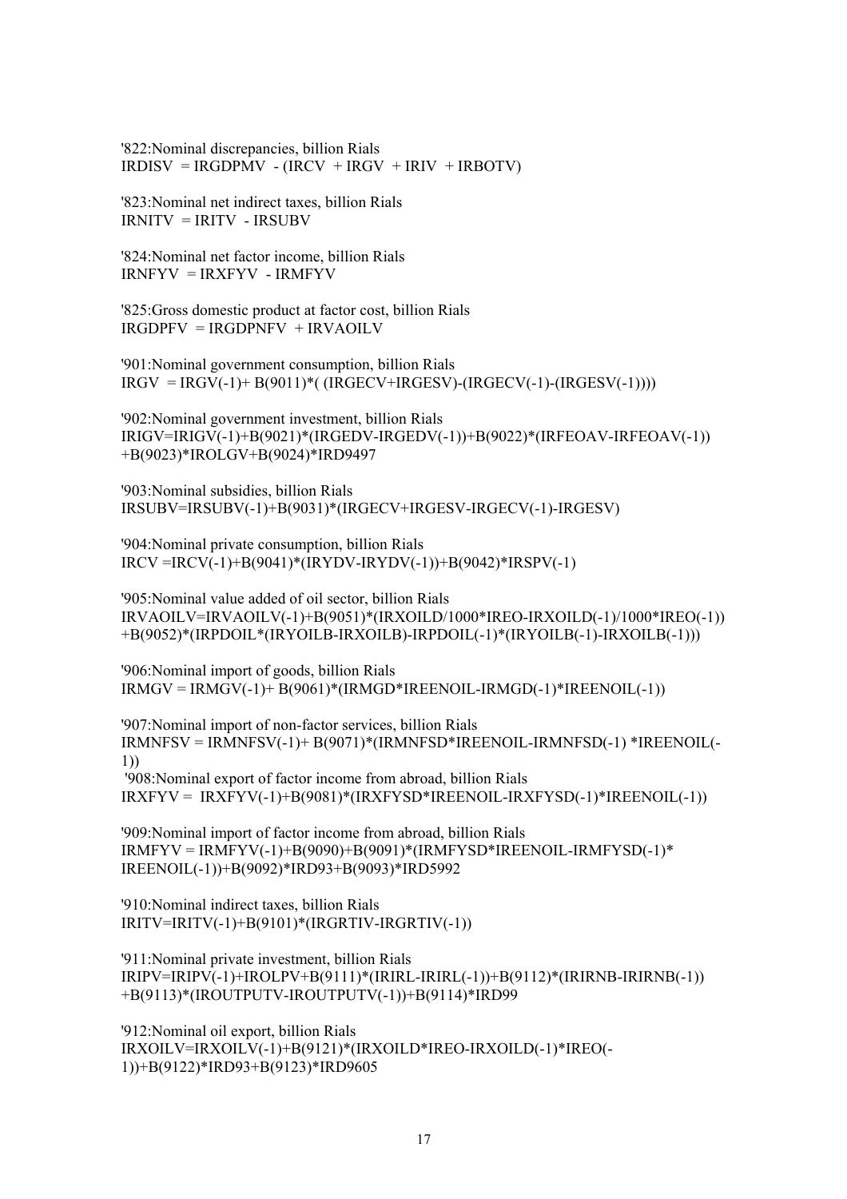'822:Nominal discrepancies, billion Rials
IRDISV = IRGDPMV - (IRCV + IRGV + IRIV + IRBOTV)

'823:Nominal net indirect taxes, billion Rials
IRNITV = IRITV - IRSUBV

'824:Nominal net factor income, billion Rials
IRNFYV = IRXFYV - IRMFYV

'825:Gross domestic product at factor cost, billion Rials
IRGDPFV = IRGDPNFV + IRVAOILV

'901:Nominal government consumption, billion Rials
IRGV = IRGV(-1)+ B(9011)*( (IRGECV+IRGESV)-(IRGECV(-1)-(IRGESV(-1))))

'902:Nominal government investment, billion Rials
IRIGV=IRIGV(-1)+B(9021)*(IRGEDV-IRGEDV(-1))+B(9022)*(IRFEOAV-IRFEOAV(-1))
+B(9023)*IROLGV+B(9024)*IRD9497

'903:Nominal subsidies, billion Rials
IRSUBV=IRSUBV(-1)+B(9031)*(IRGECV+IRGESV-IRGECV(-1)-IRGESV)

'904:Nominal private consumption, billion Rials
IRCV =IRCV(-1)+B(9041)*(IRYDV-IRYDV(-1))+B(9042)*IRSPV(-1)

'905:Nominal value added of oil sector, billion Rials
IRVAOILV=IRVAOILV(-1)+B(9051)*(IRXOILD/1000*IREO-IRXOILD(-1)/1000*IREO(-1))
+B(9052)*(IRPDOIL*(IRYOILB-IRXOILB)-IRPDOIL(-1)*(IRYOILB(-1)-IRXOILB(-1)))

'906:Nominal import of goods, billion Rials
IRMGV = IRMGV(-1)+ B(9061)*(IRMGD*IREENOIL-IRMGD(-1)*IREENOIL(-1))

'907:Nominal import of non-factor services, billion Rials
IRMNFSV = IRMNFSV(-1)+ B(9071)*(IRMNFSD*IREENOIL-IRMNFSD(-1) *IREENOIL(-1))

'908:Nominal export of factor income from abroad, billion Rials
IRXFYV = IRXFYV(-1)+B(9081)*(IRXFYSD*IREENOIL-IRXFYSD(-1)*IREENOIL(-1))

'909:Nominal import of factor income from abroad, billion Rials
IRMFYV = IRMFYV(-1)+B(9090)+B(9091)*(IRMFYSD*IREENOIL-IRMFYSD(-1)*
IREENOIL(-1))+B(9092)*IRD93+B(9093)*IRD5992

'910:Nominal indirect taxes, billion Rials
IRITV=IRITV(-1)+B(9101)*(IRGRTIV-IRGRTIV(-1))

'911:Nominal private investment, billion Rials
IRIPV=IRIPV(-1)+IROLPV+B(9111)*(IRIRL-IRIRL(-1))+B(9112)*(IRIRNB-IRIRNB(-1))
+B(9113)*(IROUTPUTV-IROUTPUTV(-1))+B(9114)*IRD99

'912:Nominal oil export, billion Rials
IRXOILV=IRXOILV(-1)+B(9121)*(IRXOILD*IREO-IRXOILD(-1)*IREO(-1))+B(9122)*IRD93+B(9123)*IRD9605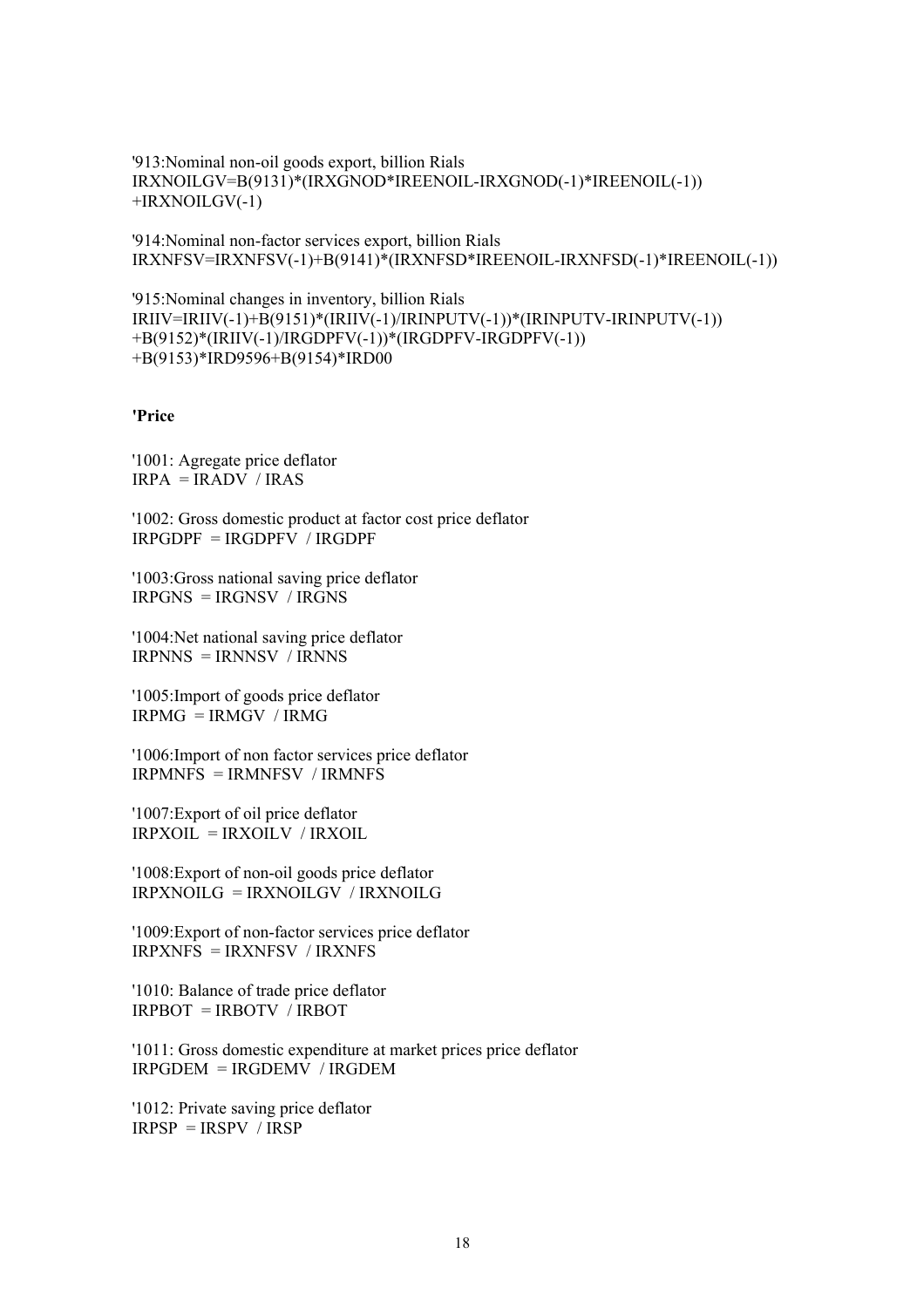'913:Nominal non-oil goods export, billion Rials
IRXNOILGV=B(9131)*(IRXGNOD*IREENOIL-IRXGNOD(-1)*IREENOIL(-1))
+IRXNOILGV(-1)

'914:Nominal non-factor services export, billion Rials
IRXNFSV=IRXNFSV(-1)+B(9141)*(IRXNFSD*IREENOIL-IRXNFSD(-1)*IREENOIL(-1))

'915:Nominal changes in inventory, billion Rials
IRIIV=IRIIV(-1)+B(9151)*(IRIIV(-1)/IRINPUTV(-1))*(IRINPUTV-IRINPUTV(-1))
+B(9152)*(IRIIV(-1)/IRGDPFV(-1))*(IRGDPFV-IRGDPFV(-1))
+B(9153)*IRD9596+B(9154)*IRD00

**'Price**

'1001: Agregate price deflator
IRPA = IRADV / IRAS

'1002: Gross domestic product at factor cost price deflator
IRPGDPF = IRGDPFV / IRGDPF

'1003:Gross national saving price deflator
IRPGNS = IRGNSV / IRGNS

'1004:Net national saving price deflator
IRPNNS = IRNNSV / IRNNS

'1005:Import of goods price deflator
IRPMG = IRMGV / IRMG

'1006:Import of non factor services price deflator
IRPMNFS = IRMNFSV / IRMNFS

'1007:Export of oil price deflator
IRPXOIL = IRXOILV / IRXOIL

'1008:Export of non-oil goods price deflator
IRPXNOILG = IRXNOILGV / IRXNOILG

'1009:Export of non-factor services price deflator
IRPXNFS = IRXNFSV / IRXNFS

'1010: Balance of trade price deflator
IRPBOT = IRBOTV / IRBOT

'1011: Gross domestic expenditure at market prices price deflator
IRPGDEM = IRGDEMV / IRGDEM

'1012: Private saving price deflator
IRPSP = IRSPV / IRSP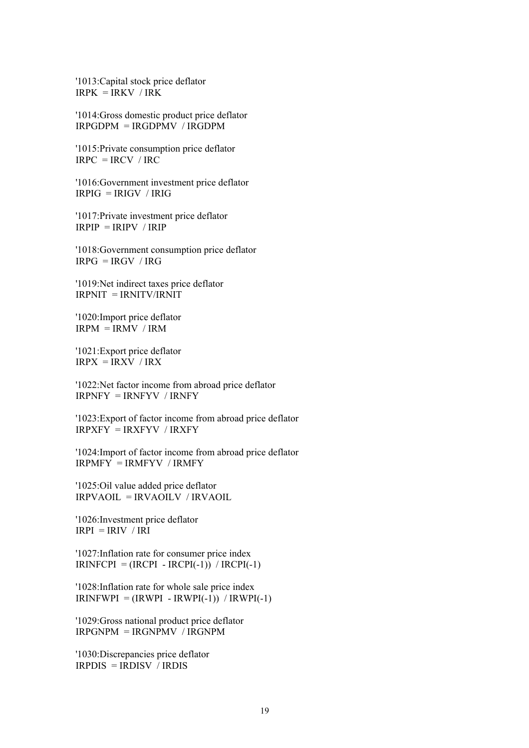'1013:Capital stock price deflator
IRPK  = IRKV  / IRK

'1014:Gross domestic product price deflator
IRPGDPM  = IRGDPMV  / IRGDPM

'1015:Private consumption price deflator
IRPC  = IRCV  / IRC

'1016:Government investment price deflator
IRPIG  = IRIGV  / IRIG

'1017:Private investment price deflator
IRPIP  = IRIPV  / IRIP

'1018:Government consumption price deflator
IRPG  = IRGV  / IRG

'1019:Net indirect taxes price deflator
IRPNIT  = IRNITV/IRNIT

'1020:Import price deflator
IRPM  = IRMV  / IRM

'1021:Export price deflator
IRPX  = IRXV  / IRX

'1022:Net factor income from abroad price deflator
IRPNFY  = IRNFYV  / IRNFY

'1023:Export of factor income from abroad price deflator
IRPXFY  = IRXFYV  / IRXFY

'1024:Import of factor income from abroad price deflator
IRPMFY  = IRMFYV  / IRMFY

'1025:Oil value added price deflator
IRPVAOIL  = IRVAOILV  / IRVAOIL

'1026:Investment price deflator
IRPI  = IRIV  / IRI

'1027:Inflation rate for consumer price index
IRINFCPI  = (IRCPI  - IRCPI(-1))  / IRCPI(-1)

'1028:Inflation rate for whole sale price index
IRINFWPI  = (IRWPI  - IRWPI(-1))  / IRWPI(-1)

'1029:Gross national product price deflator
IRPGNPM  = IRGNPMV  / IRGNPM

'1030:Discrepancies price deflator
IRPDIS  = IRDISV  / IRDIS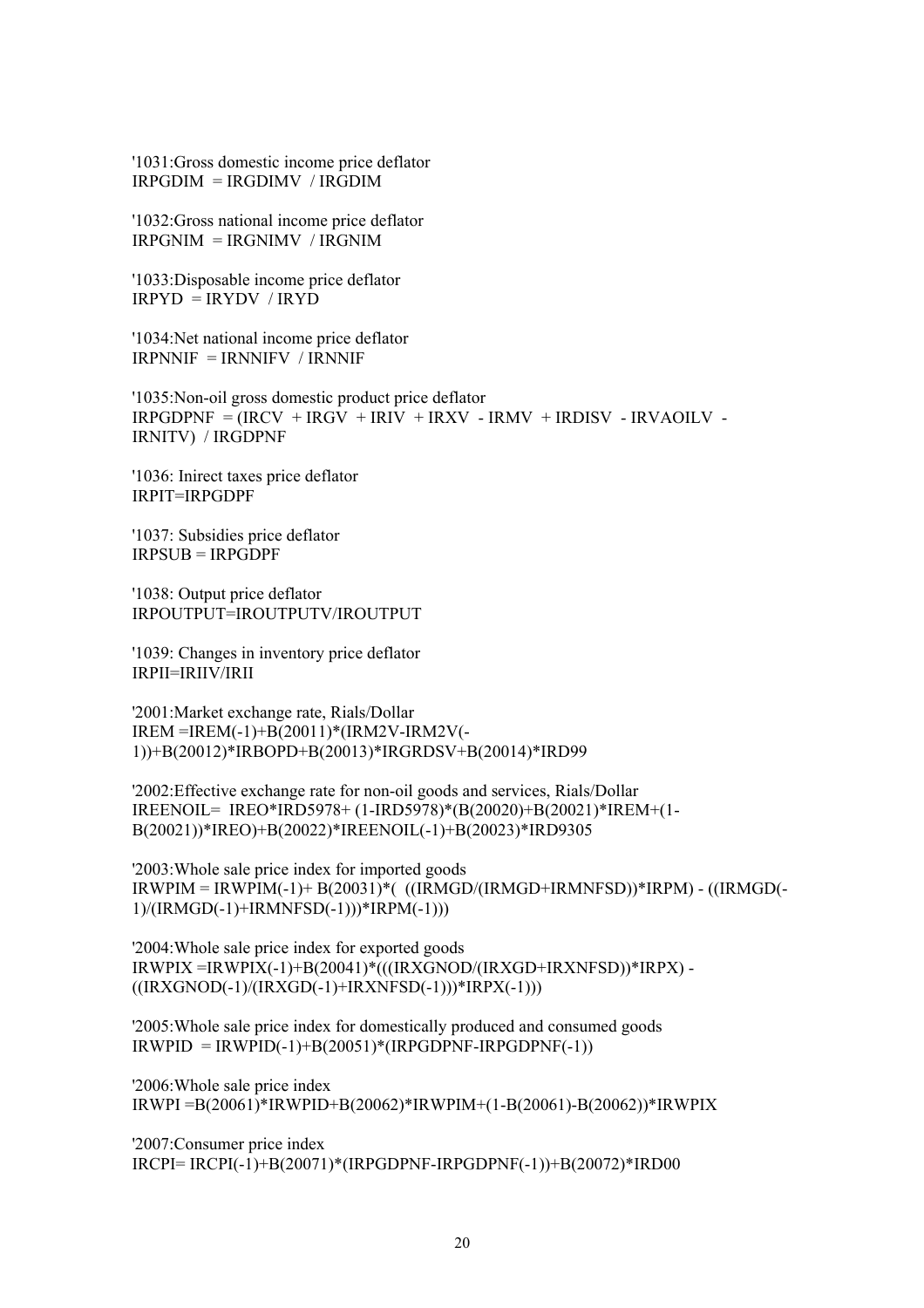'1031:Gross domestic income price deflator
IRPGDIM = IRGDIMV / IRGDIM

'1032:Gross national income price deflator
IRPGNIM = IRGNIMV / IRGNIM

'1033:Disposable income price deflator
IRPYD = IRYDV / IRYD

'1034:Net national income price deflator
IRPNNIF = IRNNIFV / IRNNIF

'1035:Non-oil gross domestic product price deflator
IRPGDPNF = (IRCV + IRGV + IRIV + IRXV - IRMV + IRDISV - IRVAOILV - IRNITV) / IRGDPNF

'1036: Inirect taxes price deflator
IRPIT=IRPGDPF

'1037: Subsidies price deflator
IRPSUB = IRPGDPF

'1038: Output price deflator
IRPOUTPUT=IROUTPUTV/IROUTPUT

'1039: Changes in inventory price deflator
IRPII=IRIIV/IRII

'2001:Market exchange rate, Rials/Dollar
IREM =IREM(-1)+B(20011)*(IRM2V-IRM2V(-1))+B(20012)*IRBOPD+B(20013)*IRGRDSV+B(20014)*IRD99

'2002:Effective exchange rate for non-oil goods and services, Rials/Dollar
IREENOIL= IREO*IRD5978+ (1-IRD5978)*(B(20020)+B(20021)*IREM+(1-B(20021))*IREO)+B(20022)*IREENOIL(-1)+B(20023)*IRD9305

'2003:Whole sale price index for imported goods
IRWPIM = IRWPIM(-1)+ B(20031)*( ((IRMGD/(IRMGD+IRMNFSD))*IRPM) - ((IRMGD(-1)/(IRMGD(-1)+IRMNFSD(-1)))*IRPM(-1)))

'2004:Whole sale price index for exported goods
IRWPIX =IRWPIX(-1)+B(20041)*(((IRXGNOD/(IRXGD+IRXNFSD))*IRPX) - ((IRXGNOD(-1)/(IRXGD(-1)+IRXNFSD(-1)))*IRPX(-1)))

'2005:Whole sale price index for domestically produced and consumed goods
IRWPID = IRWPID(-1)+B(20051)*(IRPGDPNF-IRPGDPNF(-1))

'2006:Whole sale price index
IRWPI =B(20061)*IRWPID+B(20062)*IRWPIM+(1-B(20061)-B(20062))*IRWPIX

'2007:Consumer price index
IRCPI= IRCPI(-1)+B(20071)*(IRPGDPNF-IRPGDPNF(-1))+B(20072)*IRD00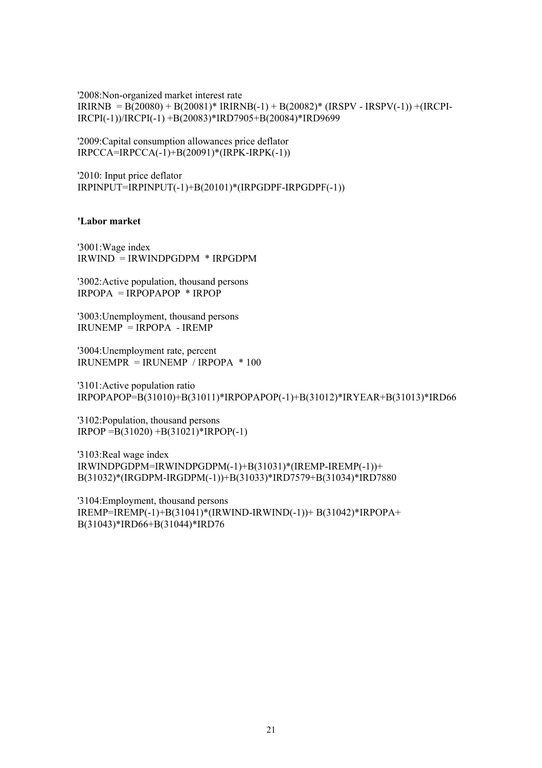'2008:Non-organized market interest rate
IRIRNB = B(20080) + B(20081)* IRIRNB(-1) + B(20082)* (IRSPV - IRSPV(-1)) +(IRCPI-IRCPI(-1))/IRCPI(-1) +B(20083)*IRD7905+B(20084)*IRD9699

'2009:Capital consumption allowances price deflator
IRPCCA=IRPCCA(-1)+B(20091)*(IRPK-IRPK(-1))

'2010: Input price deflator
IRPINPUT=IRPINPUT(-1)+B(20101)*(IRPGDPF-IRPGDPF(-1))

**'Labor market**

'3001:Wage index
IRWIND = IRWINDPGDPM * IRPGDPM

'3002:Active population, thousand persons
IRPOPA = IRPOPAPOP * IRPOP

'3003:Unemployment, thousand persons
IRUNEMP = IRPOPA - IREMP

'3004:Unemployment rate, percent
IRUNEMPR = IRUNEMP / IRPOPA * 100

'3101:Active population ratio
IRPOPAPOP=B(31010)+B(31011)*IRPOPAPOP(-1)+B(31012)*IRYEAR+B(31013)*IRD66

'3102:Population, thousand persons
IRPOP =B(31020) +B(31021)*IRPOP(-1)

'3103:Real wage index
IRWINDPGDPM=IRWINDPGDPM(-1)+B(31031)*(IREMP-IREMP(-1))+
B(31032)*(IRGDPM-IRGDPM(-1))+B(31033)*IRD7579+B(31034)*IRD7880

'3104:Employment, thousand persons
IREMP=IREMP(-1)+B(31041)*(IRWIND-IRWIND(-1))+ B(31042)*IRPOPA+
B(31043)*IRD66+B(31044)*IRD76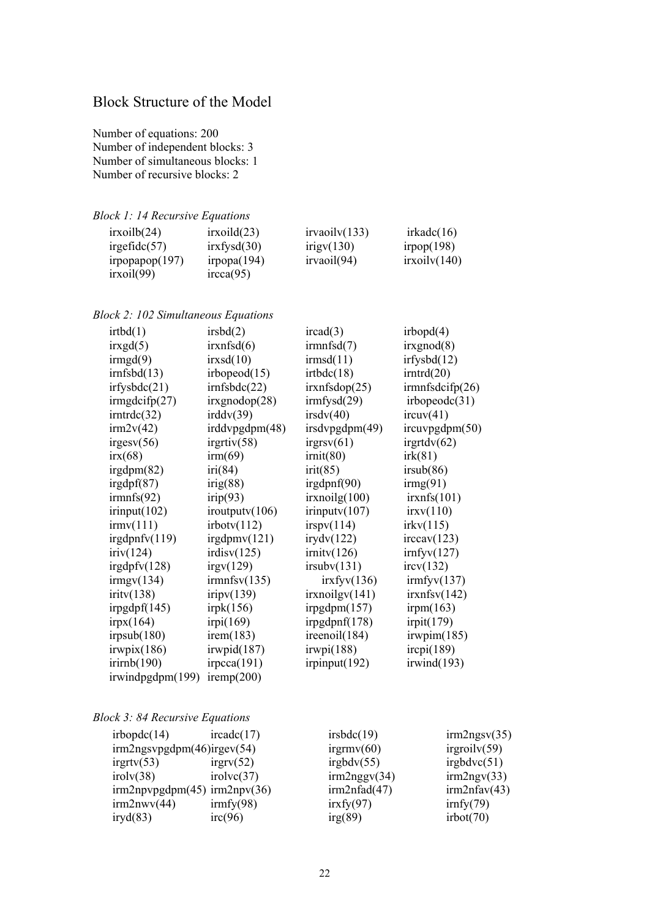## Block Structure of the Model

Number of equations: 200
Number of independent blocks: 3
Number of simultaneous blocks: 1
Number of recursive blocks: 2

*Block 1: 14 Recursive Equations*

| | | | |
|---|---|---|---|
| irxoilb(24) | irxoild(23) | irvaoilv(133) | irkadc(16) |
| irgefidc(57) | irxfysd(30) | irigv(130) | irpop(198) |
| irpopapop(197) | irpopa(194) | irvaoil(94) | irxoilv(140) |
| irxoil(99) | ircca(95) | | |

*Block 2: 102 Simultaneous Equations*

| | | | |
|---|---|---|---|
| irtbd(1) | irsbd(2) | ircad(3) | irbopd(4) |
| irxgd(5) | irxnfsd(6) | irmnfsd(7) | irxgnod(8) |
| irmgd(9) | irxsd(10) | irmsd(11) | irfysbd(12) |
| irnfsbd(13) | irbopeod(15) | irtbdc(18) | irntrd(20) |
| irfysbdc(21) | irnfsbdc(22) | irxnfsdop(25) | irmnfsdcifp(26) |
| irmgdcifp(27) | irxgnodop(28) | irmfysd(29) | irbopeodc(31) |
| irntrdc(32) | irddv(39) | irsdv(40) | ircuv(41) |
| irm2v(42) | irddvpgdpm(48) | irsdvpgdpm(49) | ircuvpgdpm(50) |
| irgesv(56) | irgrtiv(58) | irgrsv(61) | irgrtdv(62) |
| irx(68) | irm(69) | irnit(80) | irk(81) |
| irgdpm(82) | iri(84) | irit(85) | irsub(86) |
| irgdpf(87) | irig(88) | irgdpnf(90) | irmg(91) |
| irmnfs(92) | irip(93) | irxnoilg(100) | irxnfs(101) |
| irinput(102) | iroutputv(106) | irinputv(107) | irxv(110) |
| irmv(111) | irbotv(112) | irspv(114) | irkv(115) |
| irgdpnfv(119) | irgdpmv(121) | irydv(122) | irccav(123) |
| iriv(124) | irdisv(125) | irnitv(126) | irnfyv(127) |
| irgdpfv(128) | irgv(129) | irsubv(131) | ircv(132) |
| irmgv(134) | irmnfsv(135) | irxfyv(136) | irmfyv(137) |
| iritv(138) | iripv(139) | irxnoilgv(141) | irxnfsv(142) |
| irpgdpf(145) | irpk(156) | irpgdpm(157) | irpm(163) |
| irpx(164) | irpi(169) | irpgdpnf(178) | irpit(179) |
| irpsub(180) | irem(183) | ireenoil(184) | irwpim(185) |
| irwpix(186) | irwpid(187) | irwpi(188) | ircpi(189) |
| irirnb(190) | irpcca(191) | irpinput(192) | irwind(193) |
| irwindpgdpm(199) | iremp(200) | | |

*Block 3: 84 Recursive Equations*

| | | | |
|---|---|---|---|
| irbopdc(14) | ircadc(17) | irsbdc(19) | irm2ngsv(35) |
| irm2ngsvpgdpm(46) | irgev(54) | irgrmv(60) | irgroilv(59) |
| irgrtv(53) | irgrv(52) | irgbdv(55) | irgbdvc(51) |
| irolv(38) | irolvc(37) | irm2nggv(34) | irm2ngv(33) |
| irm2npvpgdpm(45) | irm2npv(36) | irm2nfad(47) | irm2nfav(43) |
| irm2nwv(44) | irmfy(98) | irxfy(97) | irnfy(79) |
| iryd(83) | irc(96) | irg(89) | irbot(70) |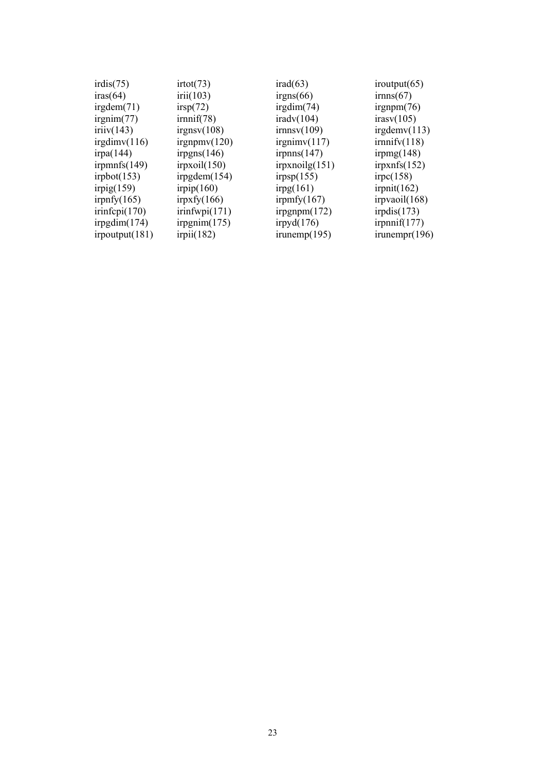| | | | |
|---|---|---|---|
| irdis(75) | irtot(73) | irad(63) | iroutput(65) |
| iras(64) | irii(103) | irgns(66) | irnns(67) |
| irgdem(71) | irsp(72) | irgdim(74) | irgnpm(76) |
| irgnim(77) | irnnif(78) | iradv(104) | irasv(105) |
| iriiv(143) | irgnsv(108) | irnnsv(109) | irgdemv(113) |
| irgdimv(116) | irgnpmv(120) | irgnimv(117) | irnnifv(118) |
| irpa(144) | irpgns(146) | irpnns(147) | irpmg(148) |
| irpmnfs(149) | irpxoil(150) | irpxnoilg(151) | irpxnfs(152) |
| irpbot(153) | irpgdem(154) | irpsp(155) | irpc(158) |
| irpig(159) | irpip(160) | irpg(161) | irpnit(162) |
| irpnfy(165) | irpxfy(166) | irpmfy(167) | irpvaoil(168) |
| irinfcpi(170) | irinfwpi(171) | irpgnpm(172) | irpdis(173) |
| irpgdim(174) | irpgnim(175) | irpyd(176) | irpnnif(177) |
| irpoutput(181) | irpii(182) | irunemp(195) | irunempr(196) |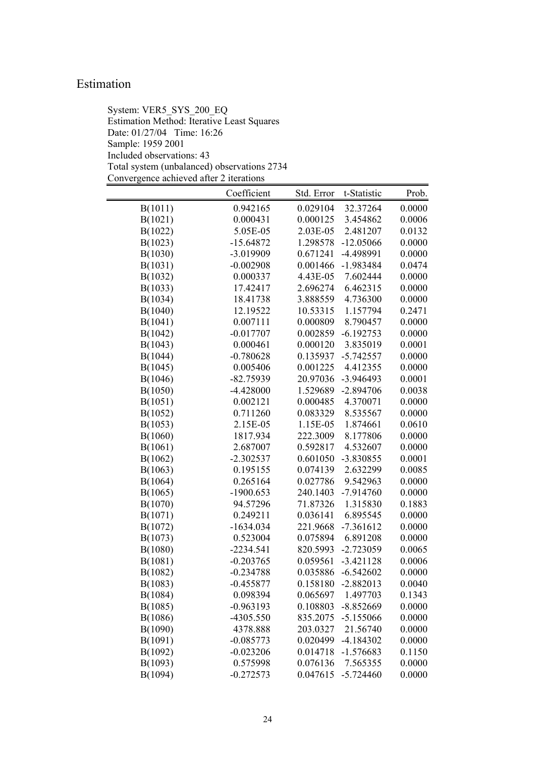# Estimation

System: VER5_SYS_200_EQ
Estimation Method: Iterative Least Squares
Date: 01/27/04 Time: 16:26
Sample: 1959 2001
Included observations: 43
Total system (unbalanced) observations 2734
Convergence achieved after 2 iterations

| | Coefficient | Std. Error | t-Statistic | Prob. |
|---|---|---|---|---|
| B(1011) | 0.942165 | 0.029104 | 32.37264 | 0.0000 |
| B(1021) | 0.000431 | 0.000125 | 3.454862 | 0.0006 |
| B(1022) | 5.05E-05 | 2.03E-05 | 2.481207 | 0.0132 |
| B(1023) | -15.64872 | 1.298578 | -12.05066 | 0.0000 |
| B(1030) | -3.019909 | 0.671241 | -4.498991 | 0.0000 |
| B(1031) | -0.002908 | 0.001466 | -1.983484 | 0.0474 |
| B(1032) | 0.000337 | 4.43E-05 | 7.602444 | 0.0000 |
| B(1033) | 17.42417 | 2.696274 | 6.462315 | 0.0000 |
| B(1034) | 18.41738 | 3.888559 | 4.736300 | 0.0000 |
| B(1040) | 12.19522 | 10.53315 | 1.157794 | 0.2471 |
| B(1041) | 0.007111 | 0.000809 | 8.790457 | 0.0000 |
| B(1042) | -0.017707 | 0.002859 | -6.192753 | 0.0000 |
| B(1043) | 0.000461 | 0.000120 | 3.835019 | 0.0001 |
| B(1044) | -0.780628 | 0.135937 | -5.742557 | 0.0000 |
| B(1045) | 0.005406 | 0.001225 | 4.412355 | 0.0000 |
| B(1046) | -82.75939 | 20.97036 | -3.946493 | 0.0001 |
| B(1050) | -4.428000 | 1.529689 | -2.894706 | 0.0038 |
| B(1051) | 0.002121 | 0.000485 | 4.370071 | 0.0000 |
| B(1052) | 0.711260 | 0.083329 | 8.535567 | 0.0000 |
| B(1053) | 2.15E-05 | 1.15E-05 | 1.874661 | 0.0610 |
| B(1060) | 1817.934 | 222.3009 | 8.177806 | 0.0000 |
| B(1061) | 2.687007 | 0.592817 | 4.532607 | 0.0000 |
| B(1062) | -2.302537 | 0.601050 | -3.830855 | 0.0001 |
| B(1063) | 0.195155 | 0.074139 | 2.632299 | 0.0085 |
| B(1064) | 0.265164 | 0.027786 | 9.542963 | 0.0000 |
| B(1065) | -1900.653 | 240.1403 | -7.914760 | 0.0000 |
| B(1070) | 94.57296 | 71.87326 | 1.315830 | 0.1883 |
| B(1071) | 0.249211 | 0.036141 | 6.895545 | 0.0000 |
| B(1072) | -1634.034 | 221.9668 | -7.361612 | 0.0000 |
| B(1073) | 0.523004 | 0.075894 | 6.891208 | 0.0000 |
| B(1080) | -2234.541 | 820.5993 | -2.723059 | 0.0065 |
| B(1081) | -0.203765 | 0.059561 | -3.421128 | 0.0006 |
| B(1082) | -0.234788 | 0.035886 | -6.542602 | 0.0000 |
| B(1083) | -0.455877 | 0.158180 | -2.882013 | 0.0040 |
| B(1084) | 0.098394 | 0.065697 | 1.497703 | 0.1343 |
| B(1085) | -0.963193 | 0.108803 | -8.852669 | 0.0000 |
| B(1086) | -4305.550 | 835.2075 | -5.155066 | 0.0000 |
| B(1090) | 4378.888 | 203.0327 | 21.56740 | 0.0000 |
| B(1091) | -0.085773 | 0.020499 | -4.184302 | 0.0000 |
| B(1092) | -0.023206 | 0.014718 | -1.576683 | 0.1150 |
| B(1093) | 0.575998 | 0.076136 | 7.565355 | 0.0000 |
| B(1094) | -0.272573 | 0.047615 | -5.724460 | 0.0000 |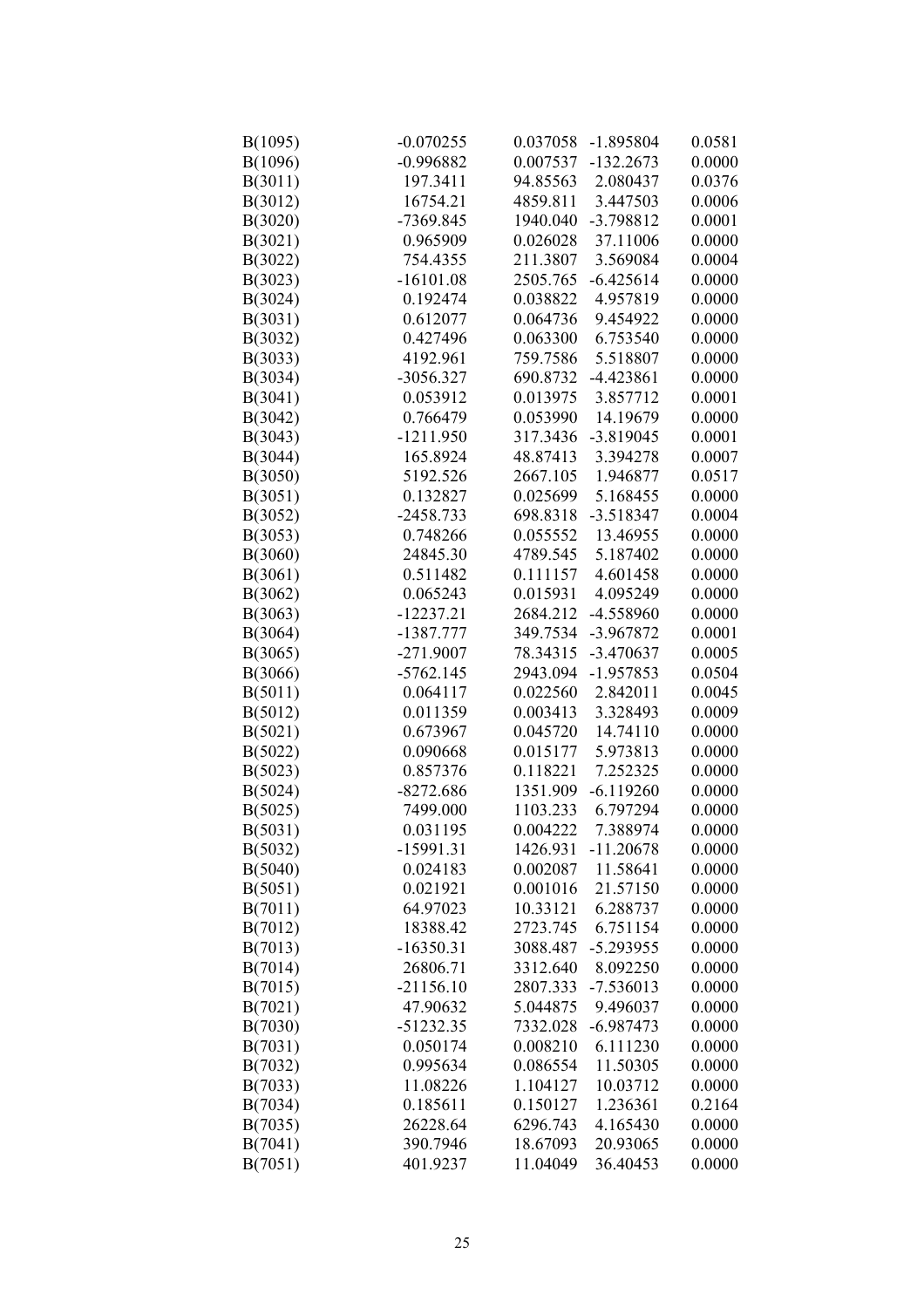| | | | | |
|---|---|---|---|---|
| B(1095) | -0.070255 | 0.037058 | -1.895804 | 0.0581 |
| B(1096) | -0.996882 | 0.007537 | -132.2673 | 0.0000 |
| B(3011) | 197.3411 | 94.85563 | 2.080437 | 0.0376 |
| B(3012) | 16754.21 | 4859.811 | 3.447503 | 0.0006 |
| B(3020) | -7369.845 | 1940.040 | -3.798812 | 0.0001 |
| B(3021) | 0.965909 | 0.026028 | 37.11006 | 0.0000 |
| B(3022) | 754.4355 | 211.3807 | 3.569084 | 0.0004 |
| B(3023) | -16101.08 | 2505.765 | -6.425614 | 0.0000 |
| B(3024) | 0.192474 | 0.038822 | 4.957819 | 0.0000 |
| B(3031) | 0.612077 | 0.064736 | 9.454922 | 0.0000 |
| B(3032) | 0.427496 | 0.063300 | 6.753540 | 0.0000 |
| B(3033) | 4192.961 | 759.7586 | 5.518807 | 0.0000 |
| B(3034) | -3056.327 | 690.8732 | -4.423861 | 0.0000 |
| B(3041) | 0.053912 | 0.013975 | 3.857712 | 0.0001 |
| B(3042) | 0.766479 | 0.053990 | 14.19679 | 0.0000 |
| B(3043) | -1211.950 | 317.3436 | -3.819045 | 0.0001 |
| B(3044) | 165.8924 | 48.87413 | 3.394278 | 0.0007 |
| B(3050) | 5192.526 | 2667.105 | 1.946877 | 0.0517 |
| B(3051) | 0.132827 | 0.025699 | 5.168455 | 0.0000 |
| B(3052) | -2458.733 | 698.8318 | -3.518347 | 0.0004 |
| B(3053) | 0.748266 | 0.055552 | 13.46955 | 0.0000 |
| B(3060) | 24845.30 | 4789.545 | 5.187402 | 0.0000 |
| B(3061) | 0.511482 | 0.111157 | 4.601458 | 0.0000 |
| B(3062) | 0.065243 | 0.015931 | 4.095249 | 0.0000 |
| B(3063) | -12237.21 | 2684.212 | -4.558960 | 0.0000 |
| B(3064) | -1387.777 | 349.7534 | -3.967872 | 0.0001 |
| B(3065) | -271.9007 | 78.34315 | -3.470637 | 0.0005 |
| B(3066) | -5762.145 | 2943.094 | -1.957853 | 0.0504 |
| B(5011) | 0.064117 | 0.022560 | 2.842011 | 0.0045 |
| B(5012) | 0.011359 | 0.003413 | 3.328493 | 0.0009 |
| B(5021) | 0.673967 | 0.045720 | 14.74110 | 0.0000 |
| B(5022) | 0.090668 | 0.015177 | 5.973813 | 0.0000 |
| B(5023) | 0.857376 | 0.118221 | 7.252325 | 0.0000 |
| B(5024) | -8272.686 | 1351.909 | -6.119260 | 0.0000 |
| B(5025) | 7499.000 | 1103.233 | 6.797294 | 0.0000 |
| B(5031) | 0.031195 | 0.004222 | 7.388974 | 0.0000 |
| B(5032) | -15991.31 | 1426.931 | -11.20678 | 0.0000 |
| B(5040) | 0.024183 | 0.002087 | 11.58641 | 0.0000 |
| B(5051) | 0.021921 | 0.001016 | 21.57150 | 0.0000 |
| B(7011) | 64.97023 | 10.33121 | 6.288737 | 0.0000 |
| B(7012) | 18388.42 | 2723.745 | 6.751154 | 0.0000 |
| B(7013) | -16350.31 | 3088.487 | -5.293955 | 0.0000 |
| B(7014) | 26806.71 | 3312.640 | 8.092250 | 0.0000 |
| B(7015) | -21156.10 | 2807.333 | -7.536013 | 0.0000 |
| B(7021) | 47.90632 | 5.044875 | 9.496037 | 0.0000 |
| B(7030) | -51232.35 | 7332.028 | -6.987473 | 0.0000 |
| B(7031) | 0.050174 | 0.008210 | 6.111230 | 0.0000 |
| B(7032) | 0.995634 | 0.086554 | 11.50305 | 0.0000 |
| B(7033) | 11.08226 | 1.104127 | 10.03712 | 0.0000 |
| B(7034) | 0.185611 | 0.150127 | 1.236361 | 0.2164 |
| B(7035) | 26228.64 | 6296.743 | 4.165430 | 0.0000 |
| B(7041) | 390.7946 | 18.67093 | 20.93065 | 0.0000 |
| B(7051) | 401.9237 | 11.04049 | 36.40453 | 0.0000 |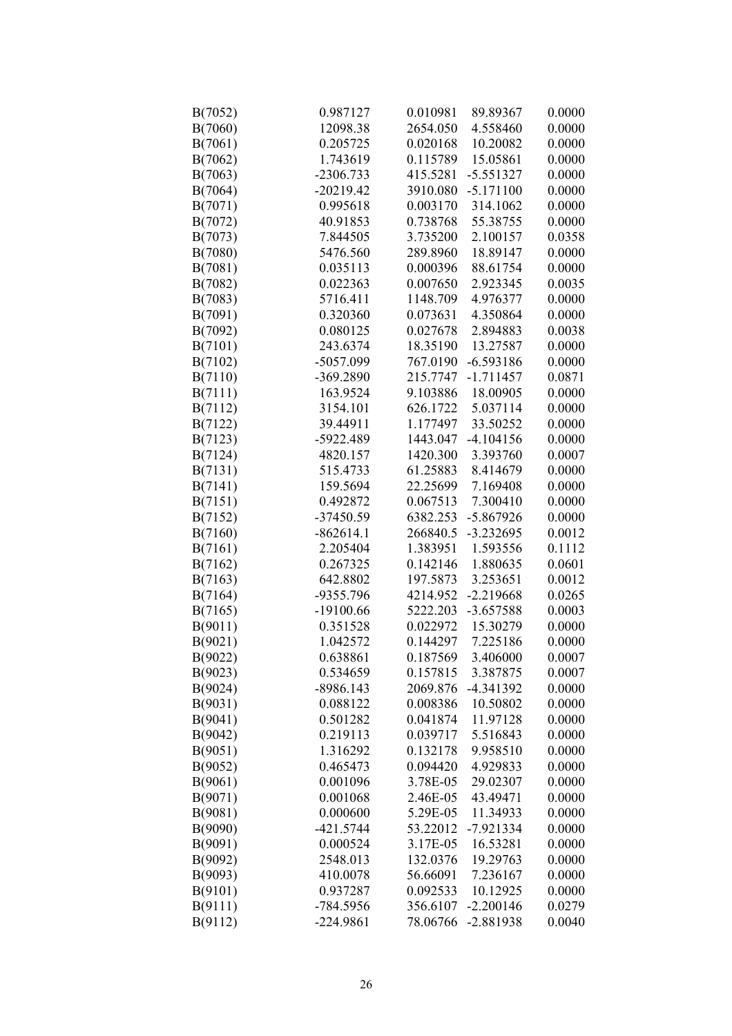| | | | | |
|---|---|---|---|---|
| B(7052) | 0.987127 | 0.010981 | 89.89367 | 0.0000 |
| B(7060) | 12098.38 | 2654.050 | 4.558460 | 0.0000 |
| B(7061) | 0.205725 | 0.020168 | 10.20082 | 0.0000 |
| B(7062) | 1.743619 | 0.115789 | 15.05861 | 0.0000 |
| B(7063) | -2306.733 | 415.5281 | -5.551327 | 0.0000 |
| B(7064) | -20219.42 | 3910.080 | -5.171100 | 0.0000 |
| B(7071) | 0.995618 | 0.003170 | 314.1062 | 0.0000 |
| B(7072) | 40.91853 | 0.738768 | 55.38755 | 0.0000 |
| B(7073) | 7.844505 | 3.735200 | 2.100157 | 0.0358 |
| B(7080) | 5476.560 | 289.8960 | 18.89147 | 0.0000 |
| B(7081) | 0.035113 | 0.000396 | 88.61754 | 0.0000 |
| B(7082) | 0.022363 | 0.007650 | 2.923345 | 0.0035 |
| B(7083) | 5716.411 | 1148.709 | 4.976377 | 0.0000 |
| B(7091) | 0.320360 | 0.073631 | 4.350864 | 0.0000 |
| B(7092) | 0.080125 | 0.027678 | 2.894883 | 0.0038 |
| B(7101) | 243.6374 | 18.35190 | 13.27587 | 0.0000 |
| B(7102) | -5057.099 | 767.0190 | -6.593186 | 0.0000 |
| B(7110) | -369.2890 | 215.7747 | -1.711457 | 0.0871 |
| B(7111) | 163.9524 | 9.103886 | 18.00905 | 0.0000 |
| B(7112) | 3154.101 | 626.1722 | 5.037114 | 0.0000 |
| B(7122) | 39.44911 | 1.177497 | 33.50252 | 0.0000 |
| B(7123) | -5922.489 | 1443.047 | -4.104156 | 0.0000 |
| B(7124) | 4820.157 | 1420.300 | 3.393760 | 0.0007 |
| B(7131) | 515.4733 | 61.25883 | 8.414679 | 0.0000 |
| B(7141) | 159.5694 | 22.25699 | 7.169408 | 0.0000 |
| B(7151) | 0.492872 | 0.067513 | 7.300410 | 0.0000 |
| B(7152) | -37450.59 | 6382.253 | -5.867926 | 0.0000 |
| B(7160) | -862614.1 | 266840.5 | -3.232695 | 0.0012 |
| B(7161) | 2.205404 | 1.383951 | 1.593556 | 0.1112 |
| B(7162) | 0.267325 | 0.142146 | 1.880635 | 0.0601 |
| B(7163) | 642.8802 | 197.5873 | 3.253651 | 0.0012 |
| B(7164) | -9355.796 | 4214.952 | -2.219668 | 0.0265 |
| B(7165) | -19100.66 | 5222.203 | -3.657588 | 0.0003 |
| B(9011) | 0.351528 | 0.022972 | 15.30279 | 0.0000 |
| B(9021) | 1.042572 | 0.144297 | 7.225186 | 0.0000 |
| B(9022) | 0.638861 | 0.187569 | 3.406000 | 0.0007 |
| B(9023) | 0.534659 | 0.157815 | 3.387875 | 0.0007 |
| B(9024) | -8986.143 | 2069.876 | -4.341392 | 0.0000 |
| B(9031) | 0.088122 | 0.008386 | 10.50802 | 0.0000 |
| B(9041) | 0.501282 | 0.041874 | 11.97128 | 0.0000 |
| B(9042) | 0.219113 | 0.039717 | 5.516843 | 0.0000 |
| B(9051) | 1.316292 | 0.132178 | 9.958510 | 0.0000 |
| B(9052) | 0.465473 | 0.094420 | 4.929833 | 0.0000 |
| B(9061) | 0.001096 | 3.78E-05 | 29.02307 | 0.0000 |
| B(9071) | 0.001068 | 2.46E-05 | 43.49471 | 0.0000 |
| B(9081) | 0.000600 | 5.29E-05 | 11.34933 | 0.0000 |
| B(9090) | -421.5744 | 53.22012 | -7.921334 | 0.0000 |
| B(9091) | 0.000524 | 3.17E-05 | 16.53281 | 0.0000 |
| B(9092) | 2548.013 | 132.0376 | 19.29763 | 0.0000 |
| B(9093) | 410.0078 | 56.66091 | 7.236167 | 0.0000 |
| B(9101) | 0.937287 | 0.092533 | 10.12925 | 0.0000 |
| B(9111) | -784.5956 | 356.6107 | -2.200146 | 0.0279 |
| B(9112) | -224.9861 | 78.06766 | -2.881938 | 0.0040 |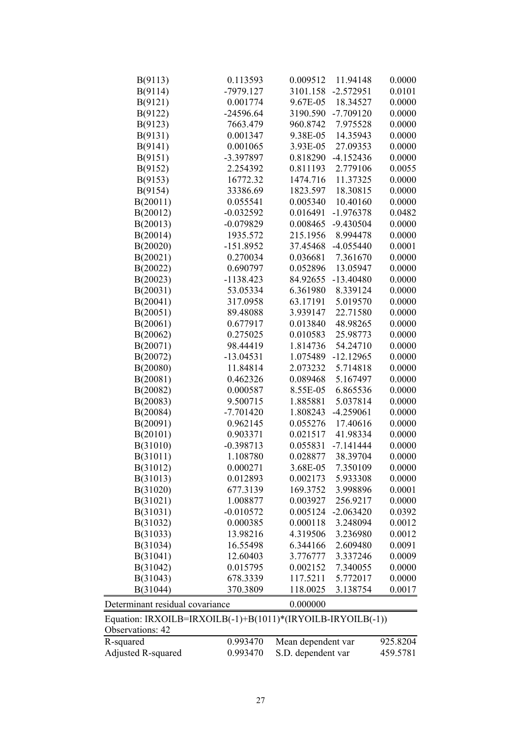| | | | | |
|---|---|---|---|---|
| B(9113) | 0.113593 | 0.009512 | 11.94148 | 0.0000 |
| B(9114) | -7979.127 | 3101.158 | -2.572951 | 0.0101 |
| B(9121) | 0.001774 | 9.67E-05 | 18.34527 | 0.0000 |
| B(9122) | -24596.64 | 3190.590 | -7.709120 | 0.0000 |
| B(9123) | 7663.479 | 960.8742 | 7.975528 | 0.0000 |
| B(9131) | 0.001347 | 9.38E-05 | 14.35943 | 0.0000 |
| B(9141) | 0.001065 | 3.93E-05 | 27.09353 | 0.0000 |
| B(9151) | -3.397897 | 0.818290 | -4.152436 | 0.0000 |
| B(9152) | 2.254392 | 0.811193 | 2.779106 | 0.0055 |
| B(9153) | 16772.32 | 1474.716 | 11.37325 | 0.0000 |
| B(9154) | 33386.69 | 1823.597 | 18.30815 | 0.0000 |
| B(20011) | 0.055541 | 0.005340 | 10.40160 | 0.0000 |
| B(20012) | -0.032592 | 0.016491 | -1.976378 | 0.0482 |
| B(20013) | -0.079829 | 0.008465 | -9.430504 | 0.0000 |
| B(20014) | 1935.572 | 215.1956 | 8.994478 | 0.0000 |
| B(20020) | -151.8952 | 37.45468 | -4.055440 | 0.0001 |
| B(20021) | 0.270034 | 0.036681 | 7.361670 | 0.0000 |
| B(20022) | 0.690797 | 0.052896 | 13.05947 | 0.0000 |
| B(20023) | -1138.423 | 84.92655 | -13.40480 | 0.0000 |
| B(20031) | 53.05334 | 6.361980 | 8.339124 | 0.0000 |
| B(20041) | 317.0958 | 63.17191 | 5.019570 | 0.0000 |
| B(20051) | 89.48088 | 3.939147 | 22.71580 | 0.0000 |
| B(20061) | 0.677917 | 0.013840 | 48.98265 | 0.0000 |
| B(20062) | 0.275025 | 0.010583 | 25.98773 | 0.0000 |
| B(20071) | 98.44419 | 1.814736 | 54.24710 | 0.0000 |
| B(20072) | -13.04531 | 1.075489 | -12.12965 | 0.0000 |
| B(20080) | 11.84814 | 2.073232 | 5.714818 | 0.0000 |
| B(20081) | 0.462326 | 0.089468 | 5.167497 | 0.0000 |
| B(20082) | 0.000587 | 8.55E-05 | 6.865536 | 0.0000 |
| B(20083) | 9.500715 | 1.885881 | 5.037814 | 0.0000 |
| B(20084) | -7.701420 | 1.808243 | -4.259061 | 0.0000 |
| B(20091) | 0.962145 | 0.055276 | 17.40616 | 0.0000 |
| B(20101) | 0.903371 | 0.021517 | 41.98334 | 0.0000 |
| B(31010) | -0.398713 | 0.055831 | -7.141444 | 0.0000 |
| B(31011) | 1.108780 | 0.028877 | 38.39704 | 0.0000 |
| B(31012) | 0.000271 | 3.68E-05 | 7.350109 | 0.0000 |
| B(31013) | 0.012893 | 0.002173 | 5.933308 | 0.0000 |
| B(31020) | 677.3139 | 169.3752 | 3.998896 | 0.0001 |
| B(31021) | 1.008877 | 0.003927 | 256.9217 | 0.0000 |
| B(31031) | -0.010572 | 0.005124 | -2.063420 | 0.0392 |
| B(31032) | 0.000385 | 0.000118 | 3.248094 | 0.0012 |
| B(31033) | 13.98216 | 4.319506 | 3.236980 | 0.0012 |
| B(31034) | 16.55498 | 6.344166 | 2.609480 | 0.0091 |
| B(31041) | 12.60403 | 3.776777 | 3.337246 | 0.0009 |
| B(31042) | 0.015795 | 0.002152 | 7.340055 | 0.0000 |
| B(31043) | 678.3339 | 117.5211 | 5.772017 | 0.0000 |
| B(31044) | 370.3809 | 118.0025 | 3.138754 | 0.0017 |

Determinant residual covariance 0.000000

Equation: IRXOILB=IRXOILB(-1)+B(1011)*(IRYOILB-IRYOILB(-1))
Observations: 42

| | | | |
|---|---|---|---|
| R-squared | 0.993470 | Mean dependent var | 925.8204 |
| Adjusted R-squared | 0.993470 | S.D. dependent var | 459.5781 |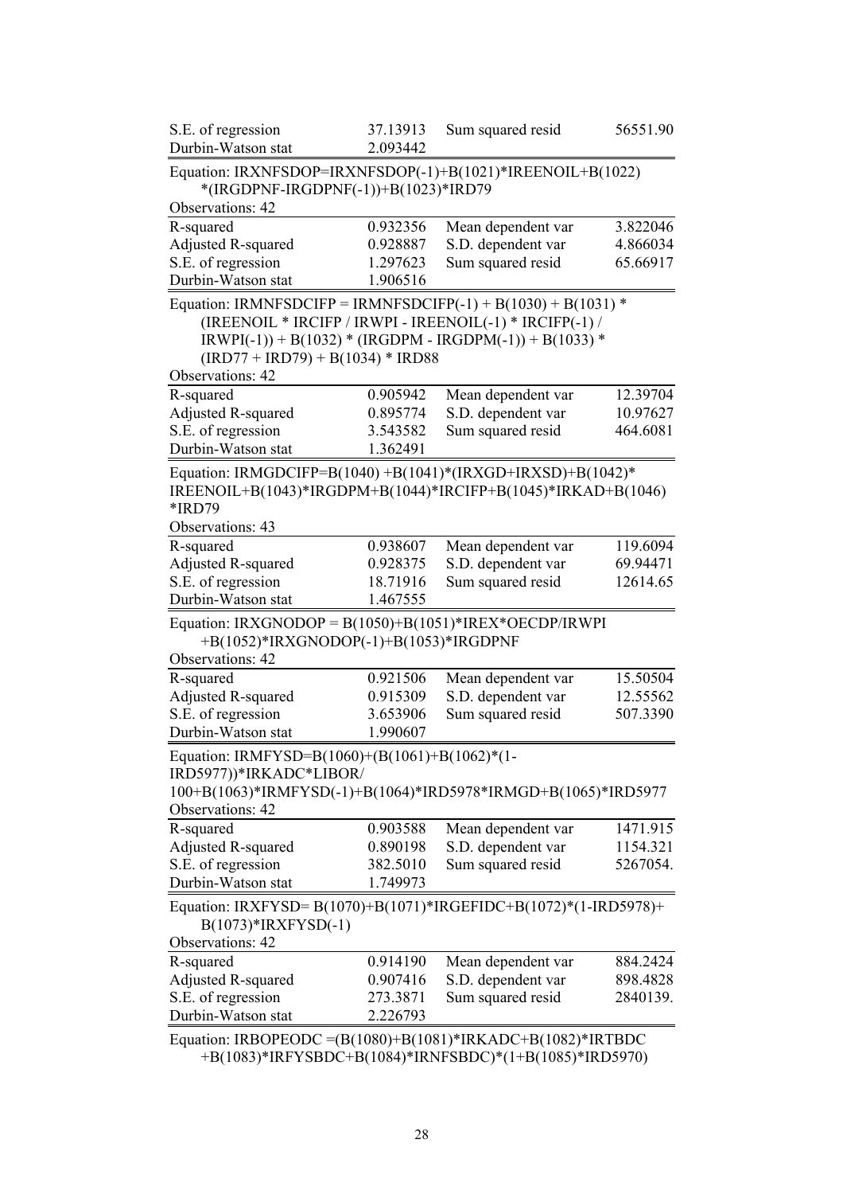| | | | |
|---|---|---|---|
| S.E. of regression | 37.13913 | Sum squared resid | 56551.90 |
| Durbin-Watson stat | 2.093442 | | |

Equation: IRXNFSDOP=IRXNFSDOP(-1)+B(1021)*IREENOIL+B(1022)*(IRGDPNF-IRGDPNF(-1))+B(1023)*IRD79

Observations: 42

| | | | |
|---|---|---|---|
| R-squared | 0.932356 | Mean dependent var | 3.822046 |
| Adjusted R-squared | 0.928887 | S.D. dependent var | 4.866034 |
| S.E. of regression | 1.297623 | Sum squared resid | 65.66917 |
| Durbin-Watson stat | 1.906516 | | |

Equation: IRMNFSDCIFP = IRMNFSDCIFP(-1) + B(1030) + B(1031) * (IREENOIL * IRCIFP / IRWPI - IREENOIL(-1) * IRCIFP(-1) / IRWPI(-1)) + B(1032) * (IRGDPM - IRGDPM(-1)) + B(1033) * (IRD77 + IRD79) + B(1034) * IRD88

Observations: 42

| | | | |
|---|---|---|---|
| R-squared | 0.905942 | Mean dependent var | 12.39704 |
| Adjusted R-squared | 0.895774 | S.D. dependent var | 10.97627 |
| S.E. of regression | 3.543582 | Sum squared resid | 464.6081 |
| Durbin-Watson stat | 1.362491 | | |

Equation: IRMGDCIFP=B(1040) +B(1041)*(IRXGD+IRXSD)+B(1042)*IREENOIL+B(1043)*IRGDPM+B(1044)*IRCIFP+B(1045)*IRKAD+B(1046)*IRD79

Observations: 43

| | | | |
|---|---|---|---|
| R-squared | 0.938607 | Mean dependent var | 119.6094 |
| Adjusted R-squared | 0.928375 | S.D. dependent var | 69.94471 |
| S.E. of regression | 18.71916 | Sum squared resid | 12614.65 |
| Durbin-Watson stat | 1.467555 | | |

Equation: IRXGNODOP = B(1050)+B(1051)*IREX*OECDP/IRWPI +B(1052)*IRXGNODOP(-1)+B(1053)*IRGDPNF

Observations: 42

| | | | |
|---|---|---|---|
| R-squared | 0.921506 | Mean dependent var | 15.50504 |
| Adjusted R-squared | 0.915309 | S.D. dependent var | 12.55562 |
| S.E. of regression | 3.653906 | Sum squared resid | 507.3390 |
| Durbin-Watson stat | 1.990607 | | |

Equation: IRMFYSD=B(1060)+(B(1061)+B(1062)*(1-IRD5977))*IRKADC*LIBOR/100+B(1063)*IRMFYSD(-1)+B(1064)*IRD5978*IRMGD+B(1065)*IRD5977

Observations: 42

| | | | |
|---|---|---|---|
| R-squared | 0.903588 | Mean dependent var | 1471.915 |
| Adjusted R-squared | 0.890198 | S.D. dependent var | 1154.321 |
| S.E. of regression | 382.5010 | Sum squared resid | 5267054. |
| Durbin-Watson stat | 1.749973 | | |

Equation: IRXFYSD= B(1070)+B(1071)*IRGEFIDC+B(1072)*(1-IRD5978)+B(1073)*IRXFYSD(-1)

Observations: 42

| | | | |
|---|---|---|---|
| R-squared | 0.914190 | Mean dependent var | 884.2424 |
| Adjusted R-squared | 0.907416 | S.D. dependent var | 898.4828 |
| S.E. of regression | 273.3871 | Sum squared resid | 2840139. |
| Durbin-Watson stat | 2.226793 | | |

Equation: IRBOPEODC =(B(1080)+B(1081)*IRKADC+B(1082)*IRTBDC +B(1083)*IRFYSBDC+B(1084)*IRNFSBDC)*(1+B(1085)*IRD5970)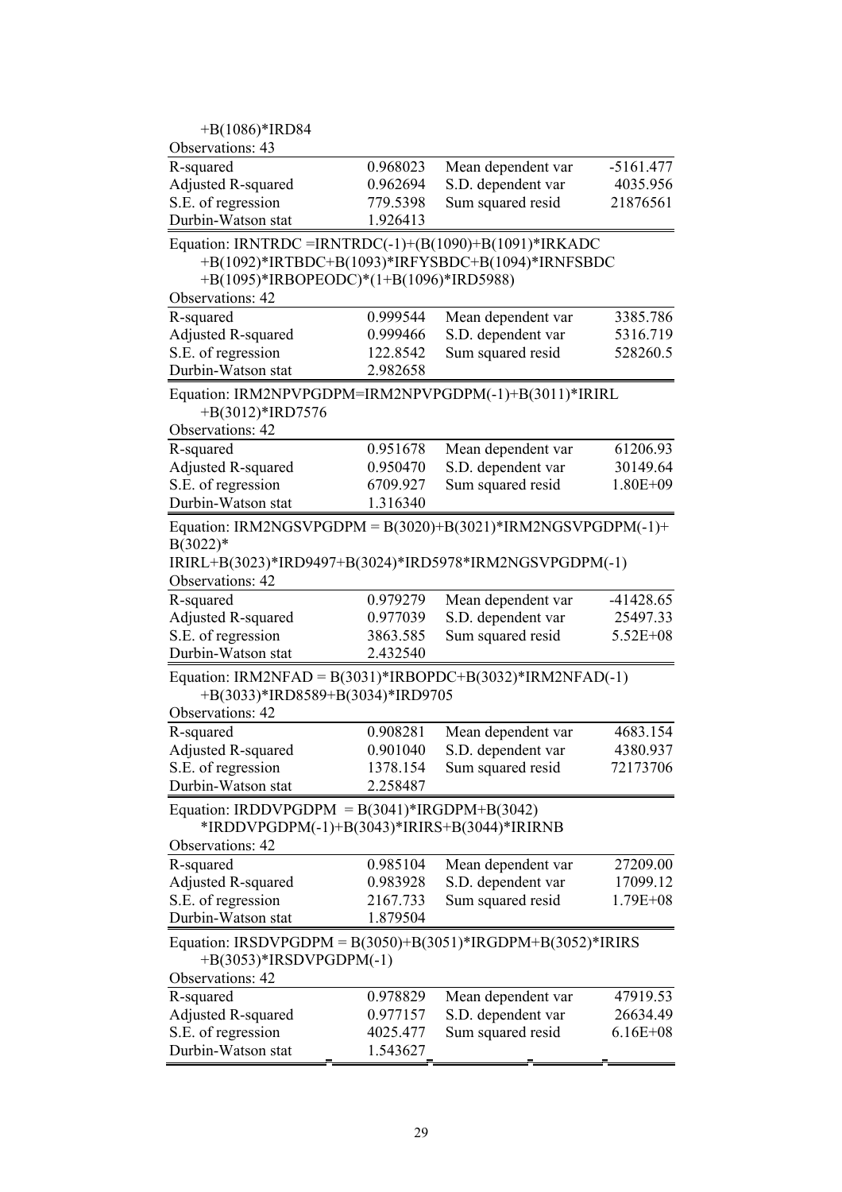+B(1086)*IRD84

Observations: 43

| | | | |
|---|---|---|---|
| R-squared | 0.968023 | Mean dependent var | -5161.477 |
| Adjusted R-squared | 0.962694 | S.D. dependent var | 4035.956 |
| S.E. of regression | 779.5398 | Sum squared resid | 21876561 |
| Durbin-Watson stat | 1.926413 | | |

Equation: IRNTRDC =IRNTRDC(-1)+(B(1090)+B(1091)*IRKADC +B(1092)*IRTBDC+B(1093)*IRFYSBDC+B(1094)*IRNFSBDC +B(1095)*IRBOPEODC)*(1+B(1096)*IRD5988)

Observations: 42

| | | | |
|---|---|---|---|
| R-squared | 0.999544 | Mean dependent var | 3385.786 |
| Adjusted R-squared | 0.999466 | S.D. dependent var | 5316.719 |
| S.E. of regression | 122.8542 | Sum squared resid | 528260.5 |
| Durbin-Watson stat | 2.982658 | | |

Equation: IRM2NPVPGDPM=IRM2NPVPGDPM(-1)+B(3011)*IRIRL +B(3012)*IRD7576

Observations: 42

| | | | |
|---|---|---|---|
| R-squared | 0.951678 | Mean dependent var | 61206.93 |
| Adjusted R-squared | 0.950470 | S.D. dependent var | 30149.64 |
| S.E. of regression | 6709.927 | Sum squared resid | 1.80E+09 |
| Durbin-Watson stat | 1.316340 | | |

Equation: IRM2NGSVPGDPM = B(3020)+B(3021)*IRM2NGSVPGDPM(-1)+ B(3022)* IRIRL+B(3023)*IRD9497+B(3024)*IRD5978*IRM2NGSVPGDPM(-1)

Observations: 42

| | | | |
|---|---|---|---|
| R-squared | 0.979279 | Mean dependent var | -41428.65 |
| Adjusted R-squared | 0.977039 | S.D. dependent var | 25497.33 |
| S.E. of regression | 3863.585 | Sum squared resid | 5.52E+08 |
| Durbin-Watson stat | 2.432540 | | |

Equation: IRM2NFAD = B(3031)*IRBOPDC+B(3032)*IRM2NFAD(-1) +B(3033)*IRD8589+B(3034)*IRD9705

Observations: 42

| | | | |
|---|---|---|---|
| R-squared | 0.908281 | Mean dependent var | 4683.154 |
| Adjusted R-squared | 0.901040 | S.D. dependent var | 4380.937 |
| S.E. of regression | 1378.154 | Sum squared resid | 72173706 |
| Durbin-Watson stat | 2.258487 | | |

Equation: IRDDVPGDPM = B(3041)*IRGDPM+B(3042) *IRDDVPGDPM(-1)+B(3043)*IRIRS+B(3044)*IRIRNB

Observations: 42

| | | | |
|---|---|---|---|
| R-squared | 0.985104 | Mean dependent var | 27209.00 |
| Adjusted R-squared | 0.983928 | S.D. dependent var | 17099.12 |
| S.E. of regression | 2167.733 | Sum squared resid | 1.79E+08 |
| Durbin-Watson stat | 1.879504 | | |

Equation: IRSDVPGDPM = B(3050)+B(3051)*IRGDPM+B(3052)*IRIRS +B(3053)*IRSDVPGDPM(-1)

Observations: 42

| | | | |
|---|---|---|---|
| R-squared | 0.978829 | Mean dependent var | 47919.53 |
| Adjusted R-squared | 0.977157 | S.D. dependent var | 26634.49 |
| S.E. of regression | 4025.477 | Sum squared resid | 6.16E+08 |
| Durbin-Watson stat | 1.543627 | | |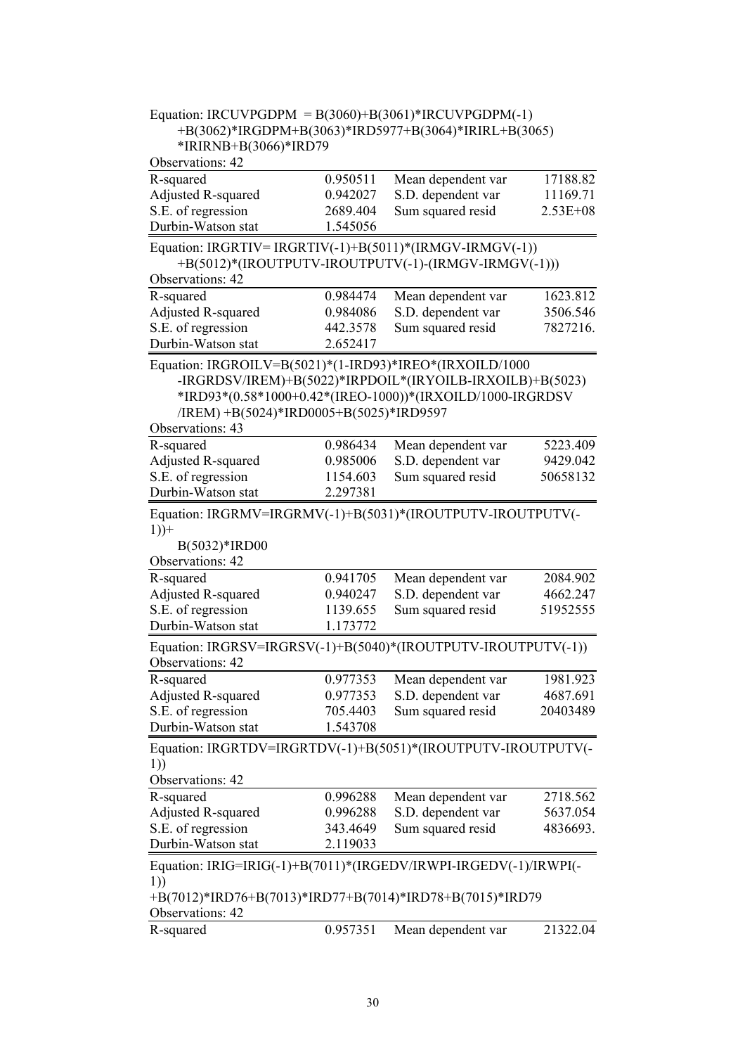Equation: IRCUVPGDPM = B(3060)+B(3061)*IRCUVPGDPM(-1)
+B(3062)*IRGDPM+B(3063)*IRD5977+B(3064)*IRIRL+B(3065)
*IRIRNB+B(3066)*IRD79

Observations: 42

| | | | |
|---|---|---|---|
| R-squared | 0.950511 | Mean dependent var | 17188.82 |
| Adjusted R-squared | 0.942027 | S.D. dependent var | 11169.71 |
| S.E. of regression | 2689.404 | Sum squared resid | 2.53E+08 |
| Durbin-Watson stat | 1.545056 | | |

Equation: IRGRTIV= IRGRTIV(-1)+B(5011)*(IRMGV-IRMGV(-1))
+B(5012)*(IROUTPUTV-IROUTPUTV(-1)-(IRMGV-IRMGV(-1)))

Observations: 42

| | | | |
|---|---|---|---|
| R-squared | 0.984474 | Mean dependent var | 1623.812 |
| Adjusted R-squared | 0.984086 | S.D. dependent var | 3506.546 |
| S.E. of regression | 442.3578 | Sum squared resid | 7827216. |
| Durbin-Watson stat | 2.652417 | | |

Equation: IRGROILV=B(5021)*(1-IRD93)*IREO*(IRXOILD/1000
-IRGRDSV/IREM)+B(5022)*IRPDOIL*(IRYOILB-IRXOILB)+B(5023)
*IRD93*(0.58*1000+0.42*(IREO-1000))*(IRXOILD/1000-IRGRDSV
/IREM) +B(5024)*IRD0005+B(5025)*IRD9597

Observations: 43

| | | | |
|---|---|---|---|
| R-squared | 0.986434 | Mean dependent var | 5223.409 |
| Adjusted R-squared | 0.985006 | S.D. dependent var | 9429.042 |
| S.E. of regression | 1154.603 | Sum squared resid | 50658132 |
| Durbin-Watson stat | 2.297381 | | |

Equation: IRGRMV=IRGRMV(-1)+B(5031)*(IROUTPUTV-IROUTPUTV(-1))+
B(5032)*IRD00

Observations: 42

| | | | |
|---|---|---|---|
| R-squared | 0.941705 | Mean dependent var | 2084.902 |
| Adjusted R-squared | 0.940247 | S.D. dependent var | 4662.247 |
| S.E. of regression | 1139.655 | Sum squared resid | 51952555 |
| Durbin-Watson stat | 1.173772 | | |

Equation: IRGRSV=IRGRSV(-1)+B(5040)*(IROUTPUTV-IROUTPUTV(-1))

Observations: 42

| | | | |
|---|---|---|---|
| R-squared | 0.977353 | Mean dependent var | 1981.923 |
| Adjusted R-squared | 0.977353 | S.D. dependent var | 4687.691 |
| S.E. of regression | 705.4403 | Sum squared resid | 20403489 |
| Durbin-Watson stat | 1.543708 | | |

Equation: IRGRTDV=IRGRTDV(-1)+B(5051)*(IROUTPUTV-IROUTPUTV(-1))

Observations: 42

| | | | |
|---|---|---|---|
| R-squared | 0.996288 | Mean dependent var | 2718.562 |
| Adjusted R-squared | 0.996288 | S.D. dependent var | 5637.054 |
| S.E. of regression | 343.4649 | Sum squared resid | 4836693. |
| Durbin-Watson stat | 2.119033 | | |

Equation: IRIG=IRIG(-1)+B(7011)*(IRGEDV/IRWPI-IRGEDV(-1)/IRWPI(-1))
+B(7012)*IRD76+B(7013)*IRD77+B(7014)*IRD78+B(7015)*IRD79

Observations: 42

| | | | |
|---|---|---|---|
| R-squared | 0.957351 | Mean dependent var | 21322.04 |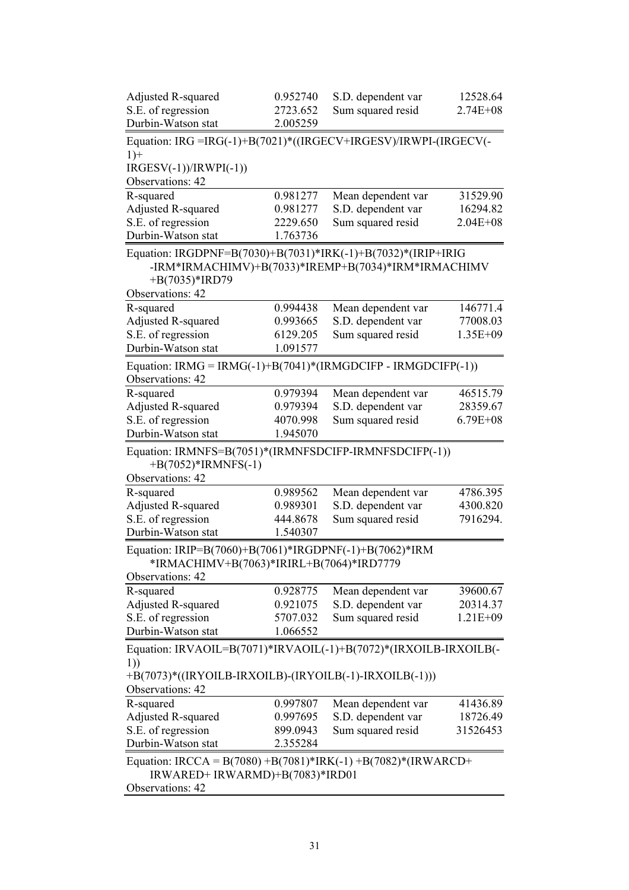| | | | |
|---|---|---|---|
| Adjusted R-squared | 0.952740 | S.D. dependent var | 12528.64 |
| S.E. of regression | 2723.652 | Sum squared resid | 2.74E+08 |
| Durbin-Watson stat | 2.005259 | | |

Equation: IRG =IRG(-1)+B(7021)*((IRGECV+IRGESV)/IRWPI-(IRGECV(-1)+
IRGESV(-1))/IRWPI(-1))
Observations: 42

| | | | |
|---|---|---|---|
| R-squared | 0.981277 | Mean dependent var | 31529.90 |
| Adjusted R-squared | 0.981277 | S.D. dependent var | 16294.82 |
| S.E. of regression | 2229.650 | Sum squared resid | 2.04E+08 |
| Durbin-Watson stat | 1.763736 | | |

Equation: IRGDPNF=B(7030)+B(7031)*IRK(-1)+B(7032)*(IRIP+IRIG
-IRM*IRMACHIMV)+B(7033)*IREMP+B(7034)*IRM*IRMACHIMV
+B(7035)*IRD79
Observations: 42

| | | | |
|---|---|---|---|
| R-squared | 0.994438 | Mean dependent var | 146771.4 |
| Adjusted R-squared | 0.993665 | S.D. dependent var | 77008.03 |
| S.E. of regression | 6129.205 | Sum squared resid | 1.35E+09 |
| Durbin-Watson stat | 1.091577 | | |

Equation: IRMG = IRMG(-1)+B(7041)*(IRMGDCIFP - IRMGDCIFP(-1))
Observations: 42

| | | | |
|---|---|---|---|
| R-squared | 0.979394 | Mean dependent var | 46515.79 |
| Adjusted R-squared | 0.979394 | S.D. dependent var | 28359.67 |
| S.E. of regression | 4070.998 | Sum squared resid | 6.79E+08 |
| Durbin-Watson stat | 1.945070 | | |

Equation: IRMNFS=B(7051)*(IRMNFSDCIFP-IRMNFSDCIFP(-1))
+B(7052)*IRMNFS(-1)
Observations: 42

| | | | |
|---|---|---|---|
| R-squared | 0.989562 | Mean dependent var | 4786.395 |
| Adjusted R-squared | 0.989301 | S.D. dependent var | 4300.820 |
| S.E. of regression | 444.8678 | Sum squared resid | 7916294. |
| Durbin-Watson stat | 1.540307 | | |

Equation: IRIP=B(7060)+B(7061)*IRGDPNF(-1)+B(7062)*IRM
*IRMACHIMV+B(7063)*IRIRL+B(7064)*IRD7779
Observations: 42

| | | | |
|---|---|---|---|
| R-squared | 0.928775 | Mean dependent var | 39600.67 |
| Adjusted R-squared | 0.921075 | S.D. dependent var | 20314.37 |
| S.E. of regression | 5707.032 | Sum squared resid | 1.21E+09 |
| Durbin-Watson stat | 1.066552 | | |

Equation: IRVAOIL=B(7071)*IRVAOIL(-1)+B(7072)*(IRXOILB-IRXOILB(-1))
+B(7073)*((IRYOILB-IRXOILB)-(IRYOILB(-1)-IRXOILB(-1)))
Observations: 42

| | | | |
|---|---|---|---|
| R-squared | 0.997807 | Mean dependent var | 41436.89 |
| Adjusted R-squared | 0.997695 | S.D. dependent var | 18726.49 |
| S.E. of regression | 899.0943 | Sum squared resid | 31526453 |
| Durbin-Watson stat | 2.355284 | | |

Equation: IRCCA = B(7080) +B(7081)*IRK(-1) +B(7082)*(IRWARCD+
IRWARED+ IRWARMD)+B(7083)*IRD01
Observations: 42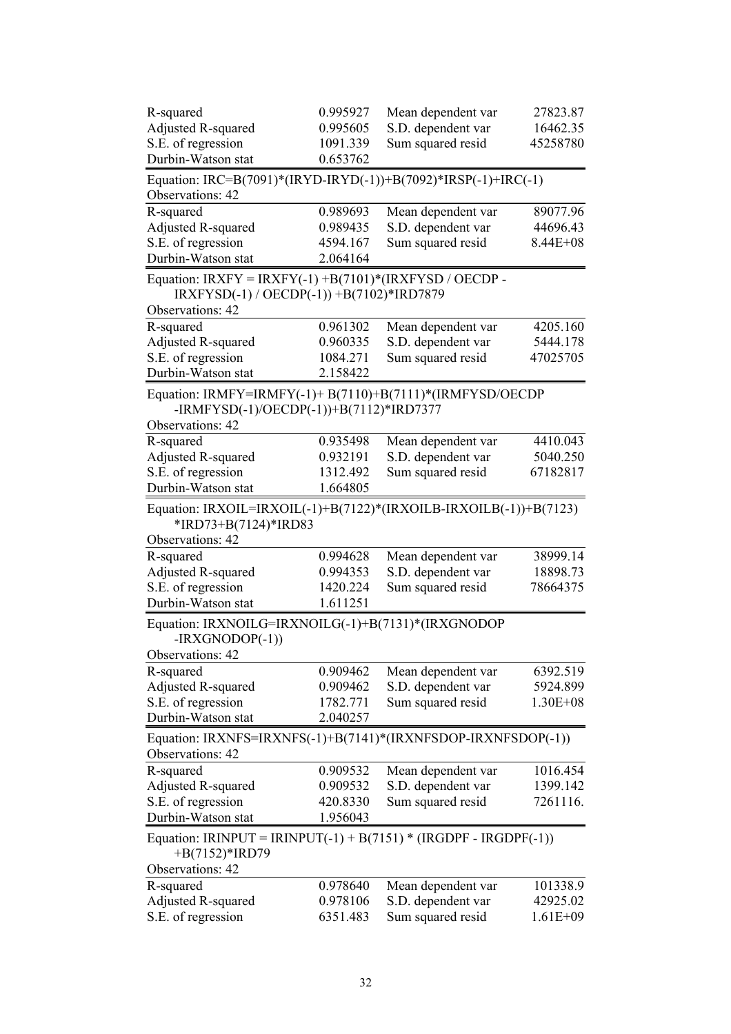| R-squared | 0.995927 | Mean dependent var | 27823.87 |
|---|---|---|---|
| Adjusted R-squared | 0.995605 | S.D. dependent var | 16462.35 |
| S.E. of regression | 1091.339 | Sum squared resid | 45258780 |
| Durbin-Watson stat | 0.653762 | | |

Equation: IRC=B(7091)*(IRYD-IRYD(-1))+B(7092)*IRSP(-1)+IRC(-1)
Observations: 42

| R-squared | 0.989693 | Mean dependent var | 89077.96 |
|---|---|---|---|
| Adjusted R-squared | 0.989435 | S.D. dependent var | 44696.43 |
| S.E. of regression | 4594.167 | Sum squared resid | 8.44E+08 |
| Durbin-Watson stat | 2.064164 | | |

Equation: IRXFY = IRXFY(-1) +B(7101)*(IRXFYSD / OECDP - IRXFYSD(-1) / OECDP(-1)) +B(7102)*IRD7879
Observations: 42

| R-squared | 0.961302 | Mean dependent var | 4205.160 |
|---|---|---|---|
| Adjusted R-squared | 0.960335 | S.D. dependent var | 5444.178 |
| S.E. of regression | 1084.271 | Sum squared resid | 47025705 |
| Durbin-Watson stat | 2.158422 | | |

Equation: IRMFY=IRMFY(-1)+ B(7110)+B(7111)*(IRMFYSD/OECDP -IRMFYSD(-1)/OECDP(-1))+B(7112)*IRD7377
Observations: 42

| R-squared | 0.935498 | Mean dependent var | 4410.043 |
|---|---|---|---|
| Adjusted R-squared | 0.932191 | S.D. dependent var | 5040.250 |
| S.E. of regression | 1312.492 | Sum squared resid | 67182817 |
| Durbin-Watson stat | 1.664805 | | |

Equation: IRXOIL=IRXOIL(-1)+B(7122)*(IRXOILB-IRXOILB(-1))+B(7123) *IRD73+B(7124)*IRD83
Observations: 42

| R-squared | 0.994628 | Mean dependent var | 38999.14 |
|---|---|---|---|
| Adjusted R-squared | 0.994353 | S.D. dependent var | 18898.73 |
| S.E. of regression | 1420.224 | Sum squared resid | 78664375 |
| Durbin-Watson stat | 1.611251 | | |

Equation: IRXNOILG=IRXNOILG(-1)+B(7131)*(IRXGNODOP -IRXGNODOP(-1))
Observations: 42

| R-squared | 0.909462 | Mean dependent var | 6392.519 |
|---|---|---|---|
| Adjusted R-squared | 0.909462 | S.D. dependent var | 5924.899 |
| S.E. of regression | 1782.771 | Sum squared resid | 1.30E+08 |
| Durbin-Watson stat | 2.040257 | | |

Equation: IRXNFS=IRXNFS(-1)+B(7141)*(IRXNFSDOP-IRXNFSDOP(-1))
Observations: 42

| R-squared | 0.909532 | Mean dependent var | 1016.454 |
|---|---|---|---|
| Adjusted R-squared | 0.909532 | S.D. dependent var | 1399.142 |
| S.E. of regression | 420.8330 | Sum squared resid | 7261116. |
| Durbin-Watson stat | 1.956043 | | |

Equation: IRINPUT = IRINPUT(-1) + B(7151) * (IRGDPF - IRGDPF(-1)) +B(7152)*IRD79
Observations: 42

| R-squared | 0.978640 | Mean dependent var | 101338.9 |
|---|---|---|---|
| Adjusted R-squared | 0.978106 | S.D. dependent var | 42925.02 |
| S.E. of regression | 6351.483 | Sum squared resid | 1.61E+09 |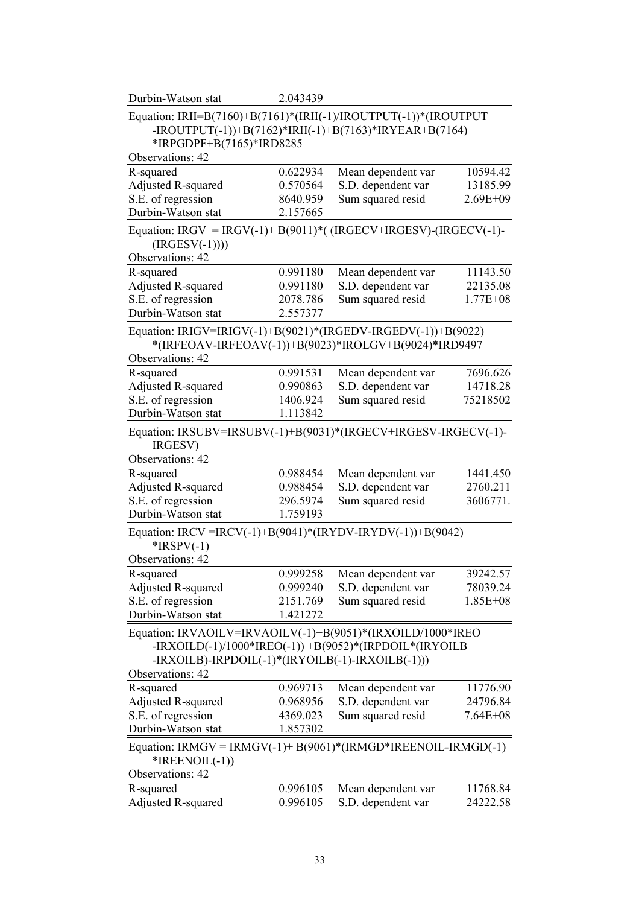| Durbin-Watson stat | 2.043439 | | |
|---|---|---|---|

Equation: IRII=B(7160)+B(7161)*(IRII(-1)/IROUTPUT(-1))*(IROUTPUT -IROUTPUT(-1))+B(7162)*IRII(-1)+B(7163)*IRYEAR+B(7164) *IRPGDPF+B(7165)*IRD8285

Observations: 42

| | | | |
|---|---|---|---|
| R-squared | 0.622934 | Mean dependent var | 10594.42 |
| Adjusted R-squared | 0.570564 | S.D. dependent var | 13185.99 |
| S.E. of regression | 8640.959 | Sum squared resid | 2.69E+09 |
| Durbin-Watson stat | 2.157665 | | |

Equation: IRGV = IRGV(-1)+ B(9011)*( (IRGECV+IRGESV)-(IRGECV(-1)-(IRGESV(-1))))

Observations: 42

| | | | |
|---|---|---|---|
| R-squared | 0.991180 | Mean dependent var | 11143.50 |
| Adjusted R-squared | 0.991180 | S.D. dependent var | 22135.08 |
| S.E. of regression | 2078.786 | Sum squared resid | 1.77E+08 |
| Durbin-Watson stat | 2.557377 | | |

Equation: IRIGV=IRIGV(-1)+B(9021)*(IRGEDV-IRGEDV(-1))+B(9022) *(IRFEOAV-IRFEOAV(-1))+B(9023)*IROLGV+B(9024)*IRD9497

Observations: 42

| | | | |
|---|---|---|---|
| R-squared | 0.991531 | Mean dependent var | 7696.626 |
| Adjusted R-squared | 0.990863 | S.D. dependent var | 14718.28 |
| S.E. of regression | 1406.924 | Sum squared resid | 75218502 |
| Durbin-Watson stat | 1.113842 | | |

Equation: IRSUBV=IRSUBV(-1)+B(9031)*(IRGECV+IRGESV-IRGECV(-1)-IRGESV)

Observations: 42

| | | | |
|---|---|---|---|
| R-squared | 0.988454 | Mean dependent var | 1441.450 |
| Adjusted R-squared | 0.988454 | S.D. dependent var | 2760.211 |
| S.E. of regression | 296.5974 | Sum squared resid | 3606771. |
| Durbin-Watson stat | 1.759193 | | |

Equation: IRCV =IRCV(-1)+B(9041)*(IRYDV-IRYDV(-1))+B(9042) *IRSPV(-1)

Observations: 42

| | | | |
|---|---|---|---|
| R-squared | 0.999258 | Mean dependent var | 39242.57 |
| Adjusted R-squared | 0.999240 | S.D. dependent var | 78039.24 |
| S.E. of regression | 2151.769 | Sum squared resid | 1.85E+08 |
| Durbin-Watson stat | 1.421272 | | |

Equation: IRVAOILV=IRVAOILV(-1)+B(9051)*(IRXOILD/1000*IREO -IRXOILD(-1)/1000*IREO(-1)) +B(9052)*(IRPDOIL*(IRYOILB -IRXOILB)-IRPDOIL(-1)*(IRYOILB(-1)-IRXOILB(-1)))

Observations: 42

| | | | |
|---|---|---|---|
| R-squared | 0.969713 | Mean dependent var | 11776.90 |
| Adjusted R-squared | 0.968956 | S.D. dependent var | 24796.84 |
| S.E. of regression | 4369.023 | Sum squared resid | 7.64E+08 |
| Durbin-Watson stat | 1.857302 | | |

Equation: IRMGV = IRMGV(-1)+ B(9061)*(IRMGD*IREENOIL-IRMGD(-1) *IREENOIL(-1))

Observations: 42

| | | | |
|---|---|---|---|
| R-squared | 0.996105 | Mean dependent var | 11768.84 |
| Adjusted R-squared | 0.996105 | S.D. dependent var | 24222.58 |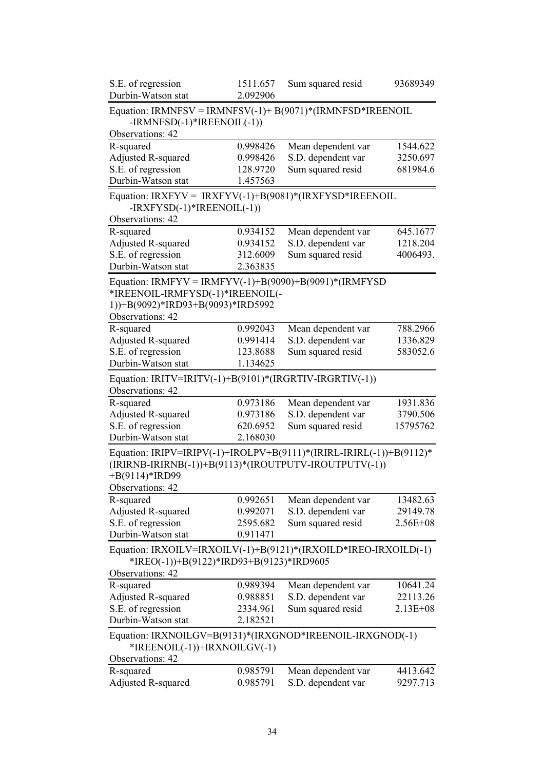| | | | |
|---|---|---|---|
| S.E. of regression | 1511.657 | Sum squared resid | 93689349 |
| Durbin-Watson stat | 2.092906 | | |

Equation: IRMNFSV = IRMNFSV(-1)+ B(9071)*(IRMNFSD*IREENOIL -IRMNFSD(-1)*IREENOIL(-1))
Observations: 42

| | | | |
|---|---|---|---|
| R-squared | 0.998426 | Mean dependent var | 1544.622 |
| Adjusted R-squared | 0.998426 | S.D. dependent var | 3250.697 |
| S.E. of regression | 128.9720 | Sum squared resid | 681984.6 |
| Durbin-Watson stat | 1.457563 | | |

Equation: IRXFYV = IRXFYV(-1)+B(9081)*(IRXFYSD*IREENOIL -IRXFYSD(-1)*IREENOIL(-1))
Observations: 42

| | | | |
|---|---|---|---|
| R-squared | 0.934152 | Mean dependent var | 645.1677 |
| Adjusted R-squared | 0.934152 | S.D. dependent var | 1218.204 |
| S.E. of regression | 312.6009 | Sum squared resid | 4006493. |
| Durbin-Watson stat | 2.363835 | | |

Equation: IRMFYV = IRMFYV(-1)+B(9090)+B(9091)*(IRMFYSD *IREENOIL-IRMFYSD(-1)*IREENOIL(-1))+B(9092)*IRD93+B(9093)*IRD5992
Observations: 42

| | | | |
|---|---|---|---|
| R-squared | 0.992043 | Mean dependent var | 788.2966 |
| Adjusted R-squared | 0.991414 | S.D. dependent var | 1336.829 |
| S.E. of regression | 123.8688 | Sum squared resid | 583052.6 |
| Durbin-Watson stat | 1.134625 | | |

Equation: IRITV=IRITV(-1)+B(9101)*(IRGRTIV-IRGRTIV(-1))
Observations: 42

| | | | |
|---|---|---|---|
| R-squared | 0.973186 | Mean dependent var | 1931.836 |
| Adjusted R-squared | 0.973186 | S.D. dependent var | 3790.506 |
| S.E. of regression | 620.6952 | Sum squared resid | 15795762 |
| Durbin-Watson stat | 2.168030 | | |

Equation: IRIPV=IRIPV(-1)+IROLPV+B(9111)*(IRIRL-IRIRL(-1))+B(9112)*(IRIRNB-IRIRNB(-1))+B(9113)*(IROUTPUTV-IROUTPUTV(-1)) +B(9114)*IRD99
Observations: 42

| | | | |
|---|---|---|---|
| R-squared | 0.992651 | Mean dependent var | 13482.63 |
| Adjusted R-squared | 0.992071 | S.D. dependent var | 29149.78 |
| S.E. of regression | 2595.682 | Sum squared resid | 2.56E+08 |
| Durbin-Watson stat | 0.911471 | | |

Equation: IRXOILV=IRXOILV(-1)+B(9121)*(IRXOILD*IREO-IRXOILD(-1) *IREO(-1))+B(9122)*IRD93+B(9123)*IRD9605
Observations: 42

| | | | |
|---|---|---|---|
| R-squared | 0.989394 | Mean dependent var | 10641.24 |
| Adjusted R-squared | 0.988851 | S.D. dependent var | 22113.26 |
| S.E. of regression | 2334.961 | Sum squared resid | 2.13E+08 |
| Durbin-Watson stat | 2.182521 | | |

Equation: IRXNOILGV=B(9131)*(IRXGNOD*IREENOIL-IRXGNOD(-1) *IREENOIL(-1))+IRXNOILGV(-1)
Observations: 42

| | | | |
|---|---|---|---|
| R-squared | 0.985791 | Mean dependent var | 4413.642 |
| Adjusted R-squared | 0.985791 | S.D. dependent var | 9297.713 |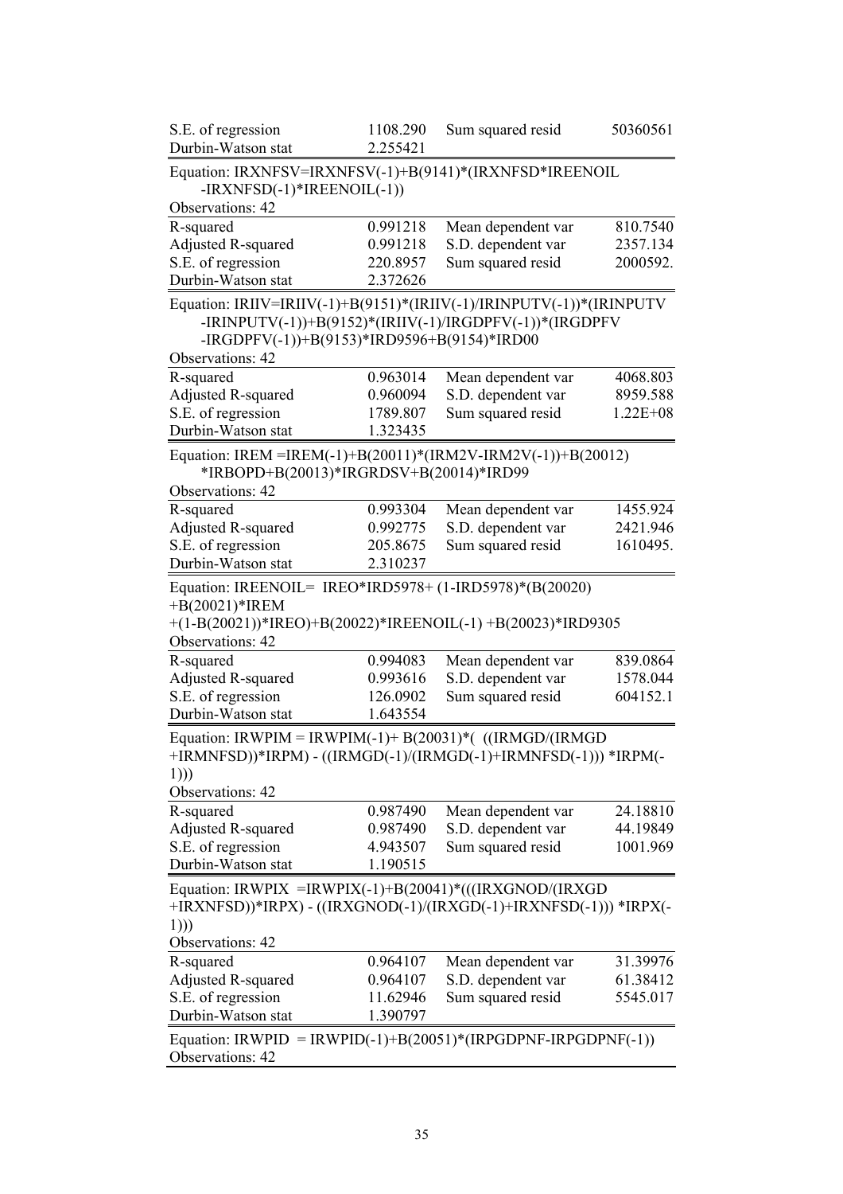| | | | |
|---|---|---|---|
| S.E. of regression | 1108.290 | Sum squared resid | 50360561 |
| Durbin-Watson stat | 2.255421 | | |

Equation: IRXNFSV=IRXNFSV(-1)+B(9141)*(IRXNFSD*IREENOIL -IRXNFSD(-1)*IREENOIL(-1))

Observations: 42

| | | | |
|---|---|---|---|
| R-squared | 0.991218 | Mean dependent var | 810.7540 |
| Adjusted R-squared | 0.991218 | S.D. dependent var | 2357.134 |
| S.E. of regression | 220.8957 | Sum squared resid | 2000592. |
| Durbin-Watson stat | 2.372626 | | |

Equation: IRIIV=IRIIV(-1)+B(9151)*(IRIIV(-1)/IRINPUTV(-1))*(IRINPUTV -IRINPUTV(-1))+B(9152)*(IRIIV(-1)/IRGDPFV(-1))*(IRGDPFV -IRGDPFV(-1))+B(9153)*IRD9596+B(9154)*IRD00

Observations: 42

| | | | |
|---|---|---|---|
| R-squared | 0.963014 | Mean dependent var | 4068.803 |
| Adjusted R-squared | 0.960094 | S.D. dependent var | 8959.588 |
| S.E. of regression | 1789.807 | Sum squared resid | 1.22E+08 |
| Durbin-Watson stat | 1.323435 | | |

Equation: IREM =IREM(-1)+B(20011)*(IRM2V-IRM2V(-1))+B(20012) *IRBOPD+B(20013)*IRGRDSV+B(20014)*IRD99

Observations: 42

| | | | |
|---|---|---|---|
| R-squared | 0.993304 | Mean dependent var | 1455.924 |
| Adjusted R-squared | 0.992775 | S.D. dependent var | 2421.946 |
| S.E. of regression | 205.8675 | Sum squared resid | 1610495. |
| Durbin-Watson stat | 2.310237 | | |

Equation: IREENOIL= IREO*IRD5978+ (1-IRD5978)*(B(20020) +B(20021)*IREM +(1-B(20021))*IREO)+B(20022)*IREENOIL(-1) +B(20023)*IRD9305

Observations: 42

| | | | |
|---|---|---|---|
| R-squared | 0.994083 | Mean dependent var | 839.0864 |
| Adjusted R-squared | 0.993616 | S.D. dependent var | 1578.044 |
| S.E. of regression | 126.0902 | Sum squared resid | 604152.1 |
| Durbin-Watson stat | 1.643554 | | |

Equation: IRWPIM = IRWPIM(-1)+ B(20031)*( ((IRMGD/(IRMGD +IRMNFSD))*IRPM) - ((IRMGD(-1)/(IRMGD(-1)+IRMNFSD(-1))) *IRPM(-1)))

Observations: 42

| | | | |
|---|---|---|---|
| R-squared | 0.987490 | Mean dependent var | 24.18810 |
| Adjusted R-squared | 0.987490 | S.D. dependent var | 44.19849 |
| S.E. of regression | 4.943507 | Sum squared resid | 1001.969 |
| Durbin-Watson stat | 1.190515 | | |

Equation: IRWPIX =IRWPIX(-1)+B(20041)*(((IRXGNOD/(IRXGD +IRXNFSD))*IRPX) - ((IRXGNOD(-1)/(IRXGD(-1)+IRXNFSD(-1))) *IRPX(-1)))

Observations: 42

| | | | |
|---|---|---|---|
| R-squared | 0.964107 | Mean dependent var | 31.39976 |
| Adjusted R-squared | 0.964107 | S.D. dependent var | 61.38412 |
| S.E. of regression | 11.62946 | Sum squared resid | 5545.017 |
| Durbin-Watson stat | 1.390797 | | |

Equation: IRWPID = IRWPID(-1)+B(20051)*(IRPGDPNF-IRPGDPNF(-1))

Observations: 42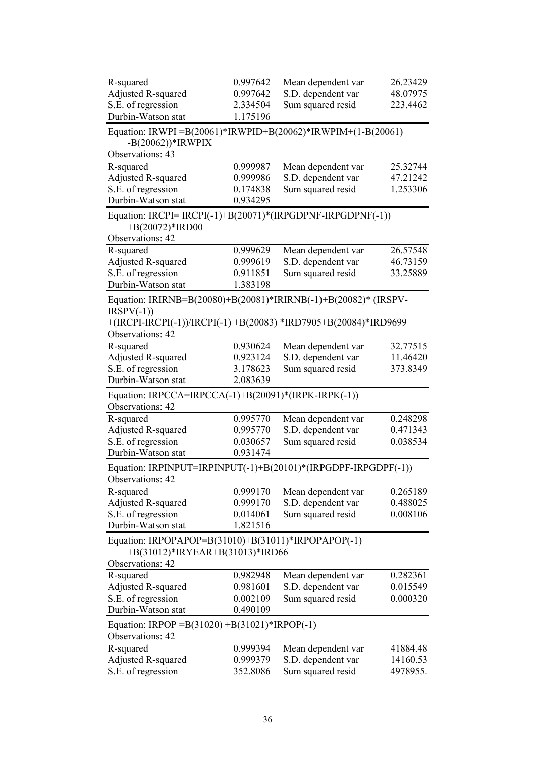| | | | |
|---|---|---|---|
| R-squared | 0.997642 | Mean dependent var | 26.23429 |
| Adjusted R-squared | 0.997642 | S.D. dependent var | 48.07975 |
| S.E. of regression | 2.334504 | Sum squared resid | 223.4462 |
| Durbin-Watson stat | 1.175196 | | |

Equation: IRWPI =B(20061)*IRWPID+B(20062)*IRWPIM+(1-B(20061)-B(20062))*IRWPIX

Observations: 43

| | | | |
|---|---|---|---|
| R-squared | 0.999987 | Mean dependent var | 25.32744 |
| Adjusted R-squared | 0.999986 | S.D. dependent var | 47.21242 |
| S.E. of regression | 0.174838 | Sum squared resid | 1.253306 |
| Durbin-Watson stat | 0.934295 | | |

Equation: IRCPI= IRCPI(-1)+B(20071)*(IRPGDPNF-IRPGDPNF(-1))+B(20072)*IRD00

Observations: 42

| | | | |
|---|---|---|---|
| R-squared | 0.999629 | Mean dependent var | 26.57548 |
| Adjusted R-squared | 0.999619 | S.D. dependent var | 46.73159 |
| S.E. of regression | 0.911851 | Sum squared resid | 33.25889 |
| Durbin-Watson stat | 1.383198 | | |

Equation: IRIRNB=B(20080)+B(20081)*IRIRNB(-1)+B(20082)* (IRSPV-IRSPV(-1))
+(IRCPI-IRCPI(-1))/IRCPI(-1) +B(20083) *IRD7905+B(20084)*IRD9699

Observations: 42

| | | | |
|---|---|---|---|
| R-squared | 0.930624 | Mean dependent var | 32.77515 |
| Adjusted R-squared | 0.923124 | S.D. dependent var | 11.46420 |
| S.E. of regression | 3.178623 | Sum squared resid | 373.8349 |
| Durbin-Watson stat | 2.083639 | | |

Equation: IRPCCA=IRPCCA(-1)+B(20091)*(IRPK-IRPK(-1))

Observations: 42

| | | | |
|---|---|---|---|
| R-squared | 0.995770 | Mean dependent var | 0.248298 |
| Adjusted R-squared | 0.995770 | S.D. dependent var | 0.471343 |
| S.E. of regression | 0.030657 | Sum squared resid | 0.038534 |
| Durbin-Watson stat | 0.931474 | | |

Equation: IRPINPUT=IRPINPUT(-1)+B(20101)*(IRPGDPF-IRPGDPF(-1))

Observations: 42

| | | | |
|---|---|---|---|
| R-squared | 0.999170 | Mean dependent var | 0.265189 |
| Adjusted R-squared | 0.999170 | S.D. dependent var | 0.488025 |
| S.E. of regression | 0.014061 | Sum squared resid | 0.008106 |
| Durbin-Watson stat | 1.821516 | | |

Equation: IRPOPAPOP=B(31010)+B(31011)*IRPOPAPOP(-1)+B(31012)*IRYEAR+B(31013)*IRD66

Observations: 42

| | | | |
|---|---|---|---|
| R-squared | 0.982948 | Mean dependent var | 0.282361 |
| Adjusted R-squared | 0.981601 | S.D. dependent var | 0.015549 |
| S.E. of regression | 0.002109 | Sum squared resid | 0.000320 |
| Durbin-Watson stat | 0.490109 | | |

Equation: IRPOP =B(31020) +B(31021)*IRPOP(-1)

Observations: 42

| | | | |
|---|---|---|---|
| R-squared | 0.999394 | Mean dependent var | 41884.48 |
| Adjusted R-squared | 0.999379 | S.D. dependent var | 14160.53 |
| S.E. of regression | 352.8086 | Sum squared resid | 4978955. |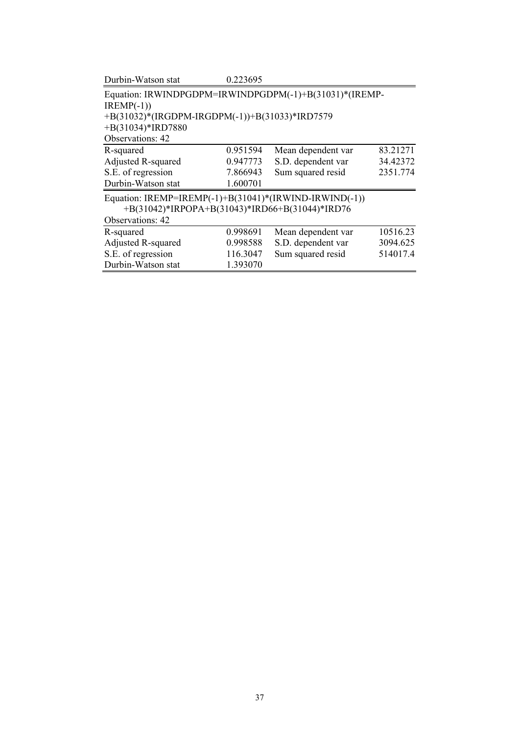| Durbin-Watson stat | 0.223695 | | |
|---|---|---|---|

Equation: IRWINDPGDPM=IRWINDPGDPM(-1)+B(31031)*(IREMP-IREMP(-1))
+B(31032)*(IRGDPM-IRGDPM(-1))+B(31033)*IRD7579
+B(31034)*IRD7880
Observations: 42

| | | | |
|---|---|---|---|
| R-squared | 0.951594 | Mean dependent var | 83.21271 |
| Adjusted R-squared | 0.947773 | S.D. dependent var | 34.42372 |
| S.E. of regression | 7.866943 | Sum squared resid | 2351.774 |
| Durbin-Watson stat | 1.600701 | | |

Equation: IREMP=IREMP(-1)+B(31041)*(IRWIND-IRWIND(-1))
+B(31042)*IRPOPA+B(31043)*IRD66+B(31044)*IRD76
Observations: 42

| | | | |
|---|---|---|---|
| R-squared | 0.998691 | Mean dependent var | 10516.23 |
| Adjusted R-squared | 0.998588 | S.D. dependent var | 3094.625 |
| S.E. of regression | 116.3047 | Sum squared resid | 514017.4 |
| Durbin-Watson stat | 1.393070 | | |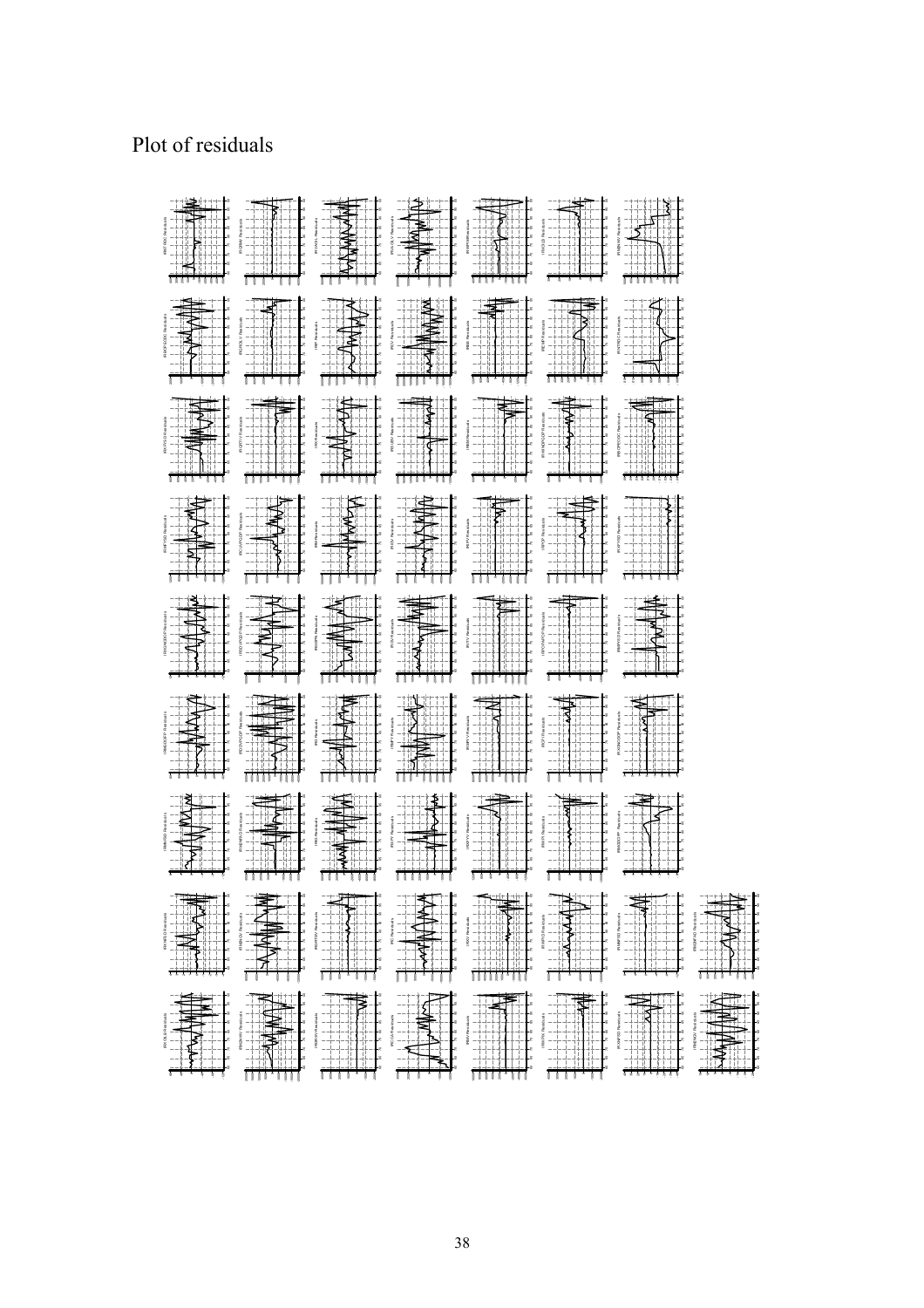Plot of residuals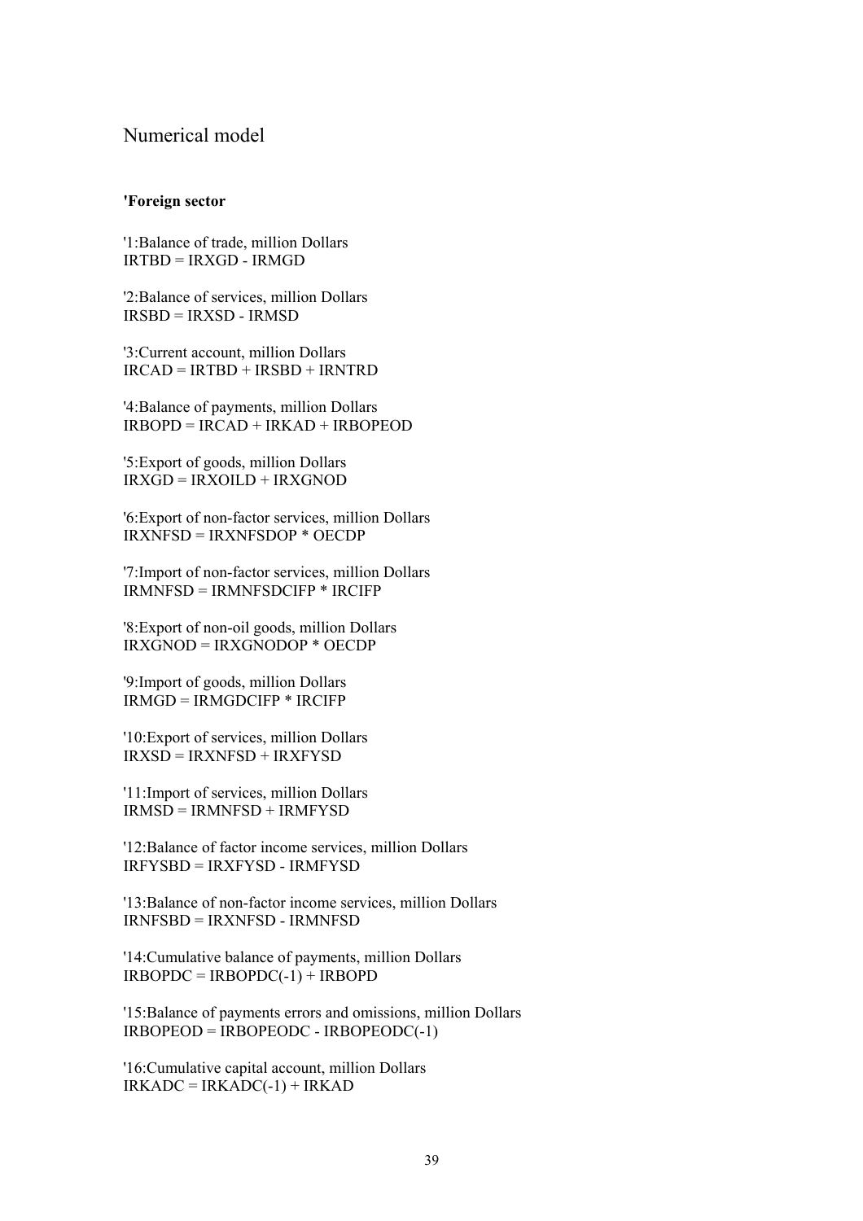# Numerical model

**'Foreign sector**

'1:Balance of trade, million Dollars
IRTBD = IRXGD - IRMGD

'2:Balance of services, million Dollars
IRSBD = IRXSD - IRMSD

'3:Current account, million Dollars
IRCAD = IRTBD + IRSBD + IRNTRD

'4:Balance of payments, million Dollars
IRBOPD = IRCAD + IRKAD + IRBOPEOD

'5:Export of goods, million Dollars
IRXGD = IRXOILD + IRXGNOD

'6:Export of non-factor services, million Dollars
IRXNFSD = IRXNFSDOP * OECDP

'7:Import of non-factor services, million Dollars
IRMNFSD = IRMNFSDCIFP * IRCIFP

'8:Export of non-oil goods, million Dollars
IRXGNOD = IRXGNODOP * OECDP

'9:Import of goods, million Dollars
IRMGD = IRMGDCIFP * IRCIFP

'10:Export of services, million Dollars
IRXSD = IRXNFSD + IRXFYSD

'11:Import of services, million Dollars
IRMSD = IRMNFSD + IRMFYSD

'12:Balance of factor income services, million Dollars
IRFYSBD = IRXFYSD - IRMFYSD

'13:Balance of non-factor income services, million Dollars
IRNFSBD = IRXNFSD - IRMNFSD

'14:Cumulative balance of payments, million Dollars
IRBOPDC = IRBOPDC(-1) + IRBOPD

'15:Balance of payments errors and omissions, million Dollars
IRBOPEOD = IRBOPEODC - IRBOPEODC(-1)

'16:Cumulative capital account, million Dollars
IRKADC = IRKADC(-1) + IRKAD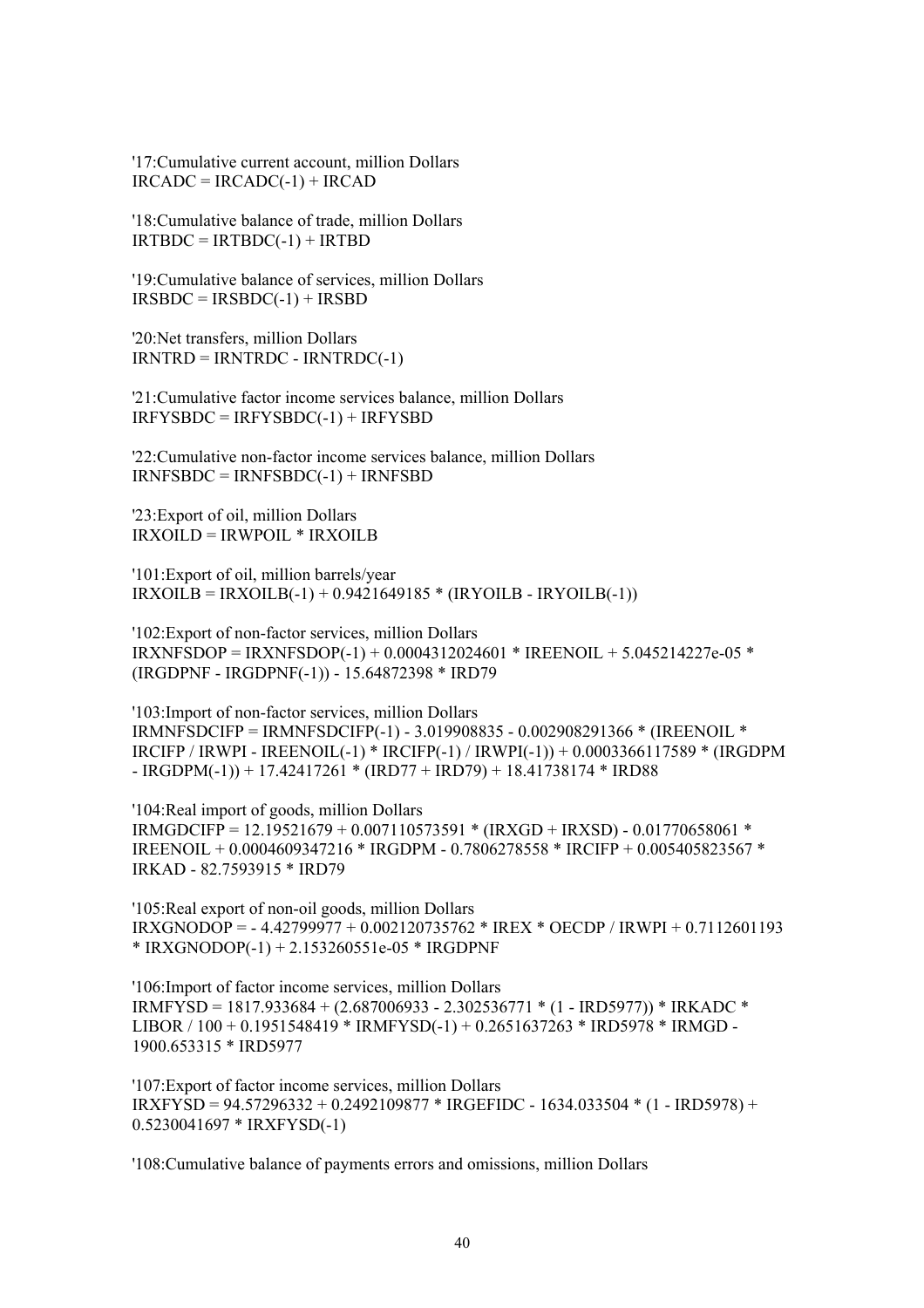'17:Cumulative current account, million Dollars
IRCADC = IRCADC(-1) + IRCAD

'18:Cumulative balance of trade, million Dollars
IRTBDC = IRTBDC(-1) + IRTBD

'19:Cumulative balance of services, million Dollars
IRSBDC = IRSBDC(-1) + IRSBD

'20:Net transfers, million Dollars
IRNTRD = IRNTRDC - IRNTRDC(-1)

'21:Cumulative factor income services balance, million Dollars
IRFYSBDC = IRFYSBDC(-1) + IRFYSBD

'22:Cumulative non-factor income services balance, million Dollars
IRNFSBDC = IRNFSBDC(-1) + IRNFSBD

'23:Export of oil, million Dollars
IRXOILD = IRWPOIL * IRXOILB

'101:Export of oil, million barrels/year
IRXOILB = IRXOILB(-1) + 0.9421649185 * (IRYOILB - IRYOILB(-1))

'102:Export of non-factor services, million Dollars
IRXNFSDOP = IRXNFSDOP(-1) + 0.0004312024601 * IREENOIL + 5.045214227e-05 * (IRGDPNF - IRGDPNF(-1)) - 15.64872398 * IRD79

'103:Import of non-factor services, million Dollars
IRMNFSDCIFP = IRMNFSDCIFP(-1) - 3.019908835 - 0.002908291366 * (IREENOIL * IRCIFP / IRWPI - IREENOIL(-1) * IRCIFP(-1) / IRWPI(-1)) + 0.0003366117589 * (IRGDPM - IRGDPM(-1)) + 17.42417261 * (IRD77 + IRD79) + 18.41738174 * IRD88

'104:Real import of goods, million Dollars
IRMGDCIFP = 12.19521679 + 0.007110573591 * (IRXGD + IRXSD) - 0.01770658061 * IREENOIL + 0.0004609347216 * IRGDPM - 0.7806278558 * IRCIFP + 0.005405823567 * IRKAD - 82.7593915 * IRD79

'105:Real export of non-oil goods, million Dollars
IRXGNODOP = - 4.42799977 + 0.002120735762 * IREX * OECDP / IRWPI + 0.7112601193 * IRXGNODOP(-1) + 2.153260551e-05 * IRGDPNF

'106:Import of factor income services, million Dollars
IRMFYSD = 1817.933684 + (2.687006933 - 2.302536771 * (1 - IRD5977)) * IRKADC * LIBOR / 100 + 0.1951548419 * IRMFYSD(-1) + 0.2651637263 * IRD5978 * IRMGD - 1900.653315 * IRD5977

'107:Export of factor income services, million Dollars
IRXFYSD = 94.57296332 + 0.2492109877 * IRGEFIDC - 1634.033504 * (1 - IRD5978) + 0.5230041697 * IRXFYSD(-1)

'108:Cumulative balance of payments errors and omissions, million Dollars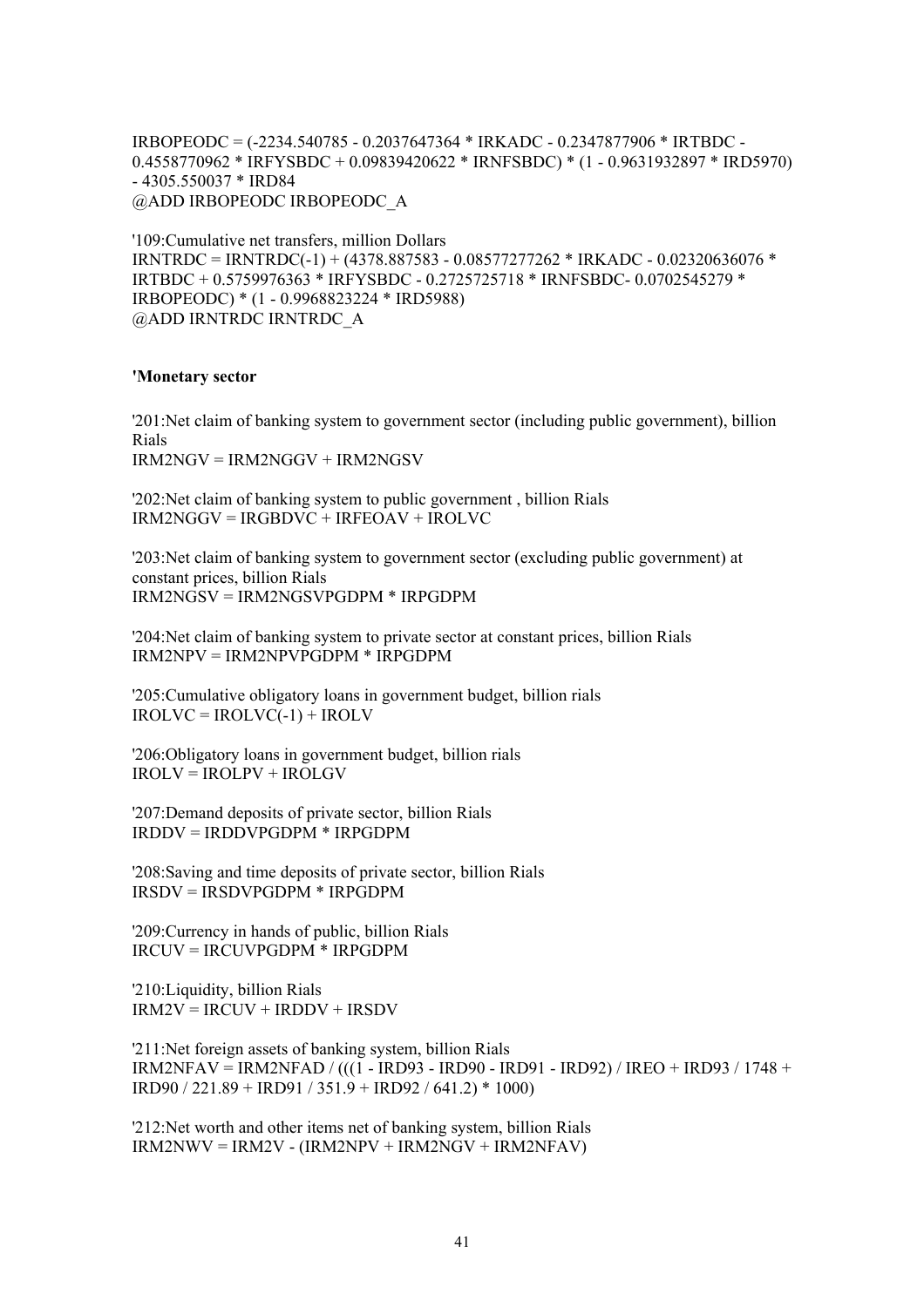IRBOPEODC = (-2234.540785 - 0.2037647364 * IRKADC - 0.2347877906 * IRTBDC - 0.4558770962 * IRFYSBDC + 0.09839420622 * IRNFSBDC) * (1 - 0.9631932897 * IRD5970) - 4305.550037 * IRD84
@ADD IRBOPEODC IRBOPEODC_A

'109:Cumulative net transfers, million Dollars
IRNTRDC = IRNTRDC(-1) + (4378.887583 - 0.08577277262 * IRKADC - 0.02320636076 * IRTBDC + 0.5759976363 * IRFYSBDC - 0.2725725718 * IRNFSBDC- 0.0702545279 * IRBOPEODC) * (1 - 0.9968823224 * IRD5988)
@ADD IRNTRDC IRNTRDC_A

**'Monetary sector**

'201:Net claim of banking system to government sector (including public government), billion Rials
IRM2NGV = IRM2NGGV + IRM2NGSV

'202:Net claim of banking system to public government , billion Rials
IRM2NGGV = IRGBDVC + IRFEOAV + IROLVC

'203:Net claim of banking system to government sector (excluding public government) at constant prices, billion Rials
IRM2NGSV = IRM2NGSVPGDPM * IRPGDPM

'204:Net claim of banking system to private sector at constant prices, billion Rials
IRM2NPV = IRM2NPVPGDPM * IRPGDPM

'205:Cumulative obligatory loans in government budget, billion rials
IROLVC = IROLVC(-1) + IROLV

'206:Obligatory loans in government budget, billion rials
IROLV = IROLPV + IROLGV

'207:Demand deposits of private sector, billion Rials
IRDDV = IRDDVPGDPM * IRPGDPM

'208:Saving and time deposits of private sector, billion Rials
IRSDV = IRSDVPGDPM * IRPGDPM

'209:Currency in hands of public, billion Rials
IRCUV = IRCUVPGDPM * IRPGDPM

'210:Liquidity, billion Rials
IRM2V = IRCUV + IRDDV + IRSDV

'211:Net foreign assets of banking system, billion Rials
IRM2NFAV = IRM2NFAD / (((1 - IRD93 - IRD90 - IRD91 - IRD92) / IREO + IRD93 / 1748 + IRD90 / 221.89 + IRD91 / 351.9 + IRD92 / 641.2) * 1000)

'212:Net worth and other items net of banking system, billion Rials
IRM2NWV = IRM2V - (IRM2NPV + IRM2NGV + IRM2NFAV)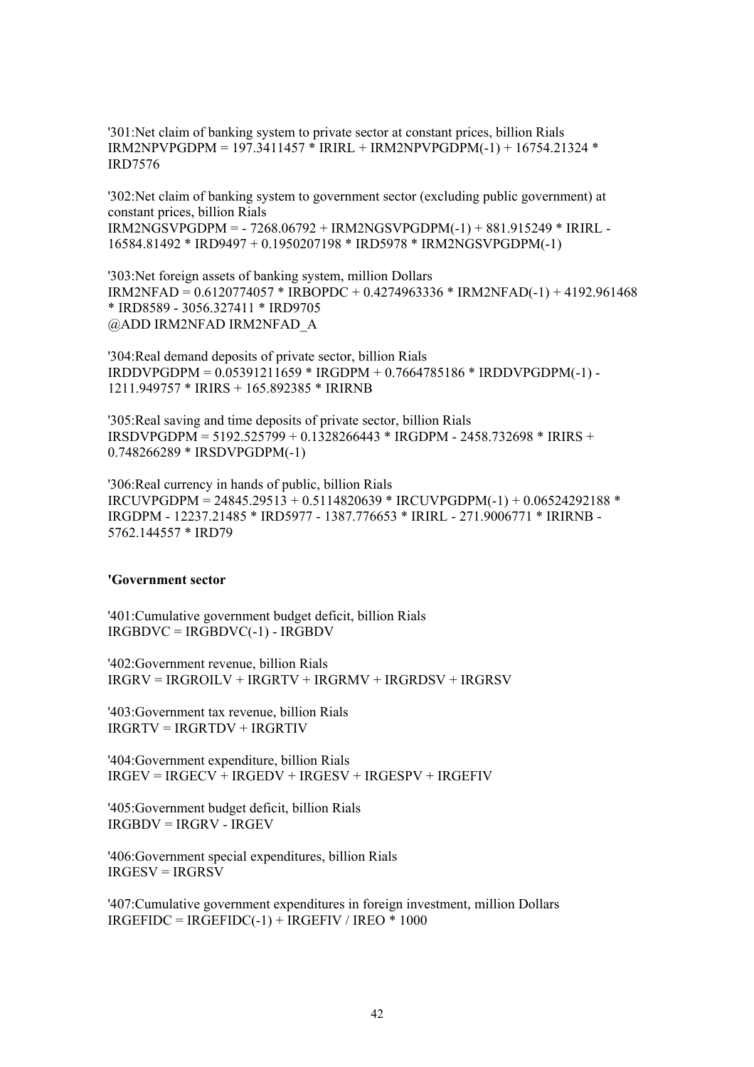'301:Net claim of banking system to private sector at constant prices, billion Rials
IRM2NPVPGDPM = 197.3411457 * IRIRL + IRM2NPVPGDPM(-1) + 16754.21324 * IRD7576

'302:Net claim of banking system to government sector (excluding public government) at constant prices, billion Rials
IRM2NGSVPGDPM = - 7268.06792 + IRM2NGSVPGDPM(-1) + 881.915249 * IRIRL - 16584.81492 * IRD9497 + 0.1950207198 * IRD5978 * IRM2NGSVPGDPM(-1)

'303:Net foreign assets of banking system, million Dollars
IRM2NFAD = 0.6120774057 * IRBOPDC + 0.4274963336 * IRM2NFAD(-1) + 4192.961468 * IRD8589 - 3056.327411 * IRD9705
@ADD IRM2NFAD IRM2NFAD_A

'304:Real demand deposits of private sector, billion Rials
IRDDVPGDPM = 0.05391211659 * IRGDPM + 0.7664785186 * IRDDVPGDPM(-1) - 1211.949757 * IRIRS + 165.892385 * IRIRNB

'305:Real saving and time deposits of private sector, billion Rials
IRSDVPGDPM = 5192.525799 + 0.1328266443 * IRGDPM - 2458.732698 * IRIRS + 0.748266289 * IRSDVPGDPM(-1)

'306:Real currency in hands of public, billion Rials
IRCUVPGDPM = 24845.29513 + 0.5114820639 * IRCUVPGDPM(-1) + 0.06524292188 * IRGDPM - 12237.21485 * IRD5977 - 1387.776653 * IRIRL - 271.9006771 * IRIRNB - 5762.144557 * IRD79

**'Government sector**

'401:Cumulative government budget deficit, billion Rials
IRGBDVC = IRGBDVC(-1) - IRGBDV

'402:Government revenue, billion Rials
IRGRV = IRGROILV + IRGRTV + IRGRMV + IRGRDSV + IRGRSV

'403:Government tax revenue, billion Rials
IRGRTV = IRGRTDV + IRGRTIV

'404:Government expenditure, billion Rials
IRGEV = IRGECV + IRGEDV + IRGESV + IRGESPV + IRGEFIV

'405:Government budget deficit, billion Rials
IRGBDV = IRGRV - IRGEV

'406:Government special expenditures, billion Rials
IRGESV = IRGRSV

'407:Cumulative government expenditures in foreign investment, million Dollars
IRGEFIDC = IRGEFIDC(-1) + IRGEFIV / IREO * 1000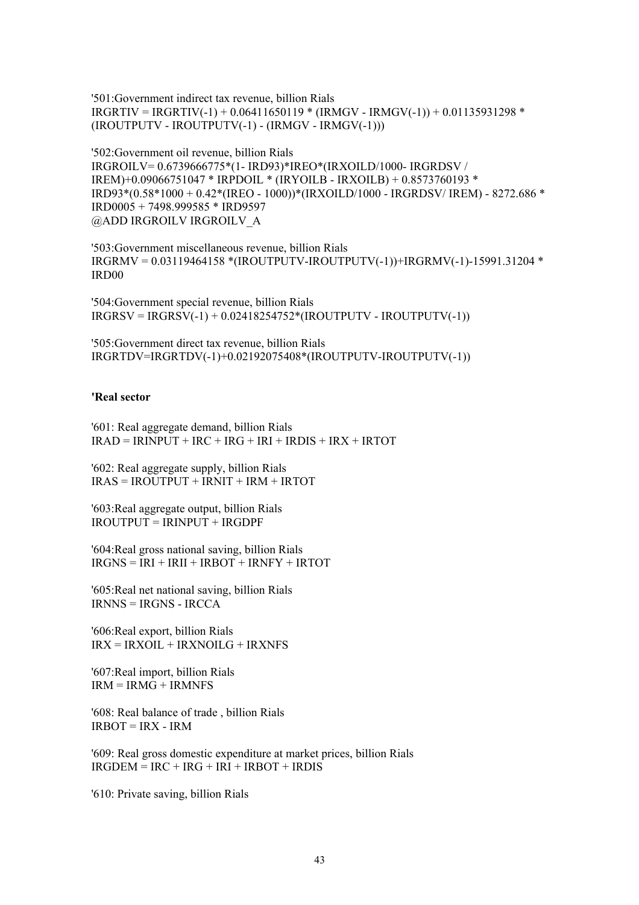'501:Government indirect tax revenue, billion Rials
IRGRTIV = IRGRTIV(-1) + 0.06411650119 * (IRMGV - IRMGV(-1)) + 0.01135931298 * (IROUTPUTV - IROUTPUTV(-1) - (IRMGV - IRMGV(-1)))

'502:Government oil revenue, billion Rials
IRGROILV= 0.6739666775*(1- IRD93)*IREO*(IRXOILD/1000- IRGRDSV / IREM)+0.09066751047 * IRPDOIL * (IRYOILB - IRXOILB) + 0.8573760193 * IRD93*(0.58*1000 + 0.42*(IREO - 1000))*(IRXOILD/1000 - IRGRDSV/ IREM) - 8272.686 * IRD0005 + 7498.999585 * IRD9597
@ADD IRGROILV IRGROILV_A

'503:Government miscellaneous revenue, billion Rials
IRGRMV = 0.03119464158 *(IROUTPUTV-IROUTPUTV(-1))+IRGRMV(-1)-15991.31204 * IRD00

'504:Government special revenue, billion Rials
IRGRSV = IRGRSV(-1) + 0.02418254752*(IROUTPUTV - IROUTPUTV(-1))

'505:Government direct tax revenue, billion Rials
IRGRTDV=IRGRTDV(-1)+0.02192075408*(IROUTPUTV-IROUTPUTV(-1))

**'Real sector**

'601: Real aggregate demand, billion Rials
IRAD = IRINPUT + IRC + IRG + IRI + IRDIS + IRX + IRTOT

'602: Real aggregate supply, billion Rials
IRAS = IROUTPUT + IRNIT + IRM + IRTOT

'603:Real aggregate output, billion Rials
IROUTPUT = IRINPUT + IRGDPF

'604:Real gross national saving, billion Rials
IRGNS = IRI + IRII + IRBOT + IRNFY + IRTOT

'605:Real net national saving, billion Rials
IRNNS = IRGNS - IRCCA

'606:Real export, billion Rials
IRX = IRXOIL + IRXNOILG + IRXNFS

'607:Real import, billion Rials
IRM = IRMG + IRMNFS

'608: Real balance of trade , billion Rials
IRBOT = IRX - IRM

'609: Real gross domestic expenditure at market prices, billion Rials
IRGDEM = IRC + IRG + IRI + IRBOT + IRDIS

'610: Private saving, billion Rials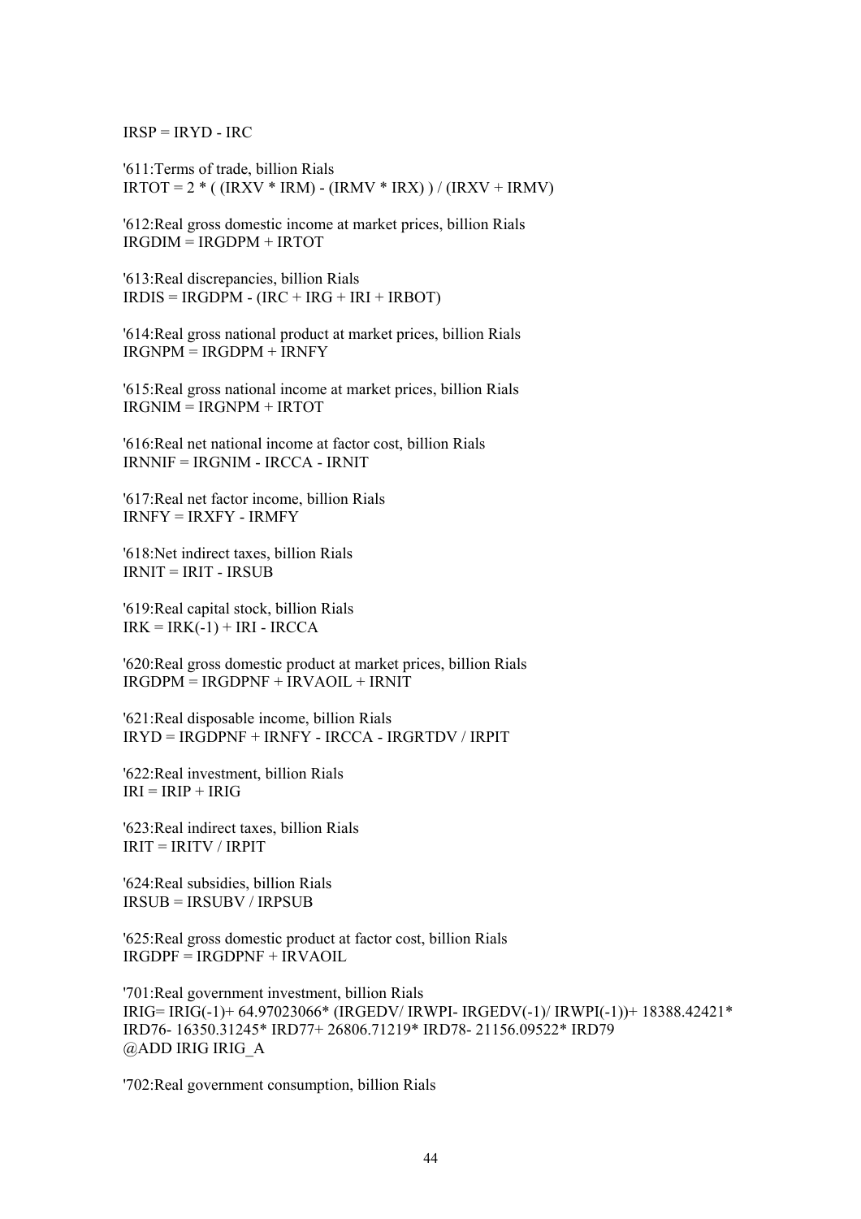```
IRSP = IRYD - IRC

'611:Terms of trade, billion Rials
IRTOT = 2 * ( (IRXV * IRM) - (IRMV * IRX) ) / (IRXV + IRMV)

'612:Real gross domestic income at market prices, billion Rials
IRGDIM = IRGDPM + IRTOT

'613:Real discrepancies, billion Rials
IRDIS = IRGDPM - (IRC + IRG + IRI + IRBOT)

'614:Real gross national product at market prices, billion Rials
IRGNPM = IRGDPM + IRNFY

'615:Real gross national income at market prices, billion Rials
IRGNIM = IRGNPM + IRTOT

'616:Real net national income at factor cost, billion Rials
IRNNIF = IRGNIM - IRCCA - IRNIT

'617:Real net factor income, billion Rials
IRNFY = IRXFY - IRMFY

'618:Net indirect taxes, billion Rials
IRNIT = IRIT - IRSUB

'619:Real capital stock, billion Rials
IRK = IRK(-1) + IRI - IRCCA

'620:Real gross domestic product at market prices, billion Rials
IRGDPM = IRGDPNF + IRVAOIL + IRNIT

'621:Real disposable income, billion Rials
IRYD = IRGDPNF + IRNFY - IRCCA - IRGRTDV / IRPIT

'622:Real investment, billion Rials
IRI = IRIP + IRIG

'623:Real indirect taxes, billion Rials
IRIT = IRITV / IRPIT

'624:Real subsidies, billion Rials
IRSUB = IRSUBV / IRPSUB

'625:Real gross domestic product at factor cost, billion Rials
IRGDPF = IRGDPNF + IRVAOIL

'701:Real government investment, billion Rials
IRIG= IRIG(-1)+ 64.97023066* (IRGEDV/ IRWPI- IRGEDV(-1)/ IRWPI(-1))+ 18388.42421*
IRD76- 16350.31245* IRD77+ 26806.71219* IRD78- 21156.09522* IRD79
@ADD IRIG IRIG_A

'702:Real government consumption, billion Rials
```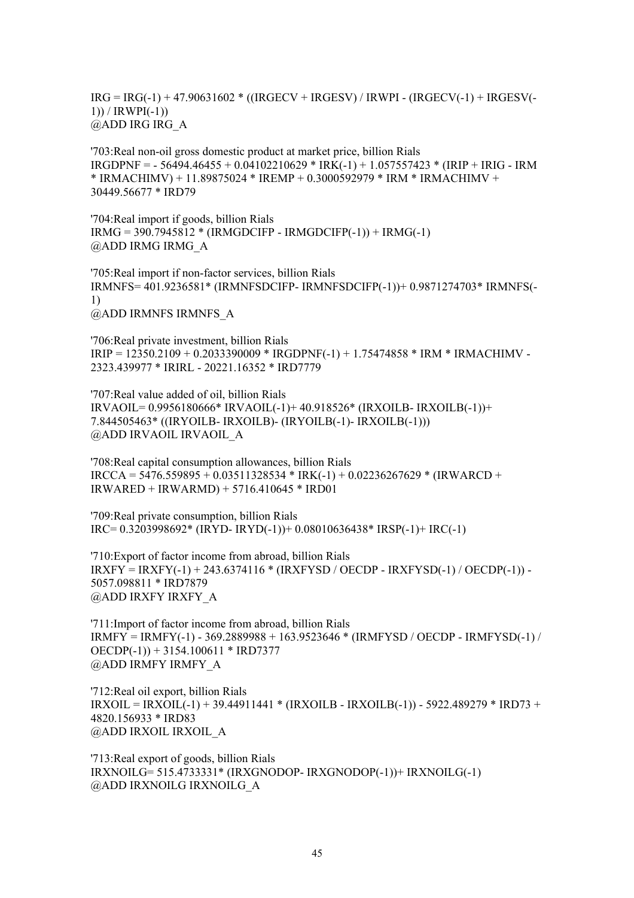IRG = IRG(-1) + 47.90631602 * ((IRGECV + IRGESV) / IRWPI - (IRGECV(-1) + IRGESV(-1)) / IRWPI(-1))
@ADD IRG IRG_A

'703:Real non-oil gross domestic product at market price, billion Rials
IRGDPNF = - 56494.46455 + 0.04102210629 * IRK(-1) + 1.057557423 * (IRIP + IRIG - IRM * IRMACHIMV) + 11.89875024 * IREMP + 0.3000592979 * IRM * IRMACHIMV + 30449.56677 * IRD79

'704:Real import if goods, billion Rials
IRMG = 390.7945812 * (IRMGDCIFP - IRMGDCIFP(-1)) + IRMG(-1)
@ADD IRMG IRMG_A

'705:Real import if non-factor services, billion Rials
IRMNFS= 401.9236581* (IRMNFSDCIFP- IRMNFSDCIFP(-1))+ 0.9871274703* IRMNFS(-1)
@ADD IRMNFS IRMNFS_A

'706:Real private investment, billion Rials
IRIP = 12350.2109 + 0.2033390009 * IRGDPNF(-1) + 1.75474858 * IRM * IRMACHIMV - 2323.439977 * IRIRL - 20221.16352 * IRD7779

'707:Real value added of oil, billion Rials
IRVAOIL= 0.9956180666* IRVAOIL(-1)+ 40.918526* (IRXOILB- IRXOILB(-1))+ 7.844505463* ((IRYOILB- IRXOILB)- (IRYOILB(-1)- IRXOILB(-1)))
@ADD IRVAOIL IRVAOIL_A

'708:Real capital consumption allowances, billion Rials
IRCCA = 5476.559895 + 0.03511328534 * IRK(-1) + 0.02236267629 * (IRWARCD + IRWARED + IRWARMD) + 5716.410645 * IRD01

'709:Real private consumption, billion Rials
IRC= 0.3203998692* (IRYD- IRYD(-1))+ 0.08010636438* IRSP(-1)+ IRC(-1)

'710:Export of factor income from abroad, billion Rials
IRXFY = IRXFY(-1) + 243.6374116 * (IRXFYSD / OECDP - IRXFYSD(-1) / OECDP(-1)) - 5057.098811 * IRD7879
@ADD IRXFY IRXFY_A

'711:Import of factor income from abroad, billion Rials
IRMFY = IRMFY(-1) - 369.2889988 + 163.9523646 * (IRMFYSD / OECDP - IRMFYSD(-1) / OECDP(-1)) + 3154.100611 * IRD7377
@ADD IRMFY IRMFY_A

'712:Real oil export, billion Rials
IRXOIL = IRXOIL(-1) + 39.44911441 * (IRXOILB - IRXOILB(-1)) - 5922.489279 * IRD73 + 4820.156933 * IRD83
@ADD IRXOIL IRXOIL_A

'713:Real export of goods, billion Rials
IRXNOILG= 515.4733331* (IRXGNODOP- IRXGNODOP(-1))+ IRXNOILG(-1)
@ADD IRXNOILG IRXNOILG_A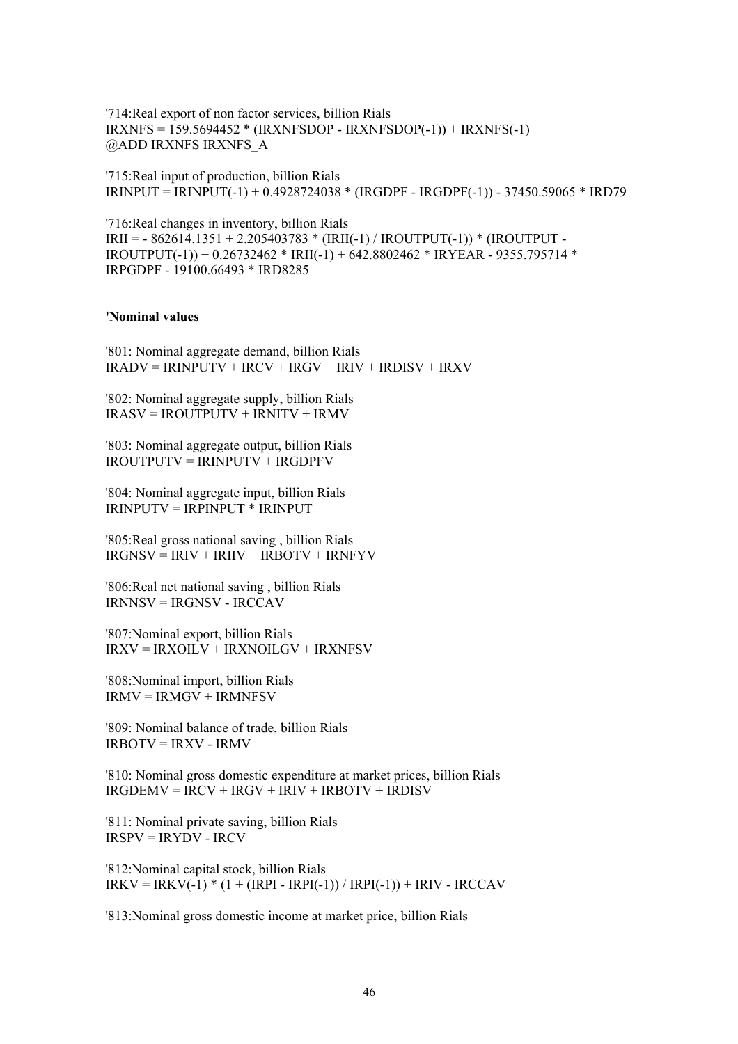'714:Real export of non factor services, billion Rials
IRXNFS = 159.5694452 * (IRXNFSDOP - IRXNFSDOP(-1)) + IRXNFS(-1)
@ADD IRXNFS IRXNFS_A

'715:Real input of production, billion Rials
IRINPUT = IRINPUT(-1) + 0.4928724038 * (IRGDPF - IRGDPF(-1)) - 37450.59065 * IRD79

'716:Real changes in inventory, billion Rials
IRII = - 862614.1351 + 2.205403783 * (IRII(-1) / IROUTPUT(-1)) * (IROUTPUT - IROUTPUT(-1)) + 0.26732462 * IRII(-1) + 642.8802462 * IRYEAR - 9355.795714 * IRPGDPF - 19100.66493 * IRD8285

**'Nominal values**

'801: Nominal aggregate demand, billion Rials
IRADV = IRINPUTV + IRCV + IRGV + IRIV + IRDISV + IRXV

'802: Nominal aggregate supply, billion Rials
IRASV = IROUTPUTV + IRNITV + IRMV

'803: Nominal aggregate output, billion Rials
IROUTPUTV = IRINPUTV + IRGDPFV

'804: Nominal aggregate input, billion Rials
IRINPUTV = IRPINPUT * IRINPUT

'805:Real gross national saving , billion Rials
IRGNSV = IRIV + IRIIV + IRBOTV + IRNFYV

'806:Real net national saving , billion Rials
IRNNSV = IRGNSV - IRCCAV

'807:Nominal export, billion Rials
IRXV = IRXOILV + IRXNOILGV + IRXNFSV

'808:Nominal import, billion Rials
IRMV = IRMGV + IRMNFSV

'809: Nominal balance of trade, billion Rials
IRBOTV = IRXV - IRMV

'810: Nominal gross domestic expenditure at market prices, billion Rials
IRGDEMV = IRCV + IRGV + IRIV + IRBOTV + IRDISV

'811: Nominal private saving, billion Rials
IRSPV = IRYDV - IRCV

'812:Nominal capital stock, billion Rials
IRKV = IRKV(-1) * (1 + (IRPI - IRPI(-1)) / IRPI(-1)) + IRIV - IRCCAV

'813:Nominal gross domestic income at market price, billion Rials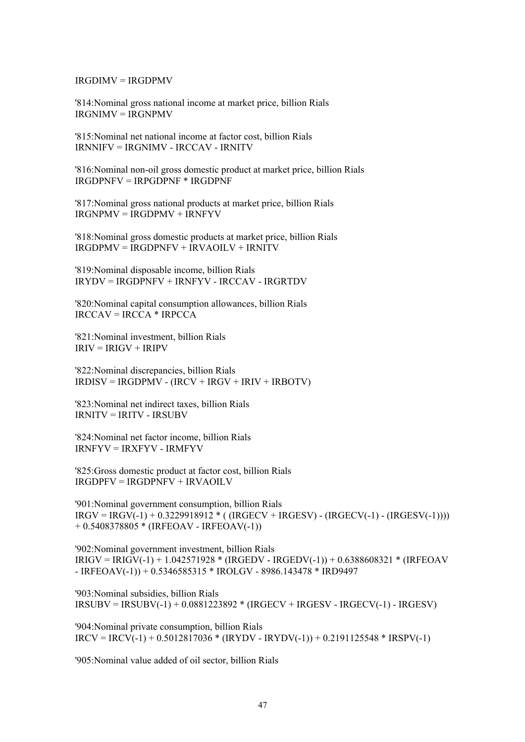IRGDIMV = IRGDPMV

'814:Nominal gross national income at market price, billion Rials
IRGNIMV = IRGNPMV

'815:Nominal net national income at factor cost, billion Rials
IRNNIFV = IRGNIMV - IRCCAV - IRNITV

'816:Nominal non-oil gross domestic product at market price, billion Rials
IRGDPNFV = IRPGDPNF * IRGDPNF

'817:Nominal gross national products at market price, billion Rials
IRGNPMV = IRGDPMV + IRNFYV

'818:Nominal gross domestic products at market price, billion Rials
IRGDPMV = IRGDPNFV + IRVAOILV + IRNITV

'819:Nominal disposable income, billion Rials
IRYDV = IRGDPNFV + IRNFYV - IRCCAV - IRGRTDV

'820:Nominal capital consumption allowances, billion Rials
IRCCAV = IRCCA * IRPCCA

'821:Nominal investment, billion Rials
IRIV = IRIGV + IRIPV

'822:Nominal discrepancies, billion Rials
IRDISV = IRGDPMV - (IRCV + IRGV + IRIV + IRBOTV)

'823:Nominal net indirect taxes, billion Rials
IRNITV = IRITV - IRSUBV

'824:Nominal net factor income, billion Rials
IRNFYV = IRXFYV - IRMFYV

'825:Gross domestic product at factor cost, billion Rials
IRGDPFV = IRGDPNFV + IRVAOILV

'901:Nominal government consumption, billion Rials
IRGV = IRGV(-1) + 0.3229918912 * ( (IRGECV + IRGESV) - (IRGECV(-1) - (IRGESV(-1)))) + 0.5408378805 * (IRFEOAV - IRFEOAV(-1))

'902:Nominal government investment, billion Rials
IRIGV = IRIGV(-1) + 1.042571928 * (IRGEDV - IRGEDV(-1)) + 0.6388608321 * (IRFEOAV - IRFEOAV(-1)) + 0.5346585315 * IROLGV - 8986.143478 * IRD9497

'903:Nominal subsidies, billion Rials
IRSUBV = IRSUBV(-1) + 0.0881223892 * (IRGECV + IRGESV - IRGECV(-1) - IRGESV)

'904:Nominal private consumption, billion Rials
IRCV = IRCV(-1) + 0.5012817036 * (IRYDV - IRYDV(-1)) + 0.2191125548 * IRSPV(-1)

'905:Nominal value added of oil sector, billion Rials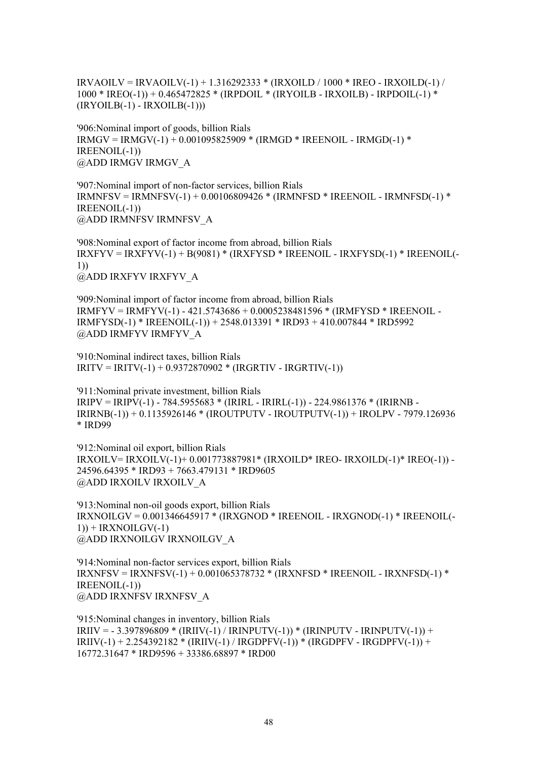IRVAOILV = IRVAOILV(-1) + 1.316292333 * (IRXOILD / 1000 * IREO - IRXOILD(-1) / 1000 * IREO(-1)) + 0.465472825 * (IRPDOIL * (IRYOILB - IRXOILB) - IRPDOIL(-1) * (IRYOILB(-1) - IRXOILB(-1)))

'906:Nominal import of goods, billion Rials
IRMGV = IRMGV(-1) + 0.001095825909 * (IRMGD * IREENOIL - IRMGD(-1) * IREENOIL(-1))
@ADD IRMGV IRMGV_A

'907:Nominal import of non-factor services, billion Rials
IRMNFSV = IRMNFSV(-1) + 0.00106809426 * (IRMNFSD * IREENOIL - IRMNFSD(-1) * IREENOIL(-1))
@ADD IRMNFSV IRMNFSV_A

'908:Nominal export of factor income from abroad, billion Rials
IRXFYV = IRXFYV(-1) + B(9081) * (IRXFYSD * IREENOIL - IRXFYSD(-1) * IREENOIL(-1))
@ADD IRXFYV IRXFYV_A

'909:Nominal import of factor income from abroad, billion Rials
IRMFYV = IRMFYV(-1) - 421.5743686 + 0.0005238481596 * (IRMFYSD * IREENOIL - IRMFYSD(-1) * IREENOIL(-1)) + 2548.013391 * IRD93 + 410.007844 * IRD5992
@ADD IRMFYV IRMFYV_A

'910:Nominal indirect taxes, billion Rials
IRITV = IRITV(-1) + 0.9372870902 * (IRGRTIV - IRGRTIV(-1))

'911:Nominal private investment, billion Rials
IRIPV = IRIPV(-1) - 784.5955683 * (IRIRL - IRIRL(-1)) - 224.9861376 * (IRIRNB - IRIRNB(-1)) + 0.1135926146 * (IROUTPUTV - IROUTPUTV(-1)) + IROLPV - 7979.126936 * IRD99

'912:Nominal oil export, billion Rials
IRXOILV= IRXOILV(-1)+ 0.001773887981* (IRXOILD* IREO- IRXOILD(-1)* IREO(-1)) - 24596.64395 * IRD93 + 7663.479131 * IRD9605
@ADD IRXOILV IRXOILV_A

'913:Nominal non-oil goods export, billion Rials
IRXNOILGV = 0.001346645917 * (IRXGNOD * IREENOIL - IRXGNOD(-1) * IREENOIL(-1)) + IRXNOILGV(-1)
@ADD IRXNOILGV IRXNOILGV_A

'914:Nominal non-factor services export, billion Rials
IRXNFSV = IRXNFSV(-1) + 0.001065378732 * (IRXNFSD * IREENOIL - IRXNFSD(-1) * IREENOIL(-1))
@ADD IRXNFSV IRXNFSV_A

'915:Nominal changes in inventory, billion Rials
IRIIV = - 3.397896809 * (IRIIV(-1) / IRINPUTV(-1)) * (IRINPUTV - IRINPUTV(-1)) + IRIIV(-1) + 2.254392182 * (IRIIV(-1) / IRGDPFV(-1)) * (IRGDPFV - IRGDPFV(-1)) + 16772.31647 * IRD9596 + 33386.68897 * IRD00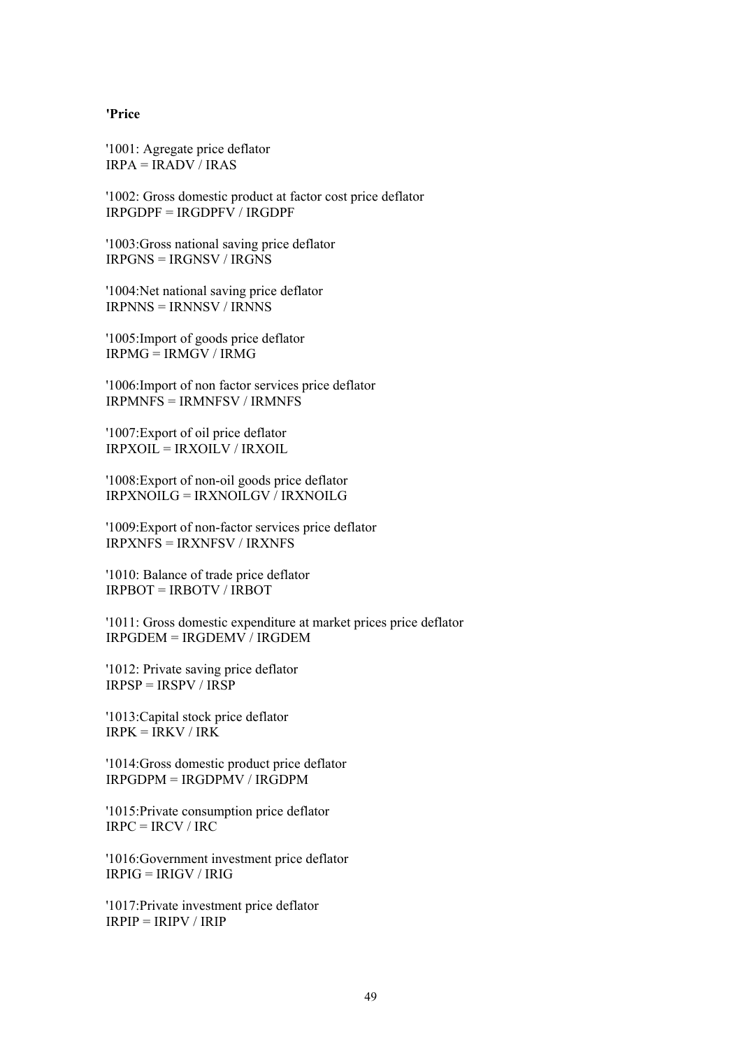**'Price**

'1001: Agregate price deflator
IRPA = IRADV / IRAS

'1002: Gross domestic product at factor cost price deflator
IRPGDPF = IRGDPFV / IRGDPF

'1003:Gross national saving price deflator
IRPGNS = IRGNSV / IRGNS

'1004:Net national saving price deflator
IRPNNS = IRNNSV / IRNNS

'1005:Import of goods price deflator
IRPMG = IRMGV / IRMG

'1006:Import of non factor services price deflator
IRPMNFS = IRMNFSV / IRMNFS

'1007:Export of oil price deflator
IRPXOIL = IRXOILV / IRXOIL

'1008:Export of non-oil goods price deflator
IRPXNOILG = IRXNOILGV / IRXNOILG

'1009:Export of non-factor services price deflator
IRPXNFS = IRXNFSV / IRXNFS

'1010: Balance of trade price deflator
IRPBOT = IRBOTV / IRBOT

'1011: Gross domestic expenditure at market prices price deflator
IRPGDEM = IRGDEMV / IRGDEM

'1012: Private saving price deflator
IRPSP = IRSPV / IRSP

'1013:Capital stock price deflator
IRPK = IRKV / IRK

'1014:Gross domestic product price deflator
IRPGDPM = IRGDPMV / IRGDPM

'1015:Private consumption price deflator
IRPC = IRCV / IRC

'1016:Government investment price deflator
IRPIG = IRIGV / IRIG

'1017:Private investment price deflator
IRPIP = IRIPV / IRIP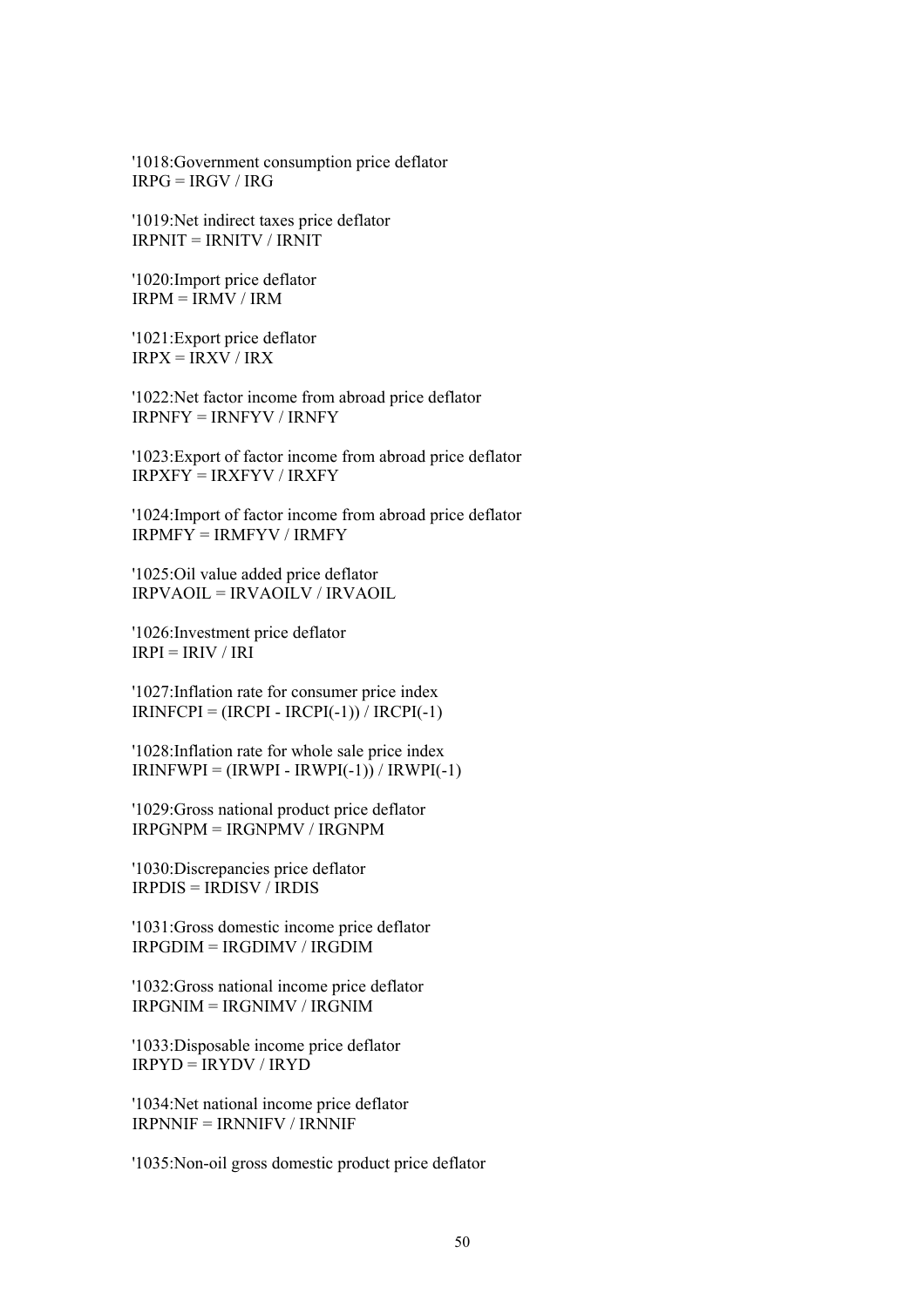'1018:Government consumption price deflator
IRPG = IRGV / IRG

'1019:Net indirect taxes price deflator
IRPNIT = IRNITV / IRNIT

'1020:Import price deflator
IRPM = IRMV / IRM

'1021:Export price deflator
IRPX = IRXV / IRX

'1022:Net factor income from abroad price deflator
IRPNFY = IRNFYV / IRNFY

'1023:Export of factor income from abroad price deflator
IRPXFY = IRXFYV / IRXFY

'1024:Import of factor income from abroad price deflator
IRPMFY = IRMFYV / IRMFY

'1025:Oil value added price deflator
IRPVAOIL = IRVAOILV / IRVAOIL

'1026:Investment price deflator
IRPI = IRIV / IRI

'1027:Inflation rate for consumer price index
IRINFCPI = (IRCPI - IRCPI(-1)) / IRCPI(-1)

'1028:Inflation rate for whole sale price index
IRINFWPI = (IRWPI - IRWPI(-1)) / IRWPI(-1)

'1029:Gross national product price deflator
IRPGNPM = IRGNPMV / IRGNPM

'1030:Discrepancies price deflator
IRPDIS = IRDISV / IRDIS

'1031:Gross domestic income price deflator
IRPGDIM = IRGDIMV / IRGDIM

'1032:Gross national income price deflator
IRPGNIM = IRGNIMV / IRGNIM

'1033:Disposable income price deflator
IRPYD = IRYDV / IRYD

'1034:Net national income price deflator
IRPNNIF = IRNNIFV / IRNNIF

'1035:Non-oil gross domestic product price deflator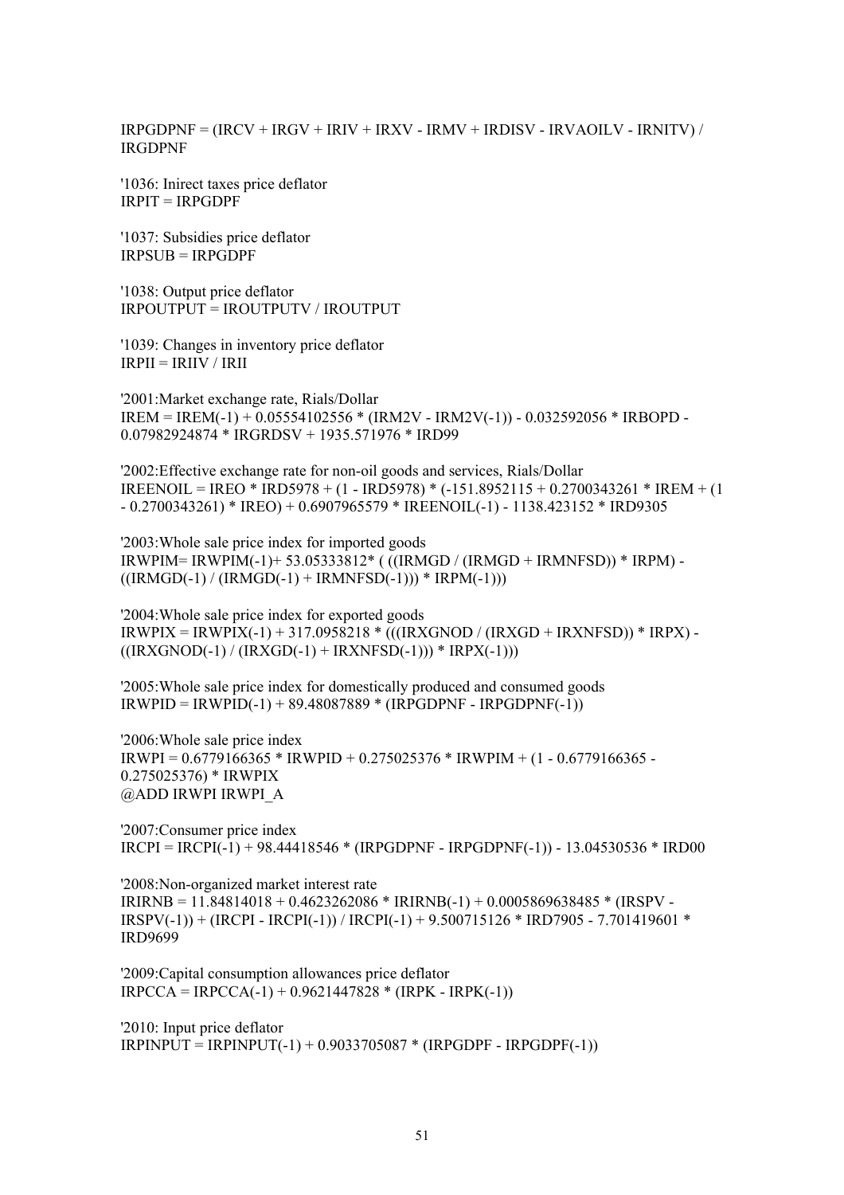IRPGDPNF = (IRCV + IRGV + IRIV + IRXV - IRMV + IRDISV - IRVAOILV - IRNITV) / IRGDPNF

'1036: Inirect taxes price deflator
IRPIT = IRPGDPF

'1037: Subsidies price deflator
IRPSUB = IRPGDPF

'1038: Output price deflator
IRPOUTPUT = IROUTPUTV / IROUTPUT

'1039: Changes in inventory price deflator
IRPII = IRIIV / IRII

'2001:Market exchange rate, Rials/Dollar
IREM = IREM(-1) + 0.05554102556 * (IRM2V - IRM2V(-1)) - 0.032592056 * IRBOPD - 0.07982924874 * IRGRDSV + 1935.571976 * IRD99

'2002:Effective exchange rate for non-oil goods and services, Rials/Dollar
IREENOIL = IREO * IRD5978 + (1 - IRD5978) * (-151.8952115 + 0.2700343261 * IREM + (1 - 0.2700343261) * IREO) + 0.6907965579 * IREENOIL(-1) - 1138.423152 * IRD9305

'2003:Whole sale price index for imported goods
IRWPIM= IRWPIM(-1)+ 53.05333812* ( ((IRMGD / (IRMGD + IRMNFSD)) * IRPM) - ((IRMGD(-1) / (IRMGD(-1) + IRMNFSD(-1))) * IRPM(-1)))

'2004:Whole sale price index for exported goods
IRWPIX = IRWPIX(-1) + 317.0958218 * (((IRXGNOD / (IRXGD + IRXNFSD)) * IRPX) - ((IRXGNOD(-1) / (IRXGD(-1) + IRXNFSD(-1))) * IRPX(-1)))

'2005:Whole sale price index for domestically produced and consumed goods
IRWPID = IRWPID(-1) + 89.48087889 * (IRPGDPNF - IRPGDPNF(-1))

'2006:Whole sale price index
IRWPI = 0.6779166365 * IRWPID + 0.275025376 * IRWPIM + (1 - 0.6779166365 - 0.275025376) * IRWPIX
@ADD IRWPI IRWPI_A

'2007:Consumer price index
IRCPI = IRCPI(-1) + 98.44418546 * (IRPGDPNF - IRPGDPNF(-1)) - 13.04530536 * IRD00

'2008:Non-organized market interest rate
IRIRNB = 11.84814018 + 0.4623262086 * IRIRNB(-1) + 0.0005869638485 * (IRSPV - IRSPV(-1)) + (IRCPI - IRCPI(-1)) / IRCPI(-1) + 9.500715126 * IRD7905 - 7.701419601 * IRD9699

'2009:Capital consumption allowances price deflator
IRPCCA = IRPCCA(-1) + 0.9621447828 * (IRPK - IRPK(-1))

'2010: Input price deflator
IRPINPUT = IRPINPUT(-1) + 0.9033705087 * (IRPGDPF - IRPGDPF(-1))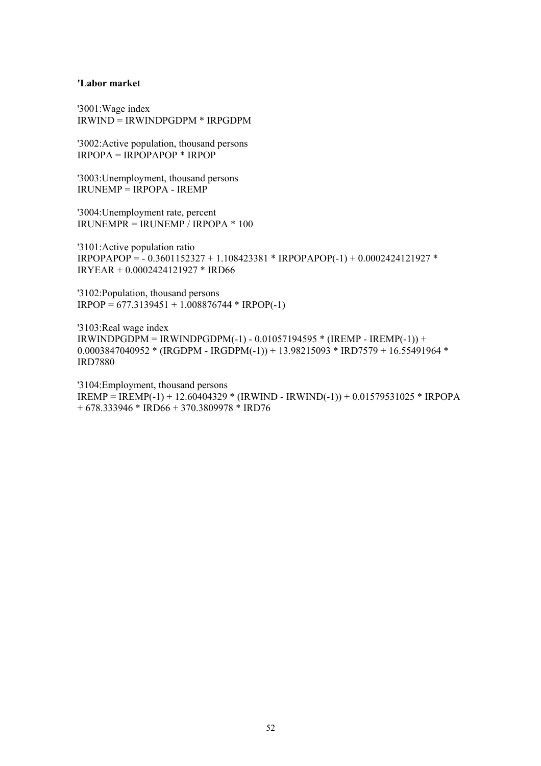**'Labor market**

'3001:Wage index
IRWIND = IRWINDPGDPM * IRPGDPM

'3002:Active population, thousand persons
IRPOPA = IRPOPAPOP * IRPOP

'3003:Unemployment, thousand persons
IRUNEMP = IRPOPA - IREMP

'3004:Unemployment rate, percent
IRUNEMPR = IRUNEMP / IRPOPA * 100

'3101:Active population ratio
IRPOPAPOP = - 0.3601152327 + 1.108423381 * IRPOPAPOP(-1) + 0.0002424121927 * IRYEAR + 0.0002424121927 * IRD66

'3102:Population, thousand persons
IRPOP = 677.3139451 + 1.008876744 * IRPOP(-1)

'3103:Real wage index
IRWINDPGDPM = IRWINDPGDPM(-1) - 0.01057194595 * (IREMP - IREMP(-1)) + 0.0003847040952 * (IRGDPM - IRGDPM(-1)) + 13.98215093 * IRD7579 + 16.55491964 * IRD7880

'3104:Employment, thousand persons
IREMP = IREMP(-1) + 12.60404329 * (IRWIND - IRWIND(-1)) + 0.01579531025 * IRPOPA + 678.333946 * IRD66 + 370.3809978 * IRD76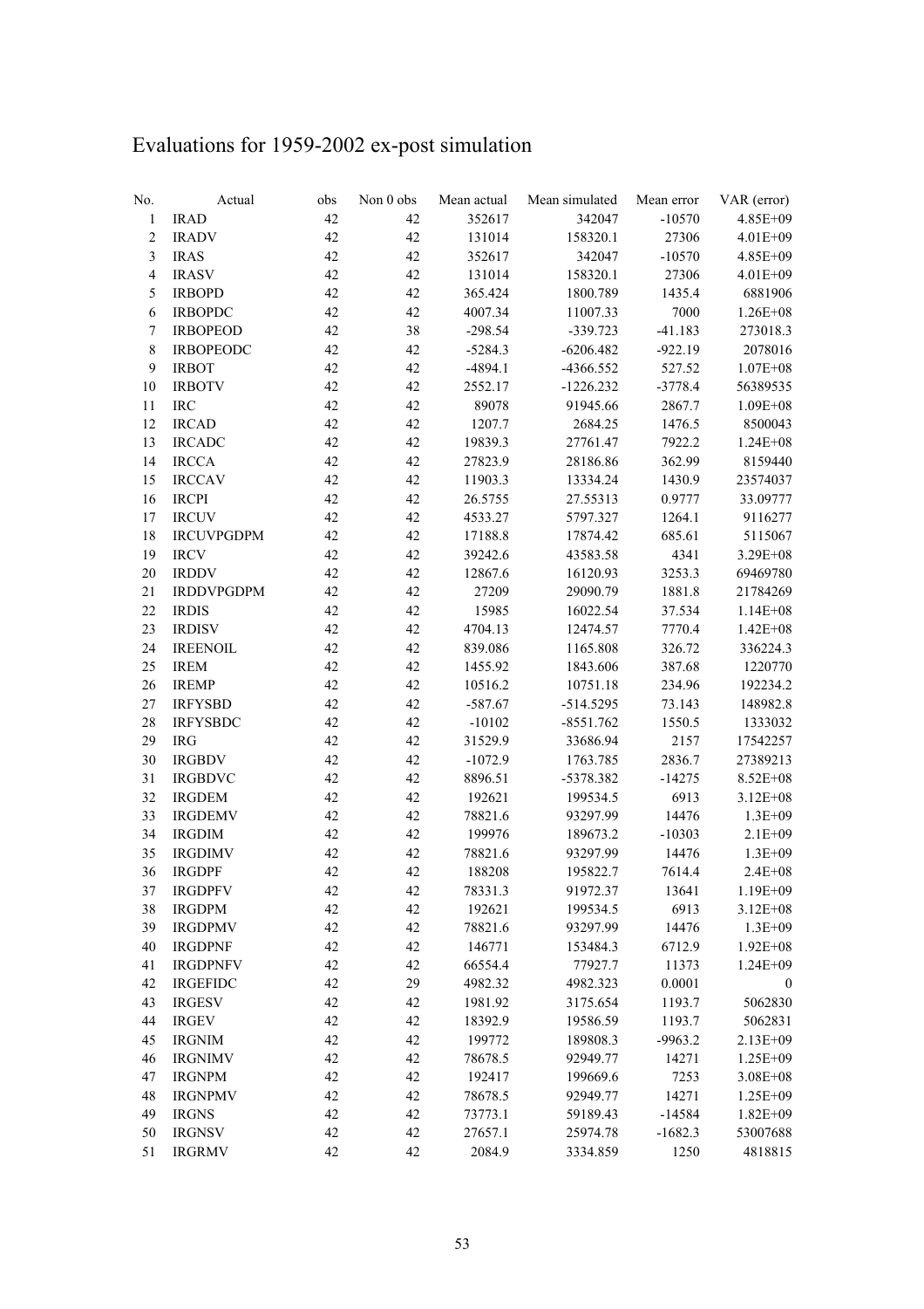# Evaluations for 1959-2002 ex-post simulation

| No. | Actual | obs | Non 0 obs | Mean actual | Mean simulated | Mean error | VAR (error) |
|---|---|---|---|---|---|---|---|
| 1 | IRAD | 42 | 42 | 352617 | 342047 | -10570 | 4.85E+09 |
| 2 | IRADV | 42 | 42 | 131014 | 158320.1 | 27306 | 4.01E+09 |
| 3 | IRAS | 42 | 42 | 352617 | 342047 | -10570 | 4.85E+09 |
| 4 | IRASV | 42 | 42 | 131014 | 158320.1 | 27306 | 4.01E+09 |
| 5 | IRBOPD | 42 | 42 | 365.424 | 1800.789 | 1435.4 | 6881906 |
| 6 | IRBOPDC | 42 | 42 | 4007.34 | 11007.33 | 7000 | 1.26E+08 |
| 7 | IRBOPEOD | 42 | 38 | -298.54 | -339.723 | -41.183 | 273018.3 |
| 8 | IRBOPEODC | 42 | 42 | -5284.3 | -6206.482 | -922.19 | 2078016 |
| 9 | IRBOT | 42 | 42 | -4894.1 | -4366.552 | 527.52 | 1.07E+08 |
| 10 | IRBOTV | 42 | 42 | 2552.17 | -1226.232 | -3778.4 | 56389535 |
| 11 | IRC | 42 | 42 | 89078 | 91945.66 | 2867.7 | 1.09E+08 |
| 12 | IRCAD | 42 | 42 | 1207.7 | 2684.25 | 1476.5 | 8500043 |
| 13 | IRCADC | 42 | 42 | 19839.3 | 27761.47 | 7922.2 | 1.24E+08 |
| 14 | IRCCA | 42 | 42 | 27823.9 | 28186.86 | 362.99 | 8159440 |
| 15 | IRCCAV | 42 | 42 | 11903.3 | 13334.24 | 1430.9 | 23574037 |
| 16 | IRCPI | 42 | 42 | 26.5755 | 27.55313 | 0.9777 | 33.09777 |
| 17 | IRCUV | 42 | 42 | 4533.27 | 5797.327 | 1264.1 | 9116277 |
| 18 | IRCUVPGDPM | 42 | 42 | 17188.8 | 17874.42 | 685.61 | 5115067 |
| 19 | IRCV | 42 | 42 | 39242.6 | 43583.58 | 4341 | 3.29E+08 |
| 20 | IRDDV | 42 | 42 | 12867.6 | 16120.93 | 3253.3 | 69469780 |
| 21 | IRDDVPGDPM | 42 | 42 | 27209 | 29090.79 | 1881.8 | 21784269 |
| 22 | IRDIS | 42 | 42 | 15985 | 16022.54 | 37.534 | 1.14E+08 |
| 23 | IRDISV | 42 | 42 | 4704.13 | 12474.57 | 7770.4 | 1.42E+08 |
| 24 | IREENOIL | 42 | 42 | 839.086 | 1165.808 | 326.72 | 336224.3 |
| 25 | IREM | 42 | 42 | 1455.92 | 1843.606 | 387.68 | 1220770 |
| 26 | IREMP | 42 | 42 | 10516.2 | 10751.18 | 234.96 | 192234.2 |
| 27 | IRFYSBD | 42 | 42 | -587.67 | -514.5295 | 73.143 | 148982.8 |
| 28 | IRFYSBDC | 42 | 42 | -10102 | -8551.762 | 1550.5 | 1333032 |
| 29 | IRG | 42 | 42 | 31529.9 | 33686.94 | 2157 | 17542257 |
| 30 | IRGBDV | 42 | 42 | -1072.9 | 1763.785 | 2836.7 | 27389213 |
| 31 | IRGBDVC | 42 | 42 | 8896.51 | -5378.382 | -14275 | 8.52E+08 |
| 32 | IRGDEM | 42 | 42 | 192621 | 199534.5 | 6913 | 3.12E+08 |
| 33 | IRGDEMV | 42 | 42 | 78821.6 | 93297.99 | 14476 | 1.3E+09 |
| 34 | IRGDIM | 42 | 42 | 199976 | 189673.2 | -10303 | 2.1E+09 |
| 35 | IRGDIMV | 42 | 42 | 78821.6 | 93297.99 | 14476 | 1.3E+09 |
| 36 | IRGDPF | 42 | 42 | 188208 | 195822.7 | 7614.4 | 2.4E+08 |
| 37 | IRGDPFV | 42 | 42 | 78331.3 | 91972.37 | 13641 | 1.19E+09 |
| 38 | IRGDPM | 42 | 42 | 192621 | 199534.5 | 6913 | 3.12E+08 |
| 39 | IRGDPMV | 42 | 42 | 78821.6 | 93297.99 | 14476 | 1.3E+09 |
| 40 | IRGDPNF | 42 | 42 | 146771 | 153484.3 | 6712.9 | 1.92E+08 |
| 41 | IRGDPNFV | 42 | 42 | 66554.4 | 77927.7 | 11373 | 1.24E+09 |
| 42 | IRGEFIDC | 42 | 29 | 4982.32 | 4982.323 | 0.0001 | 0 |
| 43 | IRGESV | 42 | 42 | 1981.92 | 3175.654 | 1193.7 | 5062830 |
| 44 | IRGEV | 42 | 42 | 18392.9 | 19586.59 | 1193.7 | 5062831 |
| 45 | IRGNIM | 42 | 42 | 199772 | 189808.3 | -9963.2 | 2.13E+09 |
| 46 | IRGNIMV | 42 | 42 | 78678.5 | 92949.77 | 14271 | 1.25E+09 |
| 47 | IRGNPM | 42 | 42 | 192417 | 199669.6 | 7253 | 3.08E+08 |
| 48 | IRGNPMV | 42 | 42 | 78678.5 | 92949.77 | 14271 | 1.25E+09 |
| 49 | IRGNS | 42 | 42 | 73773.1 | 59189.43 | -14584 | 1.82E+09 |
| 50 | IRGNSV | 42 | 42 | 27657.1 | 25974.78 | -1682.3 | 53007688 |
| 51 | IRGRMV | 42 | 42 | 2084.9 | 3334.859 | 1250 | 4818815 |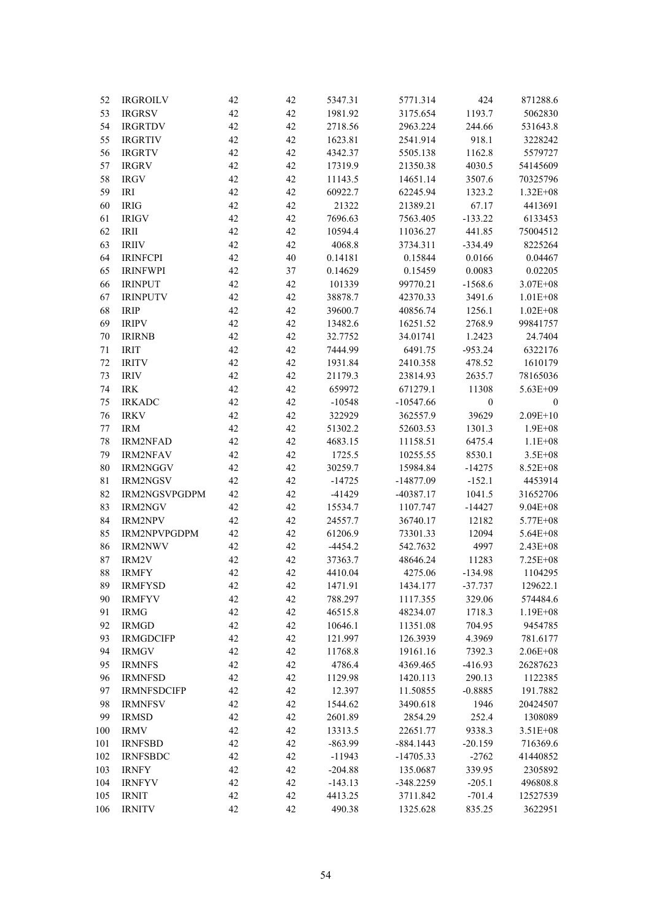| | | | | | | | |
|---|---|---|---|---|---|---|---|
| 52 | IRGROILV | 42 | 42 | 5347.31 | 5771.314 | 424 | 871288.6 |
| 53 | IRGRSV | 42 | 42 | 1981.92 | 3175.654 | 1193.7 | 5062830 |
| 54 | IRGRTDV | 42 | 42 | 2718.56 | 2963.224 | 244.66 | 531643.8 |
| 55 | IRGRTIV | 42 | 42 | 1623.81 | 2541.914 | 918.1 | 3228242 |
| 56 | IRGRTV | 42 | 42 | 4342.37 | 5505.138 | 1162.8 | 5579727 |
| 57 | IRGRV | 42 | 42 | 17319.9 | 21350.38 | 4030.5 | 54145609 |
| 58 | IRGV | 42 | 42 | 11143.5 | 14651.14 | 3507.6 | 70325796 |
| 59 | IRI | 42 | 42 | 60922.7 | 62245.94 | 1323.2 | 1.32E+08 |
| 60 | IRIG | 42 | 42 | 21322 | 21389.21 | 67.17 | 4413691 |
| 61 | IRIGV | 42 | 42 | 7696.63 | 7563.405 | -133.22 | 6133453 |
| 62 | IRII | 42 | 42 | 10594.4 | 11036.27 | 441.85 | 75004512 |
| 63 | IRIIV | 42 | 42 | 4068.8 | 3734.311 | -334.49 | 8225264 |
| 64 | IRINFCPI | 42 | 40 | 0.14181 | 0.15844 | 0.0166 | 0.04467 |
| 65 | IRINFWPI | 42 | 37 | 0.14629 | 0.15459 | 0.0083 | 0.02205 |
| 66 | IRINPUT | 42 | 42 | 101339 | 99770.21 | -1568.6 | 3.07E+08 |
| 67 | IRINPUTV | 42 | 42 | 38878.7 | 42370.33 | 3491.6 | 1.01E+08 |
| 68 | IRIP | 42 | 42 | 39600.7 | 40856.74 | 1256.1 | 1.02E+08 |
| 69 | IRIPV | 42 | 42 | 13482.6 | 16251.52 | 2768.9 | 99841757 |
| 70 | IRIRNB | 42 | 42 | 32.7752 | 34.01741 | 1.2423 | 24.7404 |
| 71 | IRIT | 42 | 42 | 7444.99 | 6491.75 | -953.24 | 6322176 |
| 72 | IRITV | 42 | 42 | 1931.84 | 2410.358 | 478.52 | 1610179 |
| 73 | IRIV | 42 | 42 | 21179.3 | 23814.93 | 2635.7 | 78165036 |
| 74 | IRK | 42 | 42 | 659972 | 671279.1 | 11308 | 5.63E+09 |
| 75 | IRKADC | 42 | 42 | -10548 | -10547.66 | 0 | 0 |
| 76 | IRKV | 42 | 42 | 322929 | 362557.9 | 39629 | 2.09E+10 |
| 77 | IRM | 42 | 42 | 51302.2 | 52603.53 | 1301.3 | 1.9E+08 |
| 78 | IRM2NFAD | 42 | 42 | 4683.15 | 11158.51 | 6475.4 | 1.1E+08 |
| 79 | IRM2NFAV | 42 | 42 | 1725.5 | 10255.55 | 8530.1 | 3.5E+08 |
| 80 | IRM2NGGV | 42 | 42 | 30259.7 | 15984.84 | -14275 | 8.52E+08 |
| 81 | IRM2NGSV | 42 | 42 | -14725 | -14877.09 | -152.1 | 4453914 |
| 82 | IRM2NGSVPGDPM | 42 | 42 | -41429 | -40387.17 | 1041.5 | 31652706 |
| 83 | IRM2NGV | 42 | 42 | 15534.7 | 1107.747 | -14427 | 9.04E+08 |
| 84 | IRM2NPV | 42 | 42 | 24557.7 | 36740.17 | 12182 | 5.77E+08 |
| 85 | IRM2NPVPGDPM | 42 | 42 | 61206.9 | 73301.33 | 12094 | 5.64E+08 |
| 86 | IRM2NWV | 42 | 42 | -4454.2 | 542.7632 | 4997 | 2.43E+08 |
| 87 | IRM2V | 42 | 42 | 37363.7 | 48646.24 | 11283 | 7.25E+08 |
| 88 | IRMFY | 42 | 42 | 4410.04 | 4275.06 | -134.98 | 1104295 |
| 89 | IRMFYSD | 42 | 42 | 1471.91 | 1434.177 | -37.737 | 129622.1 |
| 90 | IRMFYV | 42 | 42 | 788.297 | 1117.355 | 329.06 | 574484.6 |
| 91 | IRMG | 42 | 42 | 46515.8 | 48234.07 | 1718.3 | 1.19E+08 |
| 92 | IRMGD | 42 | 42 | 10646.1 | 11351.08 | 704.95 | 9454785 |
| 93 | IRMGDCIFP | 42 | 42 | 121.997 | 126.3939 | 4.3969 | 781.6177 |
| 94 | IRMGV | 42 | 42 | 11768.8 | 19161.16 | 7392.3 | 2.06E+08 |
| 95 | IRMNFS | 42 | 42 | 4786.4 | 4369.465 | -416.93 | 26287623 |
| 96 | IRMNFSD | 42 | 42 | 1129.98 | 1420.113 | 290.13 | 1122385 |
| 97 | IRMNFSDCIFP | 42 | 42 | 12.397 | 11.50855 | -0.8885 | 191.7882 |
| 98 | IRMNFSV | 42 | 42 | 1544.62 | 3490.618 | 1946 | 20424507 |
| 99 | IRMSD | 42 | 42 | 2601.89 | 2854.29 | 252.4 | 1308089 |
| 100 | IRMV | 42 | 42 | 13313.5 | 22651.77 | 9338.3 | 3.51E+08 |
| 101 | IRNFSBD | 42 | 42 | -863.99 | -884.1443 | -20.159 | 716369.6 |
| 102 | IRNFSBDC | 42 | 42 | -11943 | -14705.33 | -2762 | 41440852 |
| 103 | IRNFY | 42 | 42 | -204.88 | 135.0687 | 339.95 | 2305892 |
| 104 | IRNFYV | 42 | 42 | -143.13 | -348.2259 | -205.1 | 496808.8 |
| 105 | IRNIT | 42 | 42 | 4413.25 | 3711.842 | -701.4 | 12527539 |
| 106 | IRNITV | 42 | 42 | 490.38 | 1325.628 | 835.25 | 3622951 |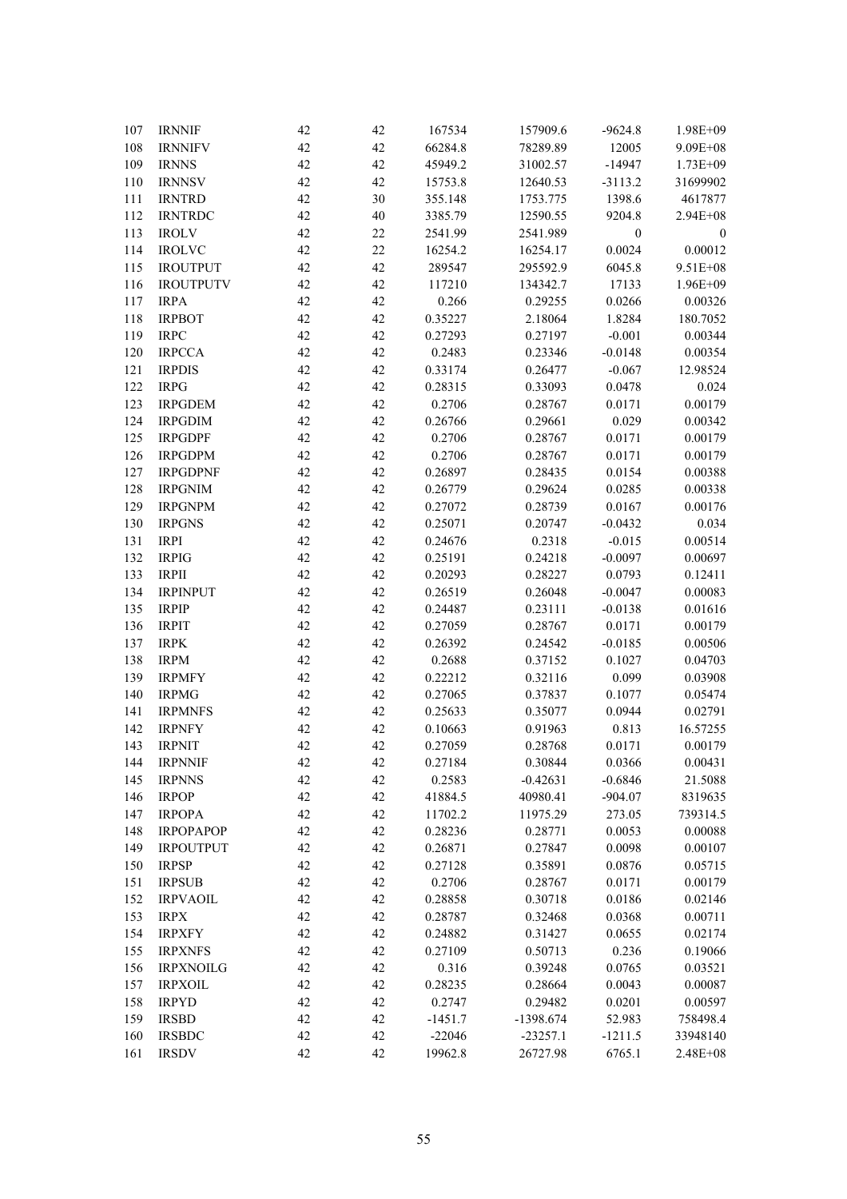| | | | | | | | |
|---|---|---|---|---|---|---|---|
| 107 | IRNNIF | 42 | 42 | 167534 | 157909.6 | -9624.8 | 1.98E+09 |
| 108 | IRNNIFV | 42 | 42 | 66284.8 | 78289.89 | 12005 | 9.09E+08 |
| 109 | IRNNS | 42 | 42 | 45949.2 | 31002.57 | -14947 | 1.73E+09 |
| 110 | IRNNSV | 42 | 42 | 15753.8 | 12640.53 | -3113.2 | 31699902 |
| 111 | IRNTRD | 42 | 30 | 355.148 | 1753.775 | 1398.6 | 4617877 |
| 112 | IRNTRDC | 42 | 40 | 3385.79 | 12590.55 | 9204.8 | 2.94E+08 |
| 113 | IROLV | 42 | 22 | 2541.99 | 2541.989 | 0 | 0 |
| 114 | IROLVC | 42 | 22 | 16254.2 | 16254.17 | 0.0024 | 0.00012 |
| 115 | IROUTPUT | 42 | 42 | 289547 | 295592.9 | 6045.8 | 9.51E+08 |
| 116 | IROUTPUTV | 42 | 42 | 117210 | 134342.7 | 17133 | 1.96E+09 |
| 117 | IRPA | 42 | 42 | 0.266 | 0.29255 | 0.0266 | 0.00326 |
| 118 | IRPBOT | 42 | 42 | 0.35227 | 2.18064 | 1.8284 | 180.7052 |
| 119 | IRPC | 42 | 42 | 0.27293 | 0.27197 | -0.001 | 0.00344 |
| 120 | IRPCCA | 42 | 42 | 0.2483 | 0.23346 | -0.0148 | 0.00354 |
| 121 | IRPDIS | 42 | 42 | 0.33174 | 0.26477 | -0.067 | 12.98524 |
| 122 | IRPG | 42 | 42 | 0.28315 | 0.33093 | 0.0478 | 0.024 |
| 123 | IRPGDEM | 42 | 42 | 0.2706 | 0.28767 | 0.0171 | 0.00179 |
| 124 | IRPGDIM | 42 | 42 | 0.26766 | 0.29661 | 0.029 | 0.00342 |
| 125 | IRPGDPF | 42 | 42 | 0.2706 | 0.28767 | 0.0171 | 0.00179 |
| 126 | IRPGDPM | 42 | 42 | 0.2706 | 0.28767 | 0.0171 | 0.00179 |
| 127 | IRPGDPNF | 42 | 42 | 0.26897 | 0.28435 | 0.0154 | 0.00388 |
| 128 | IRPGNIM | 42 | 42 | 0.26779 | 0.29624 | 0.0285 | 0.00338 |
| 129 | IRPGNPM | 42 | 42 | 0.27072 | 0.28739 | 0.0167 | 0.00176 |
| 130 | IRPGNS | 42 | 42 | 0.25071 | 0.20747 | -0.0432 | 0.034 |
| 131 | IRPI | 42 | 42 | 0.24676 | 0.2318 | -0.015 | 0.00514 |
| 132 | IRPIG | 42 | 42 | 0.25191 | 0.24218 | -0.0097 | 0.00697 |
| 133 | IRPII | 42 | 42 | 0.20293 | 0.28227 | 0.0793 | 0.12411 |
| 134 | IRPINPUT | 42 | 42 | 0.26519 | 0.26048 | -0.0047 | 0.00083 |
| 135 | IRPIP | 42 | 42 | 0.24487 | 0.23111 | -0.0138 | 0.01616 |
| 136 | IRPIT | 42 | 42 | 0.27059 | 0.28767 | 0.0171 | 0.00179 |
| 137 | IRPK | 42 | 42 | 0.26392 | 0.24542 | -0.0185 | 0.00506 |
| 138 | IRPM | 42 | 42 | 0.2688 | 0.37152 | 0.1027 | 0.04703 |
| 139 | IRPMFY | 42 | 42 | 0.22212 | 0.32116 | 0.099 | 0.03908 |
| 140 | IRPMG | 42 | 42 | 0.27065 | 0.37837 | 0.1077 | 0.05474 |
| 141 | IRPMNFS | 42 | 42 | 0.25633 | 0.35077 | 0.0944 | 0.02791 |
| 142 | IRPNFY | 42 | 42 | 0.10663 | 0.91963 | 0.813 | 16.57255 |
| 143 | IRPNIT | 42 | 42 | 0.27059 | 0.28768 | 0.0171 | 0.00179 |
| 144 | IRPNNIF | 42 | 42 | 0.27184 | 0.30844 | 0.0366 | 0.00431 |
| 145 | IRPNNS | 42 | 42 | 0.2583 | -0.42631 | -0.6846 | 21.5088 |
| 146 | IRPOP | 42 | 42 | 41884.5 | 40980.41 | -904.07 | 8319635 |
| 147 | IRPOPA | 42 | 42 | 11702.2 | 11975.29 | 273.05 | 739314.5 |
| 148 | IRPOPAPOP | 42 | 42 | 0.28236 | 0.28771 | 0.0053 | 0.00088 |
| 149 | IRPOUTPUT | 42 | 42 | 0.26871 | 0.27847 | 0.0098 | 0.00107 |
| 150 | IRPSP | 42 | 42 | 0.27128 | 0.35891 | 0.0876 | 0.05715 |
| 151 | IRPSUB | 42 | 42 | 0.2706 | 0.28767 | 0.0171 | 0.00179 |
| 152 | IRPVAOIL | 42 | 42 | 0.28858 | 0.30718 | 0.0186 | 0.02146 |
| 153 | IRPX | 42 | 42 | 0.28787 | 0.32468 | 0.0368 | 0.00711 |
| 154 | IRPXFY | 42 | 42 | 0.24882 | 0.31427 | 0.0655 | 0.02174 |
| 155 | IRPXNFS | 42 | 42 | 0.27109 | 0.50713 | 0.236 | 0.19066 |
| 156 | IRPXNOILG | 42 | 42 | 0.316 | 0.39248 | 0.0765 | 0.03521 |
| 157 | IRPXOIL | 42 | 42 | 0.28235 | 0.28664 | 0.0043 | 0.00087 |
| 158 | IRPYD | 42 | 42 | 0.2747 | 0.29482 | 0.0201 | 0.00597 |
| 159 | IRSBD | 42 | 42 | -1451.7 | -1398.674 | 52.983 | 758498.4 |
| 160 | IRSBDC | 42 | 42 | -22046 | -23257.1 | -1211.5 | 33948140 |
| 161 | IRSDV | 42 | 42 | 19962.8 | 26727.98 | 6765.1 | 2.48E+08 |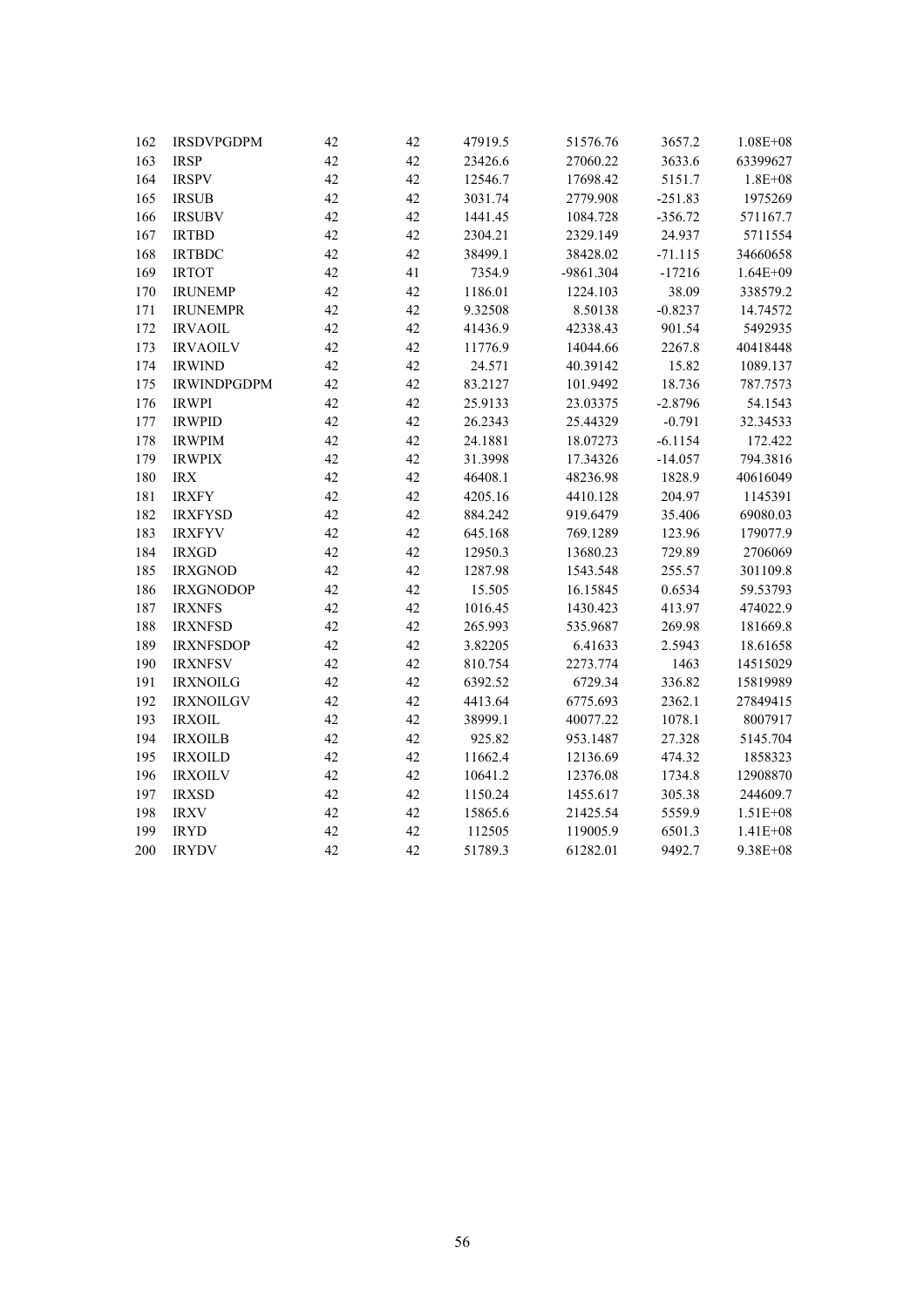| 162 | IRSDVPGDPM | 42 | 42 | 47919.5 | 51576.76 | 3657.2 | 1.08E+08 |
|---|---|---|---|---|---|---|---|
| 163 | IRSP | 42 | 42 | 23426.6 | 27060.22 | 3633.6 | 63399627 |
| 164 | IRSPV | 42 | 42 | 12546.7 | 17698.42 | 5151.7 | 1.8E+08 |
| 165 | IRSUB | 42 | 42 | 3031.74 | 2779.908 | -251.83 | 1975269 |
| 166 | IRSUBV | 42 | 42 | 1441.45 | 1084.728 | -356.72 | 571167.7 |
| 167 | IRTBD | 42 | 42 | 2304.21 | 2329.149 | 24.937 | 5711554 |
| 168 | IRTBDC | 42 | 42 | 38499.1 | 38428.02 | -71.115 | 34660658 |
| 169 | IRTOT | 42 | 41 | 7354.9 | -9861.304 | -17216 | 1.64E+09 |
| 170 | IRUNEMP | 42 | 42 | 1186.01 | 1224.103 | 38.09 | 338579.2 |
| 171 | IRUNEMPR | 42 | 42 | 9.32508 | 8.50138 | -0.8237 | 14.74572 |
| 172 | IRVAOIL | 42 | 42 | 41436.9 | 42338.43 | 901.54 | 5492935 |
| 173 | IRVAOILV | 42 | 42 | 11776.9 | 14044.66 | 2267.8 | 40418448 |
| 174 | IRWIND | 42 | 42 | 24.571 | 40.39142 | 15.82 | 1089.137 |
| 175 | IRWINDPGDPM | 42 | 42 | 83.2127 | 101.9492 | 18.736 | 787.7573 |
| 176 | IRWPI | 42 | 42 | 25.9133 | 23.03375 | -2.8796 | 54.1543 |
| 177 | IRWPID | 42 | 42 | 26.2343 | 25.44329 | -0.791 | 32.34533 |
| 178 | IRWPIM | 42 | 42 | 24.1881 | 18.07273 | -6.1154 | 172.422 |
| 179 | IRWPIX | 42 | 42 | 31.3998 | 17.34326 | -14.057 | 794.3816 |
| 180 | IRX | 42 | 42 | 46408.1 | 48236.98 | 1828.9 | 40616049 |
| 181 | IRXFY | 42 | 42 | 4205.16 | 4410.128 | 204.97 | 1145391 |
| 182 | IRXFYSD | 42 | 42 | 884.242 | 919.6479 | 35.406 | 69080.03 |
| 183 | IRXFYV | 42 | 42 | 645.168 | 769.1289 | 123.96 | 179077.9 |
| 184 | IRXGD | 42 | 42 | 12950.3 | 13680.23 | 729.89 | 2706069 |
| 185 | IRXGNOD | 42 | 42 | 1287.98 | 1543.548 | 255.57 | 301109.8 |
| 186 | IRXGNODOP | 42 | 42 | 15.505 | 16.15845 | 0.6534 | 59.53793 |
| 187 | IRXNFS | 42 | 42 | 1016.45 | 1430.423 | 413.97 | 474022.9 |
| 188 | IRXNFSD | 42 | 42 | 265.993 | 535.9687 | 269.98 | 181669.8 |
| 189 | IRXNFSDOP | 42 | 42 | 3.82205 | 6.41633 | 2.5943 | 18.61658 |
| 190 | IRXNFSV | 42 | 42 | 810.754 | 2273.774 | 1463 | 14515029 |
| 191 | IRXNOILG | 42 | 42 | 6392.52 | 6729.34 | 336.82 | 15819989 |
| 192 | IRXNOILGV | 42 | 42 | 4413.64 | 6775.693 | 2362.1 | 27849415 |
| 193 | IRXOIL | 42 | 42 | 38999.1 | 40077.22 | 1078.1 | 8007917 |
| 194 | IRXOILB | 42 | 42 | 925.82 | 953.1487 | 27.328 | 5145.704 |
| 195 | IRXOILD | 42 | 42 | 11662.4 | 12136.69 | 474.32 | 1858323 |
| 196 | IRXOILV | 42 | 42 | 10641.2 | 12376.08 | 1734.8 | 12908870 |
| 197 | IRXSD | 42 | 42 | 1150.24 | 1455.617 | 305.38 | 244609.7 |
| 198 | IRXV | 42 | 42 | 15865.6 | 21425.54 | 5559.9 | 1.51E+08 |
| 199 | IRYD | 42 | 42 | 112505 | 119005.9 | 6501.3 | 1.41E+08 |
| 200 | IRYDV | 42 | 42 | 51789.3 | 61282.01 | 9492.7 | 9.38E+08 |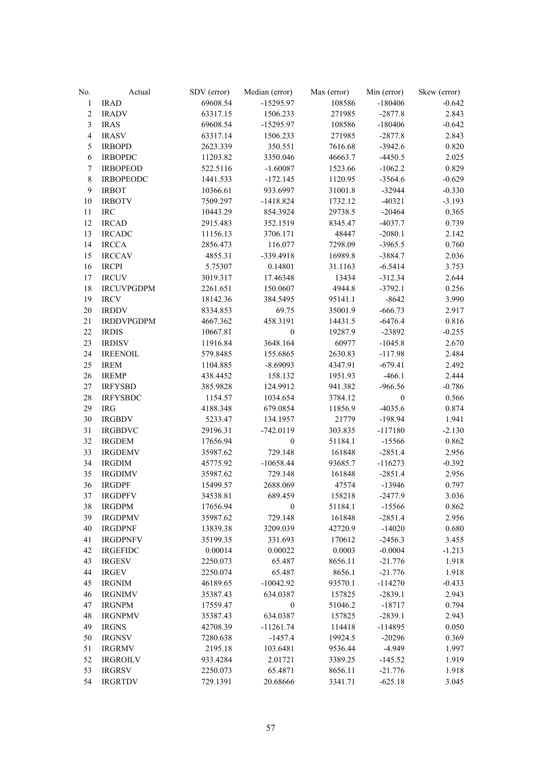| No. | Actual | SDV (error) | Median (error) | Max (error) | Min (error) | Skew (error) |
|---|---|---|---|---|---|---|
| 1 | IRAD | 69608.54 | -15295.97 | 108586 | -180406 | -0.642 |
| 2 | IRADV | 63317.15 | 1506.233 | 271985 | -2877.8 | 2.843 |
| 3 | IRAS | 69608.54 | -15295.97 | 108586 | -180406 | -0.642 |
| 4 | IRASV | 63317.14 | 1506.233 | 271985 | -2877.8 | 2.843 |
| 5 | IRBOPD | 2623.339 | 350.551 | 7616.68 | -3942.6 | 0.820 |
| 6 | IRBOPDC | 11203.82 | 3350.046 | 46663.7 | -4450.5 | 2.025 |
| 7 | IRBOPEOD | 522.5116 | -1.60087 | 1523.66 | -1062.2 | 0.829 |
| 8 | IRBOPEODC | 1441.533 | -172.145 | 1120.95 | -3564.6 | -0.629 |
| 9 | IRBOT | 10366.61 | 933.6997 | 31001.8 | -32944 | -0.330 |
| 10 | IRBOTV | 7509.297 | -1418.824 | 1732.12 | -40321 | -3.193 |
| 11 | IRC | 10443.29 | 854.3924 | 29738.5 | -20464 | 0.365 |
| 12 | IRCAD | 2915.483 | 352.1519 | 8345.47 | -4037.7 | 0.739 |
| 13 | IRCADC | 11156.13 | 3706.171 | 48447 | -2080.1 | 2.142 |
| 14 | IRCCA | 2856.473 | 116.077 | 7298.09 | -3965.5 | 0.760 |
| 15 | IRCCAV | 4855.31 | -339.4918 | 16989.8 | -3884.7 | 2.036 |
| 16 | IRCPI | 5.75307 | 0.14801 | 31.1163 | -6.5414 | 3.753 |
| 17 | IRCUV | 3019.317 | 17.46348 | 13434 | -312.34 | 2.644 |
| 18 | IRCUVPGDPM | 2261.651 | 150.0607 | 4944.8 | -3792.1 | 0.256 |
| 19 | IRCV | 18142.36 | 384.5495 | 95141.1 | -8642 | 3.990 |
| 20 | IRDDV | 8334.853 | 69.75 | 35001.9 | -666.73 | 2.917 |
| 21 | IRDDVPGDPM | 4667.362 | 458.3191 | 14431.5 | -6476.4 | 0.816 |
| 22 | IRDIS | 10667.81 | 0 | 19287.9 | -23892 | -0.255 |
| 23 | IRDISV | 11916.84 | 3648.164 | 60977 | -1045.8 | 2.670 |
| 24 | IREENOIL | 579.8485 | 155.6865 | 2630.83 | -117.98 | 2.484 |
| 25 | IREM | 1104.885 | -8.69093 | 4347.91 | -679.41 | 2.492 |
| 26 | IREMP | 438.4452 | 158.132 | 1951.93 | -466.1 | 2.444 |
| 27 | IRFYSBD | 385.9828 | 124.9912 | 941.382 | -966.56 | -0.786 |
| 28 | IRFYSBDC | 1154.57 | 1034.654 | 3784.12 | 0 | 0.566 |
| 29 | IRG | 4188.348 | 679.0854 | 11856.9 | -4035.6 | 0.874 |
| 30 | IRGBDV | 5233.47 | 134.1957 | 21779 | -198.94 | 1.941 |
| 31 | IRGBDVC | 29196.31 | -742.0119 | 303.835 | -117180 | -2.130 |
| 32 | IRGDEM | 17656.94 | 0 | 51184.1 | -15566 | 0.862 |
| 33 | IRGDEMV | 35987.62 | 729.148 | 161848 | -2851.4 | 2.956 |
| 34 | IRGDIM | 45775.92 | -10658.44 | 93685.7 | -116273 | -0.392 |
| 35 | IRGDIMV | 35987.62 | 729.148 | 161848 | -2851.4 | 2.956 |
| 36 | IRGDPF | 15499.57 | 2688.069 | 47574 | -13946 | 0.797 |
| 37 | IRGDPFV | 34538.81 | 689.459 | 158218 | -2477.9 | 3.036 |
| 38 | IRGDPM | 17656.94 | 0 | 51184.1 | -15566 | 0.862 |
| 39 | IRGDPMV | 35987.62 | 729.148 | 161848 | -2851.4 | 2.956 |
| 40 | IRGDPNF | 13839.38 | 3209.039 | 42720.9 | -14020 | 0.680 |
| 41 | IRGDPNFV | 35199.35 | 331.693 | 170612 | -2456.3 | 3.455 |
| 42 | IRGEFIDC | 0.00014 | 0.00022 | 0.0003 | -0.0004 | -1.213 |
| 43 | IRGESV | 2250.073 | 65.487 | 8656.11 | -21.776 | 1.918 |
| 44 | IRGEV | 2250.074 | 65.487 | 8656.1 | -21.776 | 1.918 |
| 45 | IRGNIM | 46189.65 | -10042.92 | 93570.1 | -114270 | -0.433 |
| 46 | IRGNIMV | 35387.43 | 634.0387 | 157825 | -2839.1 | 2.943 |
| 47 | IRGNPM | 17559.47 | 0 | 51046.2 | -18717 | 0.794 |
| 48 | IRGNPMV | 35387.43 | 634.0387 | 157825 | -2839.1 | 2.943 |
| 49 | IRGNS | 42708.39 | -11261.74 | 114418 | -114895 | 0.050 |
| 50 | IRGNSV | 7280.638 | -1457.4 | 19924.5 | -20296 | 0.369 |
| 51 | IRGRMV | 2195.18 | 103.6481 | 9536.44 | -4.949 | 1.997 |
| 52 | IRGROILV | 933.4284 | 2.01721 | 3389.25 | -145.52 | 1.919 |
| 53 | IRGRSV | 2250.073 | 65.4871 | 8656.11 | -21.776 | 1.918 |
| 54 | IRGRTDV | 729.1391 | 20.68666 | 3341.71 | -625.18 | 3.045 |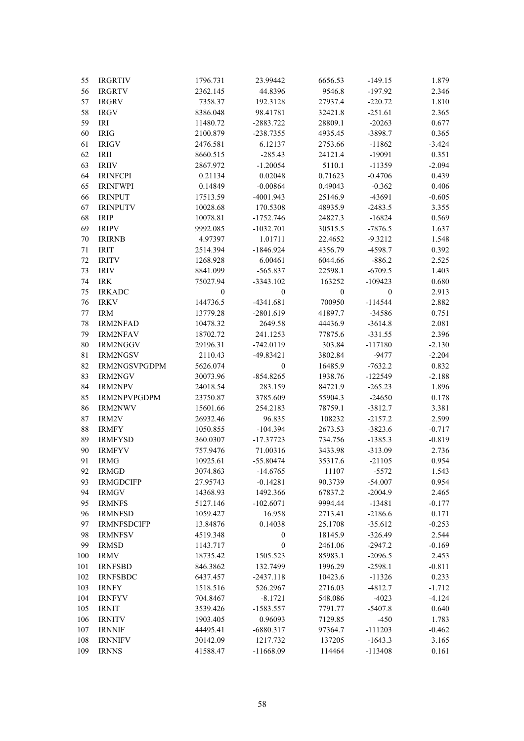| | | | | | | |
|---|---|---|---|---|---|---|
| 55 | IRGRTIV | 1796.731 | 23.99442 | 6656.53 | -149.15 | 1.879 |
| 56 | IRGRTV | 2362.145 | 44.8396 | 9546.8 | -197.92 | 2.346 |
| 57 | IRGRV | 7358.37 | 192.3128 | 27937.4 | -220.72 | 1.810 |
| 58 | IRGV | 8386.048 | 98.41781 | 32421.8 | -251.61 | 2.365 |
| 59 | IRI | 11480.72 | -2883.722 | 28809.1 | -20263 | 0.677 |
| 60 | IRIG | 2100.879 | -238.7355 | 4935.45 | -3898.7 | 0.365 |
| 61 | IRIGV | 2476.581 | 6.12137 | 2753.66 | -11862 | -3.424 |
| 62 | IRII | 8660.515 | -285.43 | 24121.4 | -19091 | 0.351 |
| 63 | IRIIV | 2867.972 | -1.20054 | 5110.1 | -11359 | -2.094 |
| 64 | IRINFCPI | 0.21134 | 0.02048 | 0.71623 | -0.4706 | 0.439 |
| 65 | IRINFWPI | 0.14849 | -0.00864 | 0.49043 | -0.362 | 0.406 |
| 66 | IRINPUT | 17513.59 | -4001.943 | 25146.9 | -43691 | -0.605 |
| 67 | IRINPUTV | 10028.68 | 170.5308 | 48935.9 | -2483.5 | 3.355 |
| 68 | IRIP | 10078.81 | -1752.746 | 24827.3 | -16824 | 0.569 |
| 69 | IRIPV | 9992.085 | -1032.701 | 30515.5 | -7876.5 | 1.637 |
| 70 | IRIRNB | 4.97397 | 1.01711 | 22.4652 | -9.3212 | 1.548 |
| 71 | IRIT | 2514.394 | -1846.924 | 4356.79 | -4598.7 | 0.392 |
| 72 | IRITV | 1268.928 | 6.00461 | 6044.66 | -886.2 | 2.525 |
| 73 | IRIV | 8841.099 | -565.837 | 22598.1 | -6709.5 | 1.403 |
| 74 | IRK | 75027.94 | -3343.102 | 163252 | -109423 | 0.680 |
| 75 | IRKADC | 0 | 0 | 0 | 0 | 2.913 |
| 76 | IRKV | 144736.5 | -4341.681 | 700950 | -114544 | 2.882 |
| 77 | IRM | 13779.28 | -2801.619 | 41897.7 | -34586 | 0.751 |
| 78 | IRM2NFAD | 10478.32 | 2649.58 | 44436.9 | -3614.8 | 2.081 |
| 79 | IRM2NFAV | 18702.72 | 241.1253 | 77875.6 | -331.55 | 2.396 |
| 80 | IRM2NGGV | 29196.31 | -742.0119 | 303.84 | -117180 | -2.130 |
| 81 | IRM2NGSV | 2110.43 | -49.83421 | 3802.84 | -9477 | -2.204 |
| 82 | IRM2NGSVPGDPM | 5626.074 | 0 | 16485.9 | -7632.2 | 0.832 |
| 83 | IRM2NGV | 30073.96 | -854.8265 | 1938.76 | -122549 | -2.188 |
| 84 | IRM2NPV | 24018.54 | 283.159 | 84721.9 | -265.23 | 1.896 |
| 85 | IRM2NPVPGDPM | 23750.87 | 3785.609 | 55904.3 | -24650 | 0.178 |
| 86 | IRM2NWV | 15601.66 | 254.2183 | 78759.1 | -3812.7 | 3.381 |
| 87 | IRM2V | 26932.46 | 96.835 | 108232 | -2157.2 | 2.599 |
| 88 | IRMFY | 1050.855 | -104.394 | 2673.53 | -3823.6 | -0.717 |
| 89 | IRMFYSD | 360.0307 | -17.37723 | 734.756 | -1385.3 | -0.819 |
| 90 | IRMFYV | 757.9476 | 71.00316 | 3433.98 | -313.09 | 2.736 |
| 91 | IRMG | 10925.61 | -55.80474 | 35317.6 | -21105 | 0.954 |
| 92 | IRMGD | 3074.863 | -14.6765 | 11107 | -5572 | 1.543 |
| 93 | IRMGDCIFP | 27.95743 | -0.14281 | 90.3739 | -54.007 | 0.954 |
| 94 | IRMGV | 14368.93 | 1492.366 | 67837.2 | -2004.9 | 2.465 |
| 95 | IRMNFS | 5127.146 | -102.6071 | 9994.44 | -13481 | -0.177 |
| 96 | IRMNFSD | 1059.427 | 16.958 | 2713.41 | -2186.6 | 0.171 |
| 97 | IRMNFSDCIFP | 13.84876 | 0.14038 | 25.1708 | -35.612 | -0.253 |
| 98 | IRMNFSV | 4519.348 | 0 | 18145.9 | -326.49 | 2.544 |
| 99 | IRMSD | 1143.717 | 0 | 2461.06 | -2947.2 | -0.169 |
| 100 | IRMV | 18735.42 | 1505.523 | 85983.1 | -2096.5 | 2.453 |
| 101 | IRNFSBD | 846.3862 | 132.7499 | 1996.29 | -2598.1 | -0.811 |
| 102 | IRNFSBDC | 6437.457 | -2437.118 | 10423.6 | -11326 | 0.233 |
| 103 | IRNFY | 1518.516 | 526.2967 | 2716.03 | -4812.7 | -1.712 |
| 104 | IRNFYV | 704.8467 | -8.1721 | 548.086 | -4023 | -4.124 |
| 105 | IRNIT | 3539.426 | -1583.557 | 7791.77 | -5407.8 | 0.640 |
| 106 | IRNITV | 1903.405 | 0.96093 | 7129.85 | -450 | 1.783 |
| 107 | IRNNIF | 44495.41 | -6880.317 | 97364.7 | -111203 | -0.462 |
| 108 | IRNNIFV | 30142.09 | 1217.732 | 137205 | -1643.3 | 3.165 |
| 109 | IRNNS | 41588.47 | -11668.09 | 114464 | -113408 | 0.161 |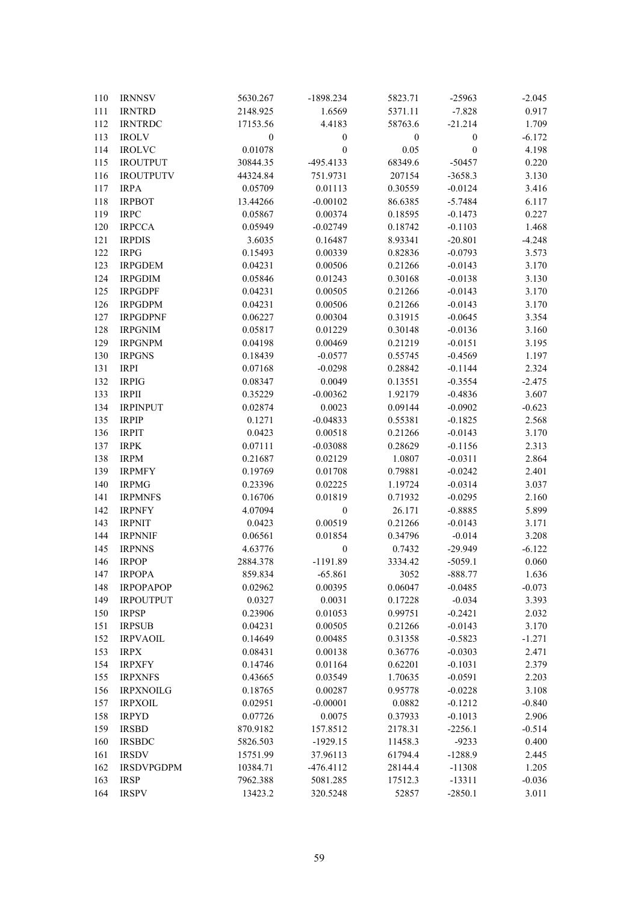| | | | | | | |
|---|---|---|---|---|---|---|
| 110 | IRNNSV | 5630.267 | -1898.234 | 5823.71 | -25963 | -2.045 |
| 111 | IRNTRD | 2148.925 | 1.6569 | 5371.11 | -7.828 | 0.917 |
| 112 | IRNTRDC | 17153.56 | 4.4183 | 58763.6 | -21.214 | 1.709 |
| 113 | IROLV | 0 | 0 | 0 | 0 | -6.172 |
| 114 | IROLVC | 0.01078 | 0 | 0.05 | 0 | 4.198 |
| 115 | IROUTPUT | 30844.35 | -495.4133 | 68349.6 | -50457 | 0.220 |
| 116 | IROUTPUTV | 44324.84 | 751.9731 | 207154 | -3658.3 | 3.130 |
| 117 | IRPA | 0.05709 | 0.01113 | 0.30559 | -0.0124 | 3.416 |
| 118 | IRPBOT | 13.44266 | -0.00102 | 86.6385 | -5.7484 | 6.117 |
| 119 | IRPC | 0.05867 | 0.00374 | 0.18595 | -0.1473 | 0.227 |
| 120 | IRPCCA | 0.05949 | -0.02749 | 0.18742 | -0.1103 | 1.468 |
| 121 | IRPDIS | 3.6035 | 0.16487 | 8.93341 | -20.801 | -4.248 |
| 122 | IRPG | 0.15493 | 0.00339 | 0.82836 | -0.0793 | 3.573 |
| 123 | IRPGDEM | 0.04231 | 0.00506 | 0.21266 | -0.0143 | 3.170 |
| 124 | IRPGDIM | 0.05846 | 0.01243 | 0.30168 | -0.0138 | 3.130 |
| 125 | IRPGDPF | 0.04231 | 0.00505 | 0.21266 | -0.0143 | 3.170 |
| 126 | IRPGDPM | 0.04231 | 0.00506 | 0.21266 | -0.0143 | 3.170 |
| 127 | IRPGDPNF | 0.06227 | 0.00304 | 0.31915 | -0.0645 | 3.354 |
| 128 | IRPGNIM | 0.05817 | 0.01229 | 0.30148 | -0.0136 | 3.160 |
| 129 | IRPGNPM | 0.04198 | 0.00469 | 0.21219 | -0.0151 | 3.195 |
| 130 | IRPGNS | 0.18439 | -0.0577 | 0.55745 | -0.4569 | 1.197 |
| 131 | IRPI | 0.07168 | -0.0298 | 0.28842 | -0.1144 | 2.324 |
| 132 | IRPIG | 0.08347 | 0.0049 | 0.13551 | -0.3554 | -2.475 |
| 133 | IRPII | 0.35229 | -0.00362 | 1.92179 | -0.4836 | 3.607 |
| 134 | IRPINPUT | 0.02874 | 0.0023 | 0.09144 | -0.0902 | -0.623 |
| 135 | IRPIP | 0.1271 | -0.04833 | 0.55381 | -0.1825 | 2.568 |
| 136 | IRPIT | 0.0423 | 0.00518 | 0.21266 | -0.0143 | 3.170 |
| 137 | IRPK | 0.07111 | -0.03088 | 0.28629 | -0.1156 | 2.313 |
| 138 | IRPM | 0.21687 | 0.02129 | 1.0807 | -0.0311 | 2.864 |
| 139 | IRPMFY | 0.19769 | 0.01708 | 0.79881 | -0.0242 | 2.401 |
| 140 | IRPMG | 0.23396 | 0.02225 | 1.19724 | -0.0314 | 3.037 |
| 141 | IRPMNFS | 0.16706 | 0.01819 | 0.71932 | -0.0295 | 2.160 |
| 142 | IRPNFY | 4.07094 | 0 | 26.171 | -0.8885 | 5.899 |
| 143 | IRPNIT | 0.0423 | 0.00519 | 0.21266 | -0.0143 | 3.171 |
| 144 | IRPNNIF | 0.06561 | 0.01854 | 0.34796 | -0.014 | 3.208 |
| 145 | IRPNNS | 4.63776 | 0 | 0.7432 | -29.949 | -6.122 |
| 146 | IRPOP | 2884.378 | -1191.89 | 3334.42 | -5059.1 | 0.060 |
| 147 | IRPOPA | 859.834 | -65.861 | 3052 | -888.77 | 1.636 |
| 148 | IRPOPAPOP | 0.02962 | 0.00395 | 0.06047 | -0.0485 | -0.073 |
| 149 | IRPOUTPUT | 0.0327 | 0.0031 | 0.17228 | -0.034 | 3.393 |
| 150 | IRPSP | 0.23906 | 0.01053 | 0.99751 | -0.2421 | 2.032 |
| 151 | IRPSUB | 0.04231 | 0.00505 | 0.21266 | -0.0143 | 3.170 |
| 152 | IRPVAOIL | 0.14649 | 0.00485 | 0.31358 | -0.5823 | -1.271 |
| 153 | IRPX | 0.08431 | 0.00138 | 0.36776 | -0.0303 | 2.471 |
| 154 | IRPXFY | 0.14746 | 0.01164 | 0.62201 | -0.1031 | 2.379 |
| 155 | IRPXNFS | 0.43665 | 0.03549 | 1.70635 | -0.0591 | 2.203 |
| 156 | IRPXNOILG | 0.18765 | 0.00287 | 0.95778 | -0.0228 | 3.108 |
| 157 | IRPXOIL | 0.02951 | -0.00001 | 0.0882 | -0.1212 | -0.840 |
| 158 | IRPYD | 0.07726 | 0.0075 | 0.37933 | -0.1013 | 2.906 |
| 159 | IRSBD | 870.9182 | 157.8512 | 2178.31 | -2256.1 | -0.514 |
| 160 | IRSBDC | 5826.503 | -1929.15 | 11458.3 | -9233 | 0.400 |
| 161 | IRSDV | 15751.99 | 37.96113 | 61794.4 | -1288.9 | 2.445 |
| 162 | IRSDVPGDPM | 10384.71 | -476.4112 | 28144.4 | -11308 | 1.205 |
| 163 | IRSP | 7962.388 | 5081.285 | 17512.3 | -13311 | -0.036 |
| 164 | IRSPV | 13423.2 | 320.5248 | 52857 | -2850.1 | 3.011 |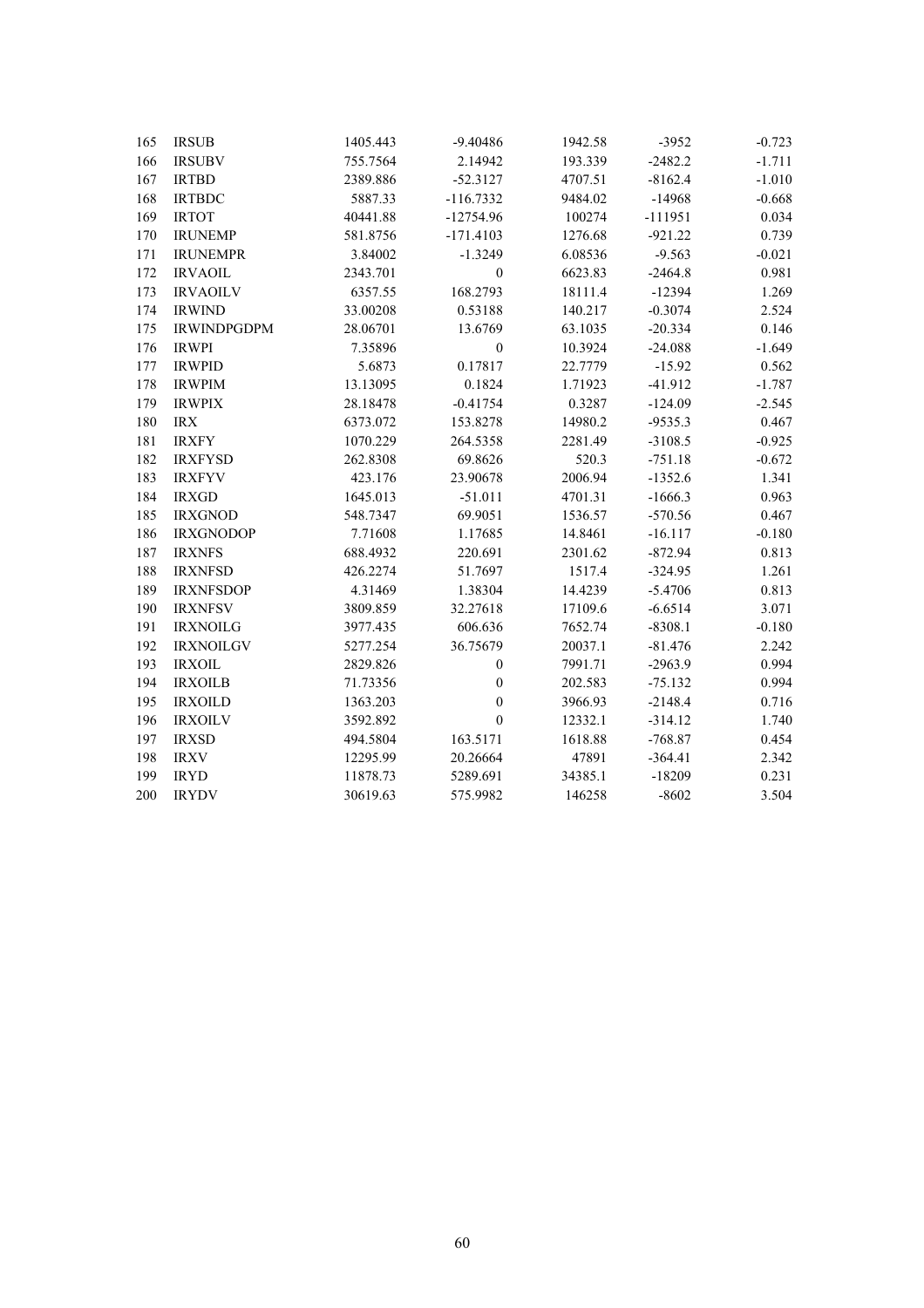| | | | | | | |
|---|---|---|---|---|---|---|
| 165 | IRSUB | 1405.443 | -9.40486 | 1942.58 | -3952 | -0.723 |
| 166 | IRSUBV | 755.7564 | 2.14942 | 193.339 | -2482.2 | -1.711 |
| 167 | IRTBD | 2389.886 | -52.3127 | 4707.51 | -8162.4 | -1.010 |
| 168 | IRTBDC | 5887.33 | -116.7332 | 9484.02 | -14968 | -0.668 |
| 169 | IRTOT | 40441.88 | -12754.96 | 100274 | -111951 | 0.034 |
| 170 | IRUNEMP | 581.8756 | -171.4103 | 1276.68 | -921.22 | 0.739 |
| 171 | IRUNEMPR | 3.84002 | -1.3249 | 6.08536 | -9.563 | -0.021 |
| 172 | IRVAOIL | 2343.701 | 0 | 6623.83 | -2464.8 | 0.981 |
| 173 | IRVAOILV | 6357.55 | 168.2793 | 18111.4 | -12394 | 1.269 |
| 174 | IRWIND | 33.00208 | 0.53188 | 140.217 | -0.3074 | 2.524 |
| 175 | IRWINDPGDPM | 28.06701 | 13.6769 | 63.1035 | -20.334 | 0.146 |
| 176 | IRWPI | 7.35896 | 0 | 10.3924 | -24.088 | -1.649 |
| 177 | IRWPID | 5.6873 | 0.17817 | 22.7779 | -15.92 | 0.562 |
| 178 | IRWPIM | 13.13095 | 0.1824 | 1.71923 | -41.912 | -1.787 |
| 179 | IRWPIX | 28.18478 | -0.41754 | 0.3287 | -124.09 | -2.545 |
| 180 | IRX | 6373.072 | 153.8278 | 14980.2 | -9535.3 | 0.467 |
| 181 | IRXFY | 1070.229 | 264.5358 | 2281.49 | -3108.5 | -0.925 |
| 182 | IRXFYSD | 262.8308 | 69.8626 | 520.3 | -751.18 | -0.672 |
| 183 | IRXFYV | 423.176 | 23.90678 | 2006.94 | -1352.6 | 1.341 |
| 184 | IRXGD | 1645.013 | -51.011 | 4701.31 | -1666.3 | 0.963 |
| 185 | IRXGNOD | 548.7347 | 69.9051 | 1536.57 | -570.56 | 0.467 |
| 186 | IRXGNODOP | 7.71608 | 1.17685 | 14.8461 | -16.117 | -0.180 |
| 187 | IRXNFS | 688.4932 | 220.691 | 2301.62 | -872.94 | 0.813 |
| 188 | IRXNFSD | 426.2274 | 51.7697 | 1517.4 | -324.95 | 1.261 |
| 189 | IRXNFSDOP | 4.31469 | 1.38304 | 14.4239 | -5.4706 | 0.813 |
| 190 | IRXNFSV | 3809.859 | 32.27618 | 17109.6 | -6.6514 | 3.071 |
| 191 | IRXNOILG | 3977.435 | 606.636 | 7652.74 | -8308.1 | -0.180 |
| 192 | IRXNOILGV | 5277.254 | 36.75679 | 20037.1 | -81.476 | 2.242 |
| 193 | IRXOIL | 2829.826 | 0 | 7991.71 | -2963.9 | 0.994 |
| 194 | IRXOILB | 71.73356 | 0 | 202.583 | -75.132 | 0.994 |
| 195 | IRXOILD | 1363.203 | 0 | 3966.93 | -2148.4 | 0.716 |
| 196 | IRXOILV | 3592.892 | 0 | 12332.1 | -314.12 | 1.740 |
| 197 | IRXSD | 494.5804 | 163.5171 | 1618.88 | -768.87 | 0.454 |
| 198 | IRXV | 12295.99 | 20.26664 | 47891 | -364.41 | 2.342 |
| 199 | IRYD | 11878.73 | 5289.691 | 34385.1 | -18209 | 0.231 |
| 200 | IRYDV | 30619.63 | 575.9982 | 146258 | -8602 | 3.504 |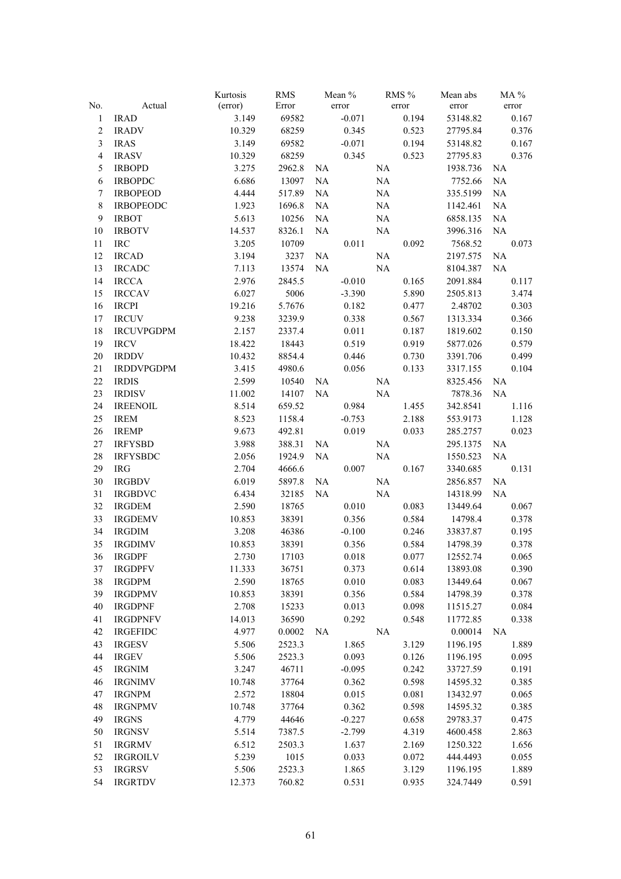| No. | Actual | Kurtosis (error) | RMS Error | Mean % error | RMS % error | Mean abs error | MA % error |
|---|---|---|---|---|---|---|---|
| 1 | IRAD | 3.149 | 69582 | -0.071 | 0.194 | 53148.82 | 0.167 |
| 2 | IRADV | 10.329 | 68259 | 0.345 | 0.523 | 27795.84 | 0.376 |
| 3 | IRAS | 3.149 | 69582 | -0.071 | 0.194 | 53148.82 | 0.167 |
| 4 | IRASV | 10.329 | 68259 | 0.345 | 0.523 | 27795.83 | 0.376 |
| 5 | IRBOPD | 3.275 | 2962.8 | NA | NA | 1938.736 | NA |
| 6 | IRBOPDC | 6.686 | 13097 | NA | NA | 7752.66 | NA |
| 7 | IRBOPEOD | 4.444 | 517.89 | NA | NA | 335.5199 | NA |
| 8 | IRBOPEODC | 1.923 | 1696.8 | NA | NA | 1142.461 | NA |
| 9 | IRBOT | 5.613 | 10256 | NA | NA | 6858.135 | NA |
| 10 | IRBOTV | 14.537 | 8326.1 | NA | NA | 3996.316 | NA |
| 11 | IRC | 3.205 | 10709 | 0.011 | 0.092 | 7568.52 | 0.073 |
| 12 | IRCAD | 3.194 | 3237 | NA | NA | 2197.575 | NA |
| 13 | IRCADC | 7.113 | 13574 | NA | NA | 8104.387 | NA |
| 14 | IRCCA | 2.976 | 2845.5 | -0.010 | 0.165 | 2091.884 | 0.117 |
| 15 | IRCCAV | 6.027 | 5006 | -3.390 | 5.890 | 2505.813 | 3.474 |
| 16 | IRCPI | 19.216 | 5.7676 | 0.182 | 0.477 | 2.48702 | 0.303 |
| 17 | IRCUV | 9.238 | 3239.9 | 0.338 | 0.567 | 1313.334 | 0.366 |
| 18 | IRCUVPGDPM | 2.157 | 2337.4 | 0.011 | 0.187 | 1819.602 | 0.150 |
| 19 | IRCV | 18.422 | 18443 | 0.519 | 0.919 | 5877.026 | 0.579 |
| 20 | IRDDV | 10.432 | 8854.4 | 0.446 | 0.730 | 3391.706 | 0.499 |
| 21 | IRDDVPGDPM | 3.415 | 4980.6 | 0.056 | 0.133 | 3317.155 | 0.104 |
| 22 | IRDIS | 2.599 | 10540 | NA | NA | 8325.456 | NA |
| 23 | IRDISV | 11.002 | 14107 | NA | NA | 7878.36 | NA |
| 24 | IREENOIL | 8.514 | 659.52 | 0.984 | 1.455 | 342.8541 | 1.116 |
| 25 | IREM | 8.523 | 1158.4 | -0.753 | 2.188 | 553.9173 | 1.128 |
| 26 | IREMP | 9.673 | 492.81 | 0.019 | 0.033 | 285.2757 | 0.023 |
| 27 | IRFYSBD | 3.988 | 388.31 | NA | NA | 295.1375 | NA |
| 28 | IRFYSBDC | 2.056 | 1924.9 | NA | NA | 1550.523 | NA |
| 29 | IRG | 2.704 | 4666.6 | 0.007 | 0.167 | 3340.685 | 0.131 |
| 30 | IRGBDV | 6.019 | 5897.8 | NA | NA | 2856.857 | NA |
| 31 | IRGBDVC | 6.434 | 32185 | NA | NA | 14318.99 | NA |
| 32 | IRGDEM | 2.590 | 18765 | 0.010 | 0.083 | 13449.64 | 0.067 |
| 33 | IRGDEMV | 10.853 | 38391 | 0.356 | 0.584 | 14798.4 | 0.378 |
| 34 | IRGDIM | 3.208 | 46386 | -0.100 | 0.246 | 33837.87 | 0.195 |
| 35 | IRGDIMV | 10.853 | 38391 | 0.356 | 0.584 | 14798.39 | 0.378 |
| 36 | IRGDPF | 2.730 | 17103 | 0.018 | 0.077 | 12552.74 | 0.065 |
| 37 | IRGDPFV | 11.333 | 36751 | 0.373 | 0.614 | 13893.08 | 0.390 |
| 38 | IRGDPM | 2.590 | 18765 | 0.010 | 0.083 | 13449.64 | 0.067 |
| 39 | IRGDPMV | 10.853 | 38391 | 0.356 | 0.584 | 14798.39 | 0.378 |
| 40 | IRGDPNF | 2.708 | 15233 | 0.013 | 0.098 | 11515.27 | 0.084 |
| 41 | IRGDPNFV | 14.013 | 36590 | 0.292 | 0.548 | 11772.85 | 0.338 |
| 42 | IRGEFIDC | 4.977 | 0.0002 | NA | NA | 0.00014 | NA |
| 43 | IRGESV | 5.506 | 2523.3 | 1.865 | 3.129 | 1196.195 | 1.889 |
| 44 | IRGEV | 5.506 | 2523.3 | 0.093 | 0.126 | 1196.195 | 0.095 |
| 45 | IRGNIM | 3.247 | 46711 | -0.095 | 0.242 | 33727.59 | 0.191 |
| 46 | IRGNIMV | 10.748 | 37764 | 0.362 | 0.598 | 14595.32 | 0.385 |
| 47 | IRGNPM | 2.572 | 18804 | 0.015 | 0.081 | 13432.97 | 0.065 |
| 48 | IRGNPMV | 10.748 | 37764 | 0.362 | 0.598 | 14595.32 | 0.385 |
| 49 | IRGNS | 4.779 | 44646 | -0.227 | 0.658 | 29783.37 | 0.475 |
| 50 | IRGNSV | 5.514 | 7387.5 | -2.799 | 4.319 | 4600.458 | 2.863 |
| 51 | IRGRMV | 6.512 | 2503.3 | 1.637 | 2.169 | 1250.322 | 1.656 |
| 52 | IRGROILV | 5.239 | 1015 | 0.033 | 0.072 | 444.4493 | 0.055 |
| 53 | IRGRSV | 5.506 | 2523.3 | 1.865 | 3.129 | 1196.195 | 1.889 |
| 54 | IRGRTDV | 12.373 | 760.82 | 0.531 | 0.935 | 324.7449 | 0.591 |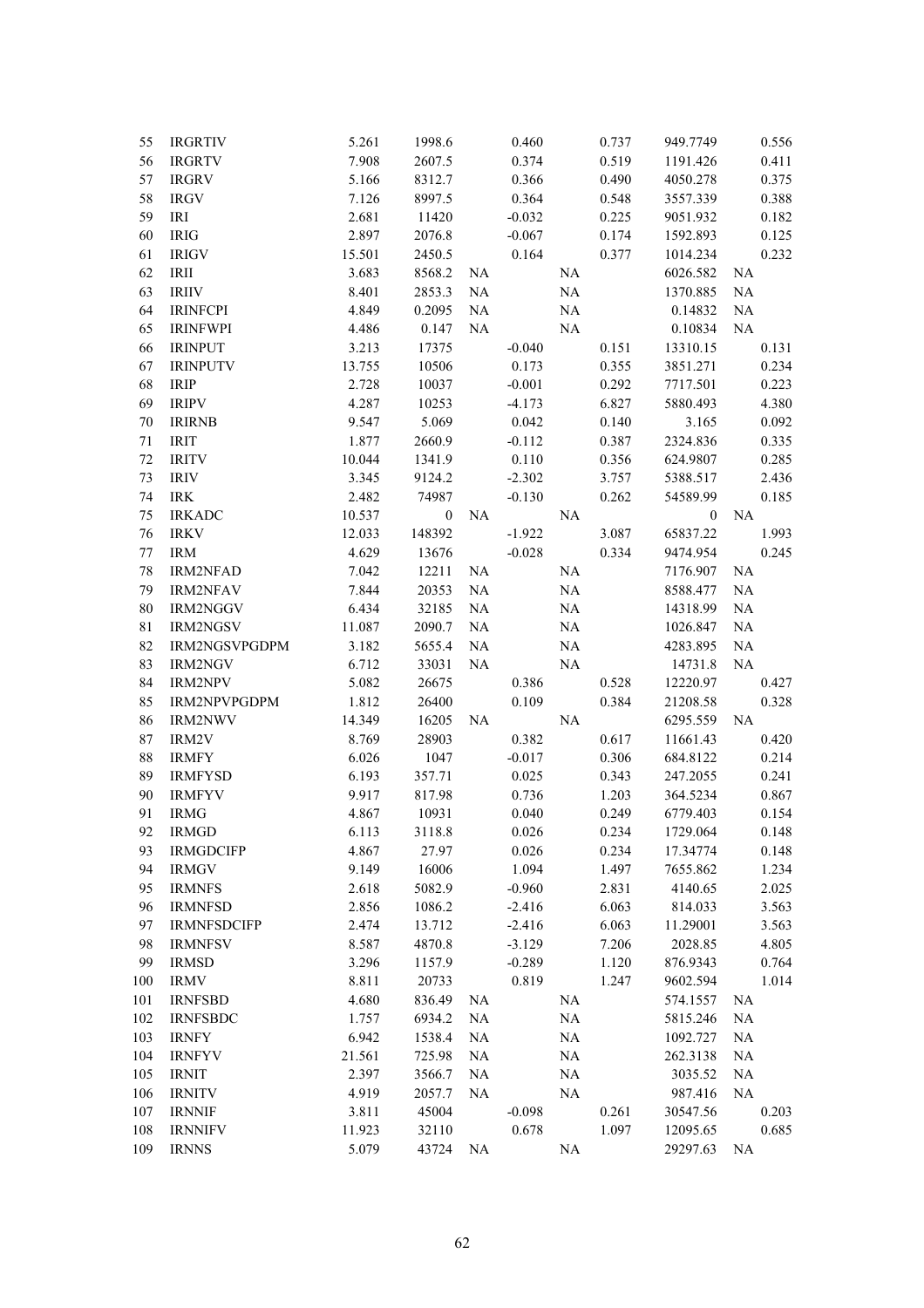| | | | | | | | |
|---|---|---|---|---|---|---|---|
| 55 | IRGRTIV | 5.261 | 1998.6 | 0.460 | 0.737 | 949.7749 | 0.556 |
| 56 | IRGRTV | 7.908 | 2607.5 | 0.374 | 0.519 | 1191.426 | 0.411 |
| 57 | IRGRV | 5.166 | 8312.7 | 0.366 | 0.490 | 4050.278 | 0.375 |
| 58 | IRGV | 7.126 | 8997.5 | 0.364 | 0.548 | 3557.339 | 0.388 |
| 59 | IRI | 2.681 | 11420 | -0.032 | 0.225 | 9051.932 | 0.182 |
| 60 | IRIG | 2.897 | 2076.8 | -0.067 | 0.174 | 1592.893 | 0.125 |
| 61 | IRIGV | 15.501 | 2450.5 | 0.164 | 0.377 | 1014.234 | 0.232 |
| 62 | IRII | 3.683 | 8568.2 | NA | NA | 6026.582 | NA |
| 63 | IRIIV | 8.401 | 2853.3 | NA | NA | 1370.885 | NA |
| 64 | IRINFCPI | 4.849 | 0.2095 | NA | NA | 0.14832 | NA |
| 65 | IRINFWPI | 4.486 | 0.147 | NA | NA | 0.10834 | NA |
| 66 | IRINPUT | 3.213 | 17375 | -0.040 | 0.151 | 13310.15 | 0.131 |
| 67 | IRINPUTV | 13.755 | 10506 | 0.173 | 0.355 | 3851.271 | 0.234 |
| 68 | IRIP | 2.728 | 10037 | -0.001 | 0.292 | 7717.501 | 0.223 |
| 69 | IRIPV | 4.287 | 10253 | -4.173 | 6.827 | 5880.493 | 4.380 |
| 70 | IRIRNB | 9.547 | 5.069 | 0.042 | 0.140 | 3.165 | 0.092 |
| 71 | IRIT | 1.877 | 2660.9 | -0.112 | 0.387 | 2324.836 | 0.335 |
| 72 | IRITV | 10.044 | 1341.9 | 0.110 | 0.356 | 624.9807 | 0.285 |
| 73 | IRIV | 3.345 | 9124.2 | -2.302 | 3.757 | 5388.517 | 2.436 |
| 74 | IRK | 2.482 | 74987 | -0.130 | 0.262 | 54589.99 | 0.185 |
| 75 | IRKADC | 10.537 | 0 | NA | NA | 0 | NA |
| 76 | IRKV | 12.033 | 148392 | -1.922 | 3.087 | 65837.22 | 1.993 |
| 77 | IRM | 4.629 | 13676 | -0.028 | 0.334 | 9474.954 | 0.245 |
| 78 | IRM2NFAD | 7.042 | 12211 | NA | NA | 7176.907 | NA |
| 79 | IRM2NFAV | 7.844 | 20353 | NA | NA | 8588.477 | NA |
| 80 | IRM2NGGV | 6.434 | 32185 | NA | NA | 14318.99 | NA |
| 81 | IRM2NGSV | 11.087 | 2090.7 | NA | NA | 1026.847 | NA |
| 82 | IRM2NGSVPGDPM | 3.182 | 5655.4 | NA | NA | 4283.895 | NA |
| 83 | IRM2NGV | 6.712 | 33031 | NA | NA | 14731.8 | NA |
| 84 | IRM2NPV | 5.082 | 26675 | 0.386 | 0.528 | 12220.97 | 0.427 |
| 85 | IRM2NPVPGDPM | 1.812 | 26400 | 0.109 | 0.384 | 21208.58 | 0.328 |
| 86 | IRM2NWV | 14.349 | 16205 | NA | NA | 6295.559 | NA |
| 87 | IRM2V | 8.769 | 28903 | 0.382 | 0.617 | 11661.43 | 0.420 |
| 88 | IRMFY | 6.026 | 1047 | -0.017 | 0.306 | 684.8122 | 0.214 |
| 89 | IRMFYSD | 6.193 | 357.71 | 0.025 | 0.343 | 247.2055 | 0.241 |
| 90 | IRMFYV | 9.917 | 817.98 | 0.736 | 1.203 | 364.5234 | 0.867 |
| 91 | IRMG | 4.867 | 10931 | 0.040 | 0.249 | 6779.403 | 0.154 |
| 92 | IRMGD | 6.113 | 3118.8 | 0.026 | 0.234 | 1729.064 | 0.148 |
| 93 | IRMGDCIFP | 4.867 | 27.97 | 0.026 | 0.234 | 17.34774 | 0.148 |
| 94 | IRMGV | 9.149 | 16006 | 1.094 | 1.497 | 7655.862 | 1.234 |
| 95 | IRMNFS | 2.618 | 5082.9 | -0.960 | 2.831 | 4140.65 | 2.025 |
| 96 | IRMNFSD | 2.856 | 1086.2 | -2.416 | 6.063 | 814.033 | 3.563 |
| 97 | IRMNFSDCIFP | 2.474 | 13.712 | -2.416 | 6.063 | 11.29001 | 3.563 |
| 98 | IRMNFSV | 8.587 | 4870.8 | -3.129 | 7.206 | 2028.85 | 4.805 |
| 99 | IRMSD | 3.296 | 1157.9 | -0.289 | 1.120 | 876.9343 | 0.764 |
| 100 | IRMV | 8.811 | 20733 | 0.819 | 1.247 | 9602.594 | 1.014 |
| 101 | IRNFSBD | 4.680 | 836.49 | NA | NA | 574.1557 | NA |
| 102 | IRNFSBDC | 1.757 | 6934.2 | NA | NA | 5815.246 | NA |
| 103 | IRNFY | 6.942 | 1538.4 | NA | NA | 1092.727 | NA |
| 104 | IRNFYV | 21.561 | 725.98 | NA | NA | 262.3138 | NA |
| 105 | IRNIT | 2.397 | 3566.7 | NA | NA | 3035.52 | NA |
| 106 | IRNITV | 4.919 | 2057.7 | NA | NA | 987.416 | NA |
| 107 | IRNNIF | 3.811 | 45004 | -0.098 | 0.261 | 30547.56 | 0.203 |
| 108 | IRNNIFV | 11.923 | 32110 | 0.678 | 1.097 | 12095.65 | 0.685 |
| 109 | IRNNS | 5.079 | 43724 | NA | NA | 29297.63 | NA |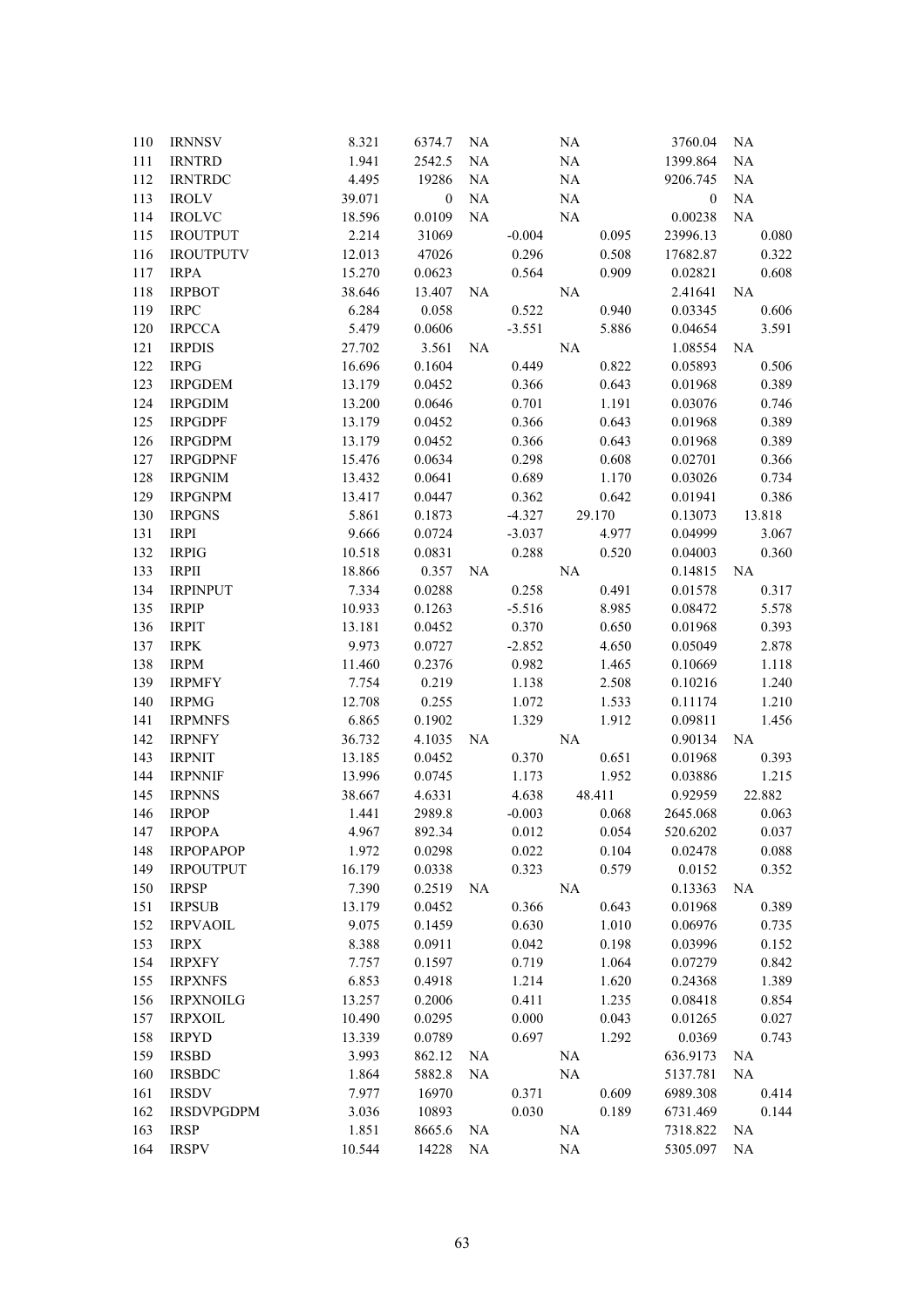| | | | | | | |
|---|---|---|---|---|---|---|
| 110 | IRNNSV | 8.321 | 6374.7 | NA | NA | 3760.04 | NA |
| 111 | IRNTRD | 1.941 | 2542.5 | NA | NA | 1399.864 | NA |
| 112 | IRNTRDC | 4.495 | 19286 | NA | NA | 9206.745 | NA |
| 113 | IROLV | 39.071 | 0 | NA | NA | 0 | NA |
| 114 | IROLVC | 18.596 | 0.0109 | NA | NA | 0.00238 | NA |
| 115 | IROUTPUT | 2.214 | 31069 | -0.004 | 0.095 | 23996.13 | 0.080 |
| 116 | IROUTPUTV | 12.013 | 47026 | 0.296 | 0.508 | 17682.87 | 0.322 |
| 117 | IRPA | 15.270 | 0.0623 | 0.564 | 0.909 | 0.02821 | 0.608 |
| 118 | IRPBOT | 38.646 | 13.407 | NA | NA | 2.41641 | NA |
| 119 | IRPC | 6.284 | 0.058 | 0.522 | 0.940 | 0.03345 | 0.606 |
| 120 | IRPCCA | 5.479 | 0.0606 | -3.551 | 5.886 | 0.04654 | 3.591 |
| 121 | IRPDIS | 27.702 | 3.561 | NA | NA | 1.08554 | NA |
| 122 | IRPG | 16.696 | 0.1604 | 0.449 | 0.822 | 0.05893 | 0.506 |
| 123 | IRPGDEM | 13.179 | 0.0452 | 0.366 | 0.643 | 0.01968 | 0.389 |
| 124 | IRPGDIM | 13.200 | 0.0646 | 0.701 | 1.191 | 0.03076 | 0.746 |
| 125 | IRPGDPF | 13.179 | 0.0452 | 0.366 | 0.643 | 0.01968 | 0.389 |
| 126 | IRPGDPM | 13.179 | 0.0452 | 0.366 | 0.643 | 0.01968 | 0.389 |
| 127 | IRPGDPNF | 15.476 | 0.0634 | 0.298 | 0.608 | 0.02701 | 0.366 |
| 128 | IRPGNIM | 13.432 | 0.0641 | 0.689 | 1.170 | 0.03026 | 0.734 |
| 129 | IRPGNPM | 13.417 | 0.0447 | 0.362 | 0.642 | 0.01941 | 0.386 |
| 130 | IRPGNS | 5.861 | 0.1873 | -4.327 | 29.170 | 0.13073 | 13.818 |
| 131 | IRPI | 9.666 | 0.0724 | -3.037 | 4.977 | 0.04999 | 3.067 |
| 132 | IRPIG | 10.518 | 0.0831 | 0.288 | 0.520 | 0.04003 | 0.360 |
| 133 | IRPII | 18.866 | 0.357 | NA | NA | 0.14815 | NA |
| 134 | IRPINPUT | 7.334 | 0.0288 | 0.258 | 0.491 | 0.01578 | 0.317 |
| 135 | IRPIP | 10.933 | 0.1263 | -5.516 | 8.985 | 0.08472 | 5.578 |
| 136 | IRPIT | 13.181 | 0.0452 | 0.370 | 0.650 | 0.01968 | 0.393 |
| 137 | IRPK | 9.973 | 0.0727 | -2.852 | 4.650 | 0.05049 | 2.878 |
| 138 | IRPM | 11.460 | 0.2376 | 0.982 | 1.465 | 0.10669 | 1.118 |
| 139 | IRPMFY | 7.754 | 0.219 | 1.138 | 2.508 | 0.10216 | 1.240 |
| 140 | IRPMG | 12.708 | 0.255 | 1.072 | 1.533 | 0.11174 | 1.210 |
| 141 | IRPMNFS | 6.865 | 0.1902 | 1.329 | 1.912 | 0.09811 | 1.456 |
| 142 | IRPNFY | 36.732 | 4.1035 | NA | NA | 0.90134 | NA |
| 143 | IRPNIT | 13.185 | 0.0452 | 0.370 | 0.651 | 0.01968 | 0.393 |
| 144 | IRPNNIF | 13.996 | 0.0745 | 1.173 | 1.952 | 0.03886 | 1.215 |
| 145 | IRPNNS | 38.667 | 4.6331 | 4.638 | 48.411 | 0.92959 | 22.882 |
| 146 | IRPOP | 1.441 | 2989.8 | -0.003 | 0.068 | 2645.068 | 0.063 |
| 147 | IRPOPA | 4.967 | 892.34 | 0.012 | 0.054 | 520.6202 | 0.037 |
| 148 | IRPOPAPOP | 1.972 | 0.0298 | 0.022 | 0.104 | 0.02478 | 0.088 |
| 149 | IRPOUTPUT | 16.179 | 0.0338 | 0.323 | 0.579 | 0.0152 | 0.352 |
| 150 | IRPSP | 7.390 | 0.2519 | NA | NA | 0.13363 | NA |
| 151 | IRPSUB | 13.179 | 0.0452 | 0.366 | 0.643 | 0.01968 | 0.389 |
| 152 | IRPVAOIL | 9.075 | 0.1459 | 0.630 | 1.010 | 0.06976 | 0.735 |
| 153 | IRPX | 8.388 | 0.0911 | 0.042 | 0.198 | 0.03996 | 0.152 |
| 154 | IRPXFY | 7.757 | 0.1597 | 0.719 | 1.064 | 0.07279 | 0.842 |
| 155 | IRPXNFS | 6.853 | 0.4918 | 1.214 | 1.620 | 0.24368 | 1.389 |
| 156 | IRPXNOILG | 13.257 | 0.2006 | 0.411 | 1.235 | 0.08418 | 0.854 |
| 157 | IRPXOIL | 10.490 | 0.0295 | 0.000 | 0.043 | 0.01265 | 0.027 |
| 158 | IRPYD | 13.339 | 0.0789 | 0.697 | 1.292 | 0.0369 | 0.743 |
| 159 | IRSBD | 3.993 | 862.12 | NA | NA | 636.9173 | NA |
| 160 | IRSBDC | 1.864 | 5882.8 | NA | NA | 5137.781 | NA |
| 161 | IRSDV | 7.977 | 16970 | 0.371 | 0.609 | 6989.308 | 0.414 |
| 162 | IRSDVPGDPM | 3.036 | 10893 | 0.030 | 0.189 | 6731.469 | 0.144 |
| 163 | IRSP | 1.851 | 8665.6 | NA | NA | 7318.822 | NA |
| 164 | IRSPV | 10.544 | 14228 | NA | NA | 5305.097 | NA |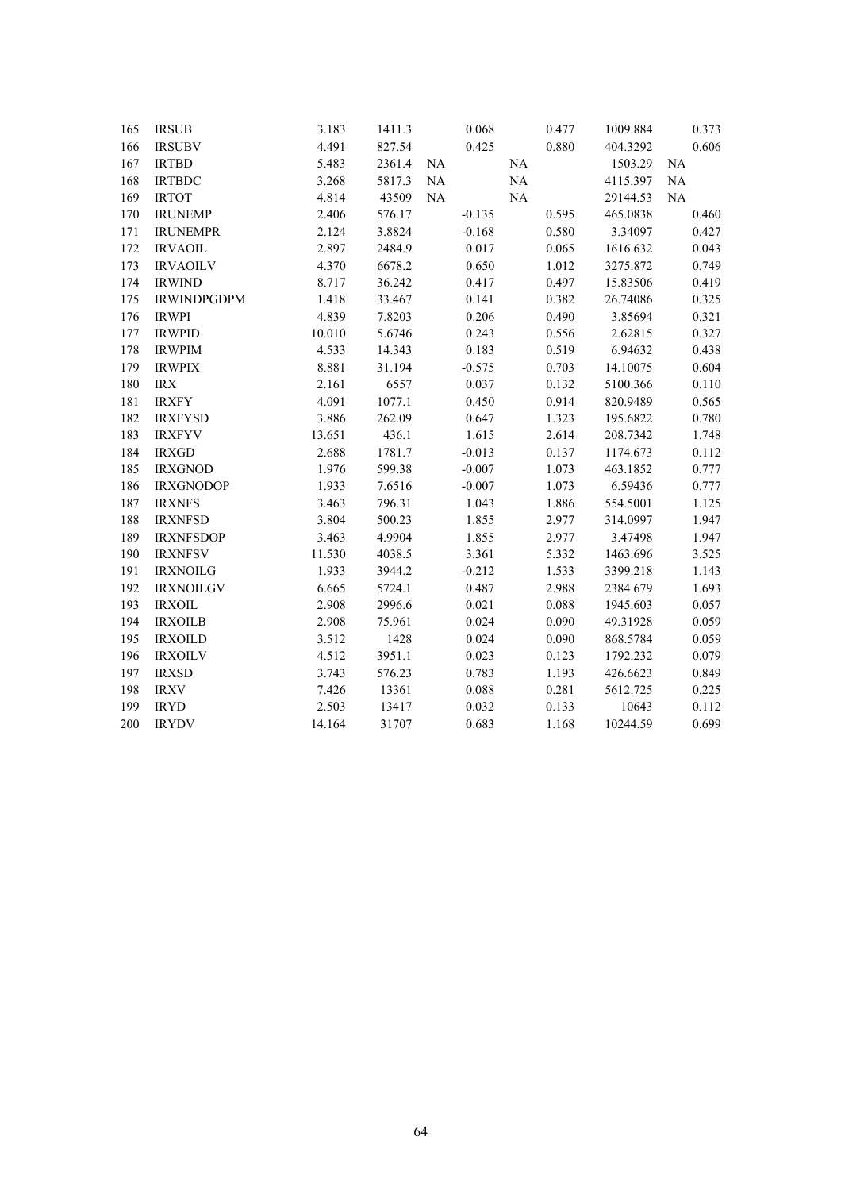| | | | | | | | | |
|---|---|---|---|---|---|---|---|---|
| 165 | IRSUB | 3.183 | 1411.3 | 0.068 | 0.477 | 1009.884 | 0.373 |
| 166 | IRSUBV | 4.491 | 827.54 | 0.425 | 0.880 | 404.3292 | 0.606 |
| 167 | IRTBD | 5.483 | 2361.4 | NA | NA | 1503.29 | NA |
| 168 | IRTBDC | 3.268 | 5817.3 | NA | NA | 4115.397 | NA |
| 169 | IRTOT | 4.814 | 43509 | NA | NA | 29144.53 | NA |
| 170 | IRUNEMP | 2.406 | 576.17 | -0.135 | 0.595 | 465.0838 | 0.460 |
| 171 | IRUNEMPR | 2.124 | 3.8824 | -0.168 | 0.580 | 3.34097 | 0.427 |
| 172 | IRVAOIL | 2.897 | 2484.9 | 0.017 | 0.065 | 1616.632 | 0.043 |
| 173 | IRVAOILV | 4.370 | 6678.2 | 0.650 | 1.012 | 3275.872 | 0.749 |
| 174 | IRWIND | 8.717 | 36.242 | 0.417 | 0.497 | 15.83506 | 0.419 |
| 175 | IRWINDPGDPM | 1.418 | 33.467 | 0.141 | 0.382 | 26.74086 | 0.325 |
| 176 | IRWPI | 4.839 | 7.8203 | 0.206 | 0.490 | 3.85694 | 0.321 |
| 177 | IRWPID | 10.010 | 5.6746 | 0.243 | 0.556 | 2.62815 | 0.327 |
| 178 | IRWPIM | 4.533 | 14.343 | 0.183 | 0.519 | 6.94632 | 0.438 |
| 179 | IRWPIX | 8.881 | 31.194 | -0.575 | 0.703 | 14.10075 | 0.604 |
| 180 | IRX | 2.161 | 6557 | 0.037 | 0.132 | 5100.366 | 0.110 |
| 181 | IRXFY | 4.091 | 1077.1 | 0.450 | 0.914 | 820.9489 | 0.565 |
| 182 | IRXFYSD | 3.886 | 262.09 | 0.647 | 1.323 | 195.6822 | 0.780 |
| 183 | IRXFYV | 13.651 | 436.1 | 1.615 | 2.614 | 208.7342 | 1.748 |
| 184 | IRXGD | 2.688 | 1781.7 | -0.013 | 0.137 | 1174.673 | 0.112 |
| 185 | IRXGNOD | 1.976 | 599.38 | -0.007 | 1.073 | 463.1852 | 0.777 |
| 186 | IRXGNODOP | 1.933 | 7.6516 | -0.007 | 1.073 | 6.59436 | 0.777 |
| 187 | IRXNFS | 3.463 | 796.31 | 1.043 | 1.886 | 554.5001 | 1.125 |
| 188 | IRXNFSD | 3.804 | 500.23 | 1.855 | 2.977 | 314.0997 | 1.947 |
| 189 | IRXNFSDOP | 3.463 | 4.9904 | 1.855 | 2.977 | 3.47498 | 1.947 |
| 190 | IRXNFSV | 11.530 | 4038.5 | 3.361 | 5.332 | 1463.696 | 3.525 |
| 191 | IRXNOILG | 1.933 | 3944.2 | -0.212 | 1.533 | 3399.218 | 1.143 |
| 192 | IRXNOILGV | 6.665 | 5724.1 | 0.487 | 2.988 | 2384.679 | 1.693 |
| 193 | IRXOIL | 2.908 | 2996.6 | 0.021 | 0.088 | 1945.603 | 0.057 |
| 194 | IRXOILB | 2.908 | 75.961 | 0.024 | 0.090 | 49.31928 | 0.059 |
| 195 | IRXOILD | 3.512 | 1428 | 0.024 | 0.090 | 868.5784 | 0.059 |
| 196 | IRXOILV | 4.512 | 3951.1 | 0.023 | 0.123 | 1792.232 | 0.079 |
| 197 | IRXSD | 3.743 | 576.23 | 0.783 | 1.193 | 426.6623 | 0.849 |
| 198 | IRXV | 7.426 | 13361 | 0.088 | 0.281 | 5612.725 | 0.225 |
| 199 | IRYD | 2.503 | 13417 | 0.032 | 0.133 | 10643 | 0.112 |
| 200 | IRYDV | 14.164 | 31707 | 0.683 | 1.168 | 10244.59 | 0.699 |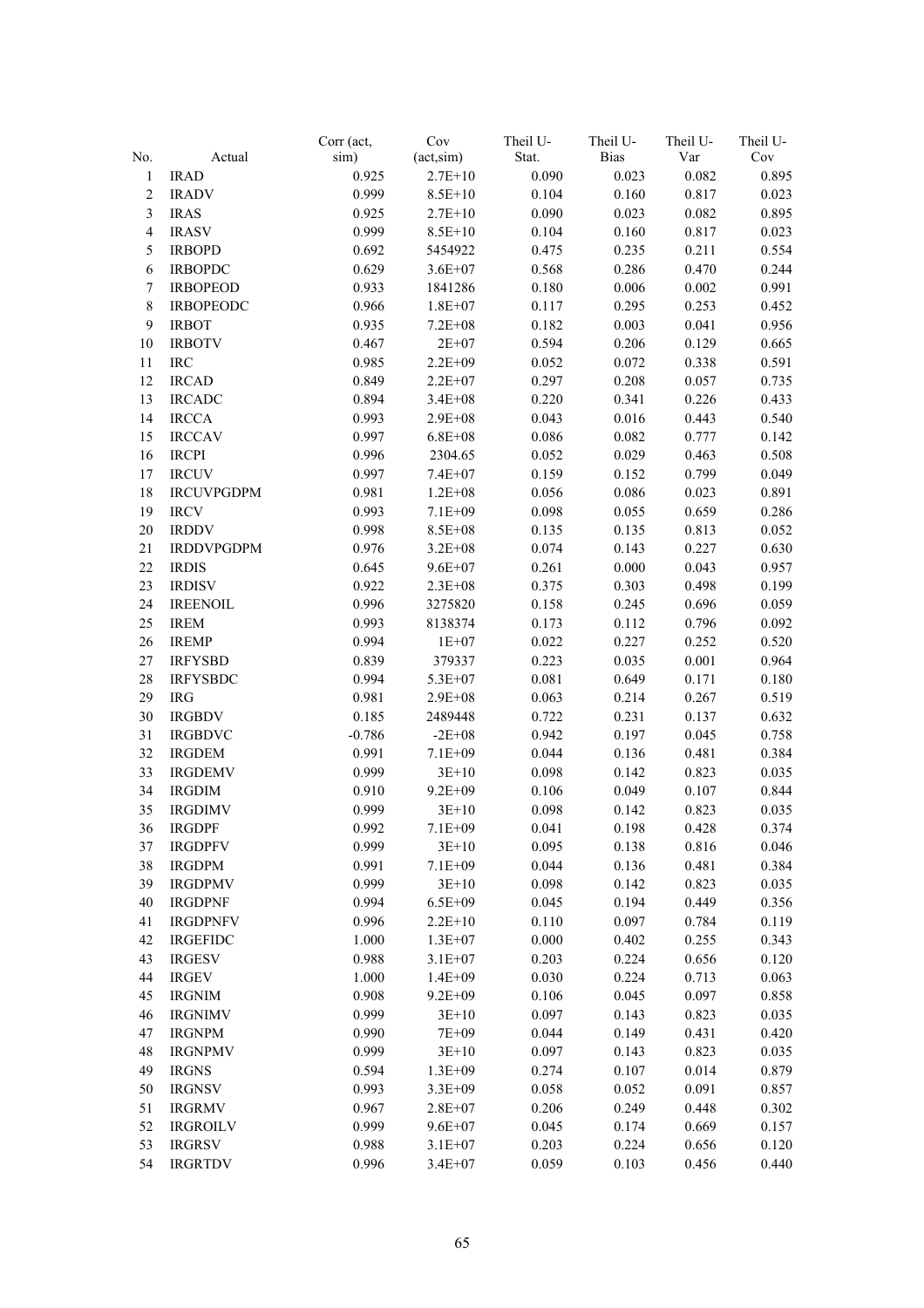| No. | Actual | Corr (act, sim) | Cov (act,sim) | Theil U-Stat. | Theil U-Bias | Theil U-Var | Theil U-Cov |
|---|---|---|---|---|---|---|---|
| 1 | IRAD | 0.925 | 2.7E+10 | 0.090 | 0.023 | 0.082 | 0.895 |
| 2 | IRADV | 0.999 | 8.5E+10 | 0.104 | 0.160 | 0.817 | 0.023 |
| 3 | IRAS | 0.925 | 2.7E+10 | 0.090 | 0.023 | 0.082 | 0.895 |
| 4 | IRASV | 0.999 | 8.5E+10 | 0.104 | 0.160 | 0.817 | 0.023 |
| 5 | IRBOPD | 0.692 | 5454922 | 0.475 | 0.235 | 0.211 | 0.554 |
| 6 | IRBOPDC | 0.629 | 3.6E+07 | 0.568 | 0.286 | 0.470 | 0.244 |
| 7 | IRBOPEOD | 0.933 | 1841286 | 0.180 | 0.006 | 0.002 | 0.991 |
| 8 | IRBOPEODC | 0.966 | 1.8E+07 | 0.117 | 0.295 | 0.253 | 0.452 |
| 9 | IRBOT | 0.935 | 7.2E+08 | 0.182 | 0.003 | 0.041 | 0.956 |
| 10 | IRBOTV | 0.467 | 2E+07 | 0.594 | 0.206 | 0.129 | 0.665 |
| 11 | IRC | 0.985 | 2.2E+09 | 0.052 | 0.072 | 0.338 | 0.591 |
| 12 | IRCAD | 0.849 | 2.2E+07 | 0.297 | 0.208 | 0.057 | 0.735 |
| 13 | IRCADC | 0.894 | 3.4E+08 | 0.220 | 0.341 | 0.226 | 0.433 |
| 14 | IRCCA | 0.993 | 2.9E+08 | 0.043 | 0.016 | 0.443 | 0.540 |
| 15 | IRCCAV | 0.997 | 6.8E+08 | 0.086 | 0.082 | 0.777 | 0.142 |
| 16 | IRCPI | 0.996 | 2304.65 | 0.052 | 0.029 | 0.463 | 0.508 |
| 17 | IRCUV | 0.997 | 7.4E+07 | 0.159 | 0.152 | 0.799 | 0.049 |
| 18 | IRCUVPGDPM | 0.981 | 1.2E+08 | 0.056 | 0.086 | 0.023 | 0.891 |
| 19 | IRCV | 0.993 | 7.1E+09 | 0.098 | 0.055 | 0.659 | 0.286 |
| 20 | IRDDV | 0.998 | 8.5E+08 | 0.135 | 0.135 | 0.813 | 0.052 |
| 21 | IRDDVPGDPM | 0.976 | 3.2E+08 | 0.074 | 0.143 | 0.227 | 0.630 |
| 22 | IRDIS | 0.645 | 9.6E+07 | 0.261 | 0.000 | 0.043 | 0.957 |
| 23 | IRDISV | 0.922 | 2.3E+08 | 0.375 | 0.303 | 0.498 | 0.199 |
| 24 | IREENOIL | 0.996 | 3275820 | 0.158 | 0.245 | 0.696 | 0.059 |
| 25 | IREM | 0.993 | 8138374 | 0.173 | 0.112 | 0.796 | 0.092 |
| 26 | IREMP | 0.994 | 1E+07 | 0.022 | 0.227 | 0.252 | 0.520 |
| 27 | IRFYSBD | 0.839 | 379337 | 0.223 | 0.035 | 0.001 | 0.964 |
| 28 | IRFYSBDC | 0.994 | 5.3E+07 | 0.081 | 0.649 | 0.171 | 0.180 |
| 29 | IRG | 0.981 | 2.9E+08 | 0.063 | 0.214 | 0.267 | 0.519 |
| 30 | IRGBDV | 0.185 | 2489448 | 0.722 | 0.231 | 0.137 | 0.632 |
| 31 | IRGBDVC | -0.786 | -2E+08 | 0.942 | 0.197 | 0.045 | 0.758 |
| 32 | IRGDEM | 0.991 | 7.1E+09 | 0.044 | 0.136 | 0.481 | 0.384 |
| 33 | IRGDEMV | 0.999 | 3E+10 | 0.098 | 0.142 | 0.823 | 0.035 |
| 34 | IRGDIM | 0.910 | 9.2E+09 | 0.106 | 0.049 | 0.107 | 0.844 |
| 35 | IRGDIMV | 0.999 | 3E+10 | 0.098 | 0.142 | 0.823 | 0.035 |
| 36 | IRGDPF | 0.992 | 7.1E+09 | 0.041 | 0.198 | 0.428 | 0.374 |
| 37 | IRGDPFV | 0.999 | 3E+10 | 0.095 | 0.138 | 0.816 | 0.046 |
| 38 | IRGDPM | 0.991 | 7.1E+09 | 0.044 | 0.136 | 0.481 | 0.384 |
| 39 | IRGDPMV | 0.999 | 3E+10 | 0.098 | 0.142 | 0.823 | 0.035 |
| 40 | IRGDPNF | 0.994 | 6.5E+09 | 0.045 | 0.194 | 0.449 | 0.356 |
| 41 | IRGDPNFV | 0.996 | 2.2E+10 | 0.110 | 0.097 | 0.784 | 0.119 |
| 42 | IRGEFIDC | 1.000 | 1.3E+07 | 0.000 | 0.402 | 0.255 | 0.343 |
| 43 | IRGESV | 0.988 | 3.1E+07 | 0.203 | 0.224 | 0.656 | 0.120 |
| 44 | IRGEV | 1.000 | 1.4E+09 | 0.030 | 0.224 | 0.713 | 0.063 |
| 45 | IRGNIM | 0.908 | 9.2E+09 | 0.106 | 0.045 | 0.097 | 0.858 |
| 46 | IRGNIMV | 0.999 | 3E+10 | 0.097 | 0.143 | 0.823 | 0.035 |
| 47 | IRGNPM | 0.990 | 7E+09 | 0.044 | 0.149 | 0.431 | 0.420 |
| 48 | IRGNPMV | 0.999 | 3E+10 | 0.097 | 0.143 | 0.823 | 0.035 |
| 49 | IRGNS | 0.594 | 1.3E+09 | 0.274 | 0.107 | 0.014 | 0.879 |
| 50 | IRGNSV | 0.993 | 3.3E+09 | 0.058 | 0.052 | 0.091 | 0.857 |
| 51 | IRGRMV | 0.967 | 2.8E+07 | 0.206 | 0.249 | 0.448 | 0.302 |
| 52 | IRGROILV | 0.999 | 9.6E+07 | 0.045 | 0.174 | 0.669 | 0.157 |
| 53 | IRGRSV | 0.988 | 3.1E+07 | 0.203 | 0.224 | 0.656 | 0.120 |
| 54 | IRGRTDV | 0.996 | 3.4E+07 | 0.059 | 0.103 | 0.456 | 0.440 |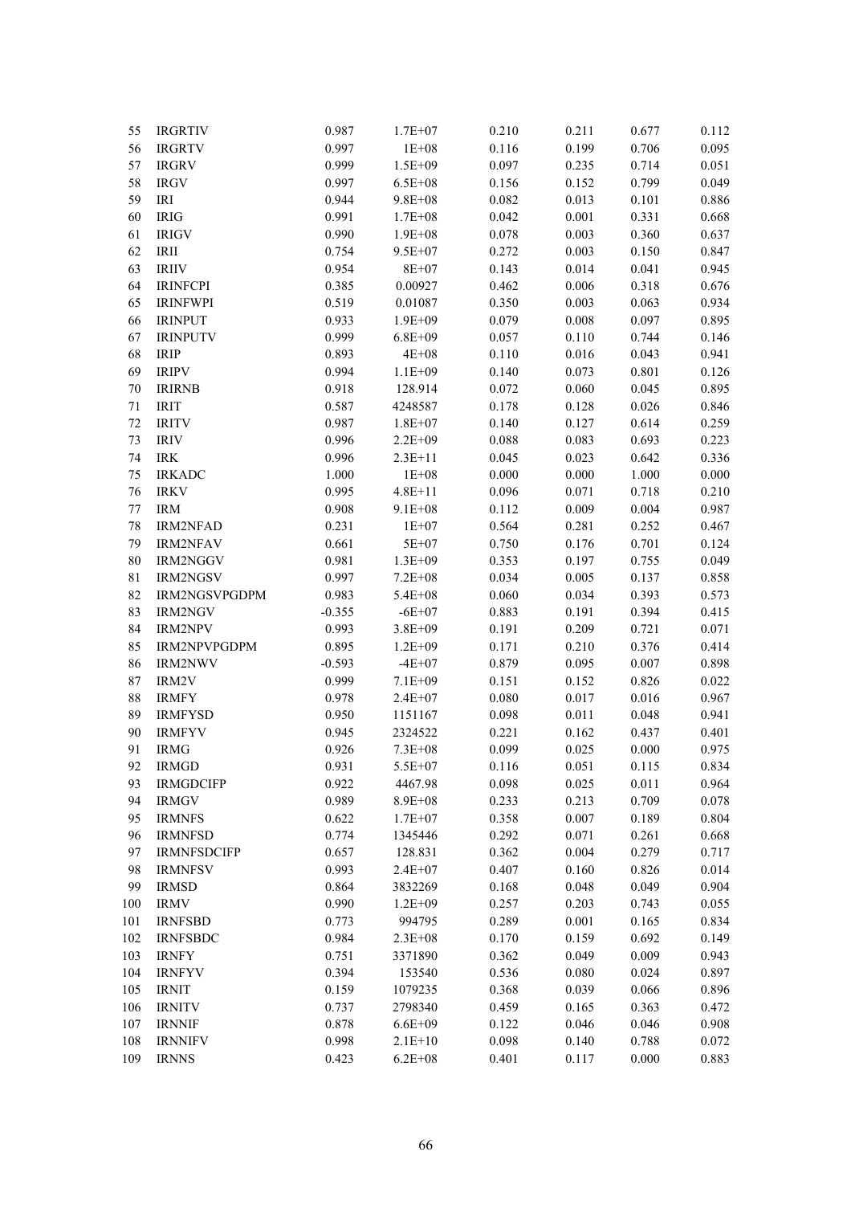| | | | | | | | |
|---|---|---|---|---|---|---|---|
| 55 | IRGRTIV | 0.987 | 1.7E+07 | 0.210 | 0.211 | 0.677 | 0.112 |
| 56 | IRGRTV | 0.997 | 1E+08 | 0.116 | 0.199 | 0.706 | 0.095 |
| 57 | IRGRV | 0.999 | 1.5E+09 | 0.097 | 0.235 | 0.714 | 0.051 |
| 58 | IRGV | 0.997 | 6.5E+08 | 0.156 | 0.152 | 0.799 | 0.049 |
| 59 | IRI | 0.944 | 9.8E+08 | 0.082 | 0.013 | 0.101 | 0.886 |
| 60 | IRIG | 0.991 | 1.7E+08 | 0.042 | 0.001 | 0.331 | 0.668 |
| 61 | IRIGV | 0.990 | 1.9E+08 | 0.078 | 0.003 | 0.360 | 0.637 |
| 62 | IRII | 0.754 | 9.5E+07 | 0.272 | 0.003 | 0.150 | 0.847 |
| 63 | IRIIV | 0.954 | 8E+07 | 0.143 | 0.014 | 0.041 | 0.945 |
| 64 | IRINFCPI | 0.385 | 0.00927 | 0.462 | 0.006 | 0.318 | 0.676 |
| 65 | IRINFWPI | 0.519 | 0.01087 | 0.350 | 0.003 | 0.063 | 0.934 |
| 66 | IRINPUT | 0.933 | 1.9E+09 | 0.079 | 0.008 | 0.097 | 0.895 |
| 67 | IRINPUTV | 0.999 | 6.8E+09 | 0.057 | 0.110 | 0.744 | 0.146 |
| 68 | IRIP | 0.893 | 4E+08 | 0.110 | 0.016 | 0.043 | 0.941 |
| 69 | IRIPV | 0.994 | 1.1E+09 | 0.140 | 0.073 | 0.801 | 0.126 |
| 70 | IRIRNB | 0.918 | 128.914 | 0.072 | 0.060 | 0.045 | 0.895 |
| 71 | IRIT | 0.587 | 4248587 | 0.178 | 0.128 | 0.026 | 0.846 |
| 72 | IRITV | 0.987 | 1.8E+07 | 0.140 | 0.127 | 0.614 | 0.259 |
| 73 | IRIV | 0.996 | 2.2E+09 | 0.088 | 0.083 | 0.693 | 0.223 |
| 74 | IRK | 0.996 | 2.3E+11 | 0.045 | 0.023 | 0.642 | 0.336 |
| 75 | IRKADC | 1.000 | 1E+08 | 0.000 | 0.000 | 1.000 | 0.000 |
| 76 | IRKV | 0.995 | 4.8E+11 | 0.096 | 0.071 | 0.718 | 0.210 |
| 77 | IRM | 0.908 | 9.1E+08 | 0.112 | 0.009 | 0.004 | 0.987 |
| 78 | IRM2NFAD | 0.231 | 1E+07 | 0.564 | 0.281 | 0.252 | 0.467 |
| 79 | IRM2NFAV | 0.661 | 5E+07 | 0.750 | 0.176 | 0.701 | 0.124 |
| 80 | IRM2NGGV | 0.981 | 1.3E+09 | 0.353 | 0.197 | 0.755 | 0.049 |
| 81 | IRM2NGSV | 0.997 | 7.2E+08 | 0.034 | 0.005 | 0.137 | 0.858 |
| 82 | IRM2NGSVPGDPM | 0.983 | 5.4E+08 | 0.060 | 0.034 | 0.393 | 0.573 |
| 83 | IRM2NGV | -0.355 | -6E+07 | 0.883 | 0.191 | 0.394 | 0.415 |
| 84 | IRM2NPV | 0.993 | 3.8E+09 | 0.191 | 0.209 | 0.721 | 0.071 |
| 85 | IRM2NPVPGDPM | 0.895 | 1.2E+09 | 0.171 | 0.210 | 0.376 | 0.414 |
| 86 | IRM2NWV | -0.593 | -4E+07 | 0.879 | 0.095 | 0.007 | 0.898 |
| 87 | IRM2V | 0.999 | 7.1E+09 | 0.151 | 0.152 | 0.826 | 0.022 |
| 88 | IRMFY | 0.978 | 2.4E+07 | 0.080 | 0.017 | 0.016 | 0.967 |
| 89 | IRMFYSD | 0.950 | 1151167 | 0.098 | 0.011 | 0.048 | 0.941 |
| 90 | IRMFYV | 0.945 | 2324522 | 0.221 | 0.162 | 0.437 | 0.401 |
| 91 | IRMG | 0.926 | 7.3E+08 | 0.099 | 0.025 | 0.000 | 0.975 |
| 92 | IRMGD | 0.931 | 5.5E+07 | 0.116 | 0.051 | 0.115 | 0.834 |
| 93 | IRMGDCIFP | 0.922 | 4467.98 | 0.098 | 0.025 | 0.011 | 0.964 |
| 94 | IRMGV | 0.989 | 8.9E+08 | 0.233 | 0.213 | 0.709 | 0.078 |
| 95 | IRMNFS | 0.622 | 1.7E+07 | 0.358 | 0.007 | 0.189 | 0.804 |
| 96 | IRMNFSD | 0.774 | 1345446 | 0.292 | 0.071 | 0.261 | 0.668 |
| 97 | IRMNFSDCIFP | 0.657 | 128.831 | 0.362 | 0.004 | 0.279 | 0.717 |
| 98 | IRMNFSV | 0.993 | 2.4E+07 | 0.407 | 0.160 | 0.826 | 0.014 |
| 99 | IRMSD | 0.864 | 3832269 | 0.168 | 0.048 | 0.049 | 0.904 |
| 100 | IRMV | 0.990 | 1.2E+09 | 0.257 | 0.203 | 0.743 | 0.055 |
| 101 | IRNFSBD | 0.773 | 994795 | 0.289 | 0.001 | 0.165 | 0.834 |
| 102 | IRNFSBDC | 0.984 | 2.3E+08 | 0.170 | 0.159 | 0.692 | 0.149 |
| 103 | IRNFY | 0.751 | 3371890 | 0.362 | 0.049 | 0.009 | 0.943 |
| 104 | IRNFYV | 0.394 | 153540 | 0.536 | 0.080 | 0.024 | 0.897 |
| 105 | IRNIT | 0.159 | 1079235 | 0.368 | 0.039 | 0.066 | 0.896 |
| 106 | IRNITV | 0.737 | 2798340 | 0.459 | 0.165 | 0.363 | 0.472 |
| 107 | IRNNIF | 0.878 | 6.6E+09 | 0.122 | 0.046 | 0.046 | 0.908 |
| 108 | IRNNIFV | 0.998 | 2.1E+10 | 0.098 | 0.140 | 0.788 | 0.072 |
| 109 | IRNNS | 0.423 | 6.2E+08 | 0.401 | 0.117 | 0.000 | 0.883 |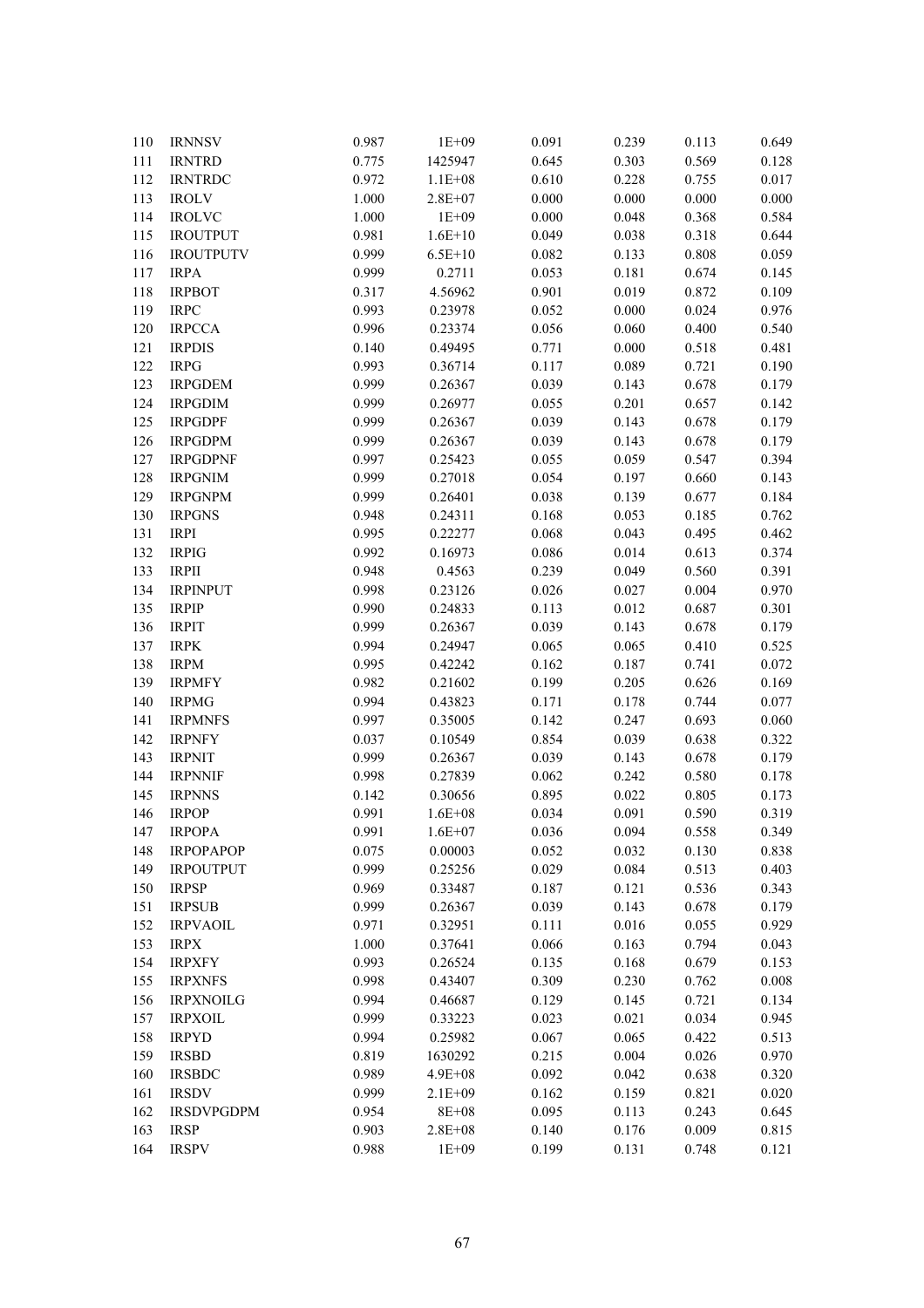| | | | | | | | |
|---|---|---|---|---|---|---|---|
| 110 | IRNNSV | 0.987 | 1E+09 | 0.091 | 0.239 | 0.113 | 0.649 |
| 111 | IRNTRD | 0.775 | 1425947 | 0.645 | 0.303 | 0.569 | 0.128 |
| 112 | IRNTRDC | 0.972 | 1.1E+08 | 0.610 | 0.228 | 0.755 | 0.017 |
| 113 | IROLV | 1.000 | 2.8E+07 | 0.000 | 0.000 | 0.000 | 0.000 |
| 114 | IROLVC | 1.000 | 1E+09 | 0.000 | 0.048 | 0.368 | 0.584 |
| 115 | IROUTPUT | 0.981 | 1.6E+10 | 0.049 | 0.038 | 0.318 | 0.644 |
| 116 | IROUTPUTV | 0.999 | 6.5E+10 | 0.082 | 0.133 | 0.808 | 0.059 |
| 117 | IRPA | 0.999 | 0.2711 | 0.053 | 0.181 | 0.674 | 0.145 |
| 118 | IRPBOT | 0.317 | 4.56962 | 0.901 | 0.019 | 0.872 | 0.109 |
| 119 | IRPC | 0.993 | 0.23978 | 0.052 | 0.000 | 0.024 | 0.976 |
| 120 | IRPCCA | 0.996 | 0.23374 | 0.056 | 0.060 | 0.400 | 0.540 |
| 121 | IRPDIS | 0.140 | 0.49495 | 0.771 | 0.000 | 0.518 | 0.481 |
| 122 | IRPG | 0.993 | 0.36714 | 0.117 | 0.089 | 0.721 | 0.190 |
| 123 | IRPGDEM | 0.999 | 0.26367 | 0.039 | 0.143 | 0.678 | 0.179 |
| 124 | IRPGDIM | 0.999 | 0.26977 | 0.055 | 0.201 | 0.657 | 0.142 |
| 125 | IRPGDPF | 0.999 | 0.26367 | 0.039 | 0.143 | 0.678 | 0.179 |
| 126 | IRPGDPM | 0.999 | 0.26367 | 0.039 | 0.143 | 0.678 | 0.179 |
| 127 | IRPGDPNF | 0.997 | 0.25423 | 0.055 | 0.059 | 0.547 | 0.394 |
| 128 | IRPGNIM | 0.999 | 0.27018 | 0.054 | 0.197 | 0.660 | 0.143 |
| 129 | IRPGNPM | 0.999 | 0.26401 | 0.038 | 0.139 | 0.677 | 0.184 |
| 130 | IRPGNS | 0.948 | 0.24311 | 0.168 | 0.053 | 0.185 | 0.762 |
| 131 | IRPI | 0.995 | 0.22277 | 0.068 | 0.043 | 0.495 | 0.462 |
| 132 | IRPIG | 0.992 | 0.16973 | 0.086 | 0.014 | 0.613 | 0.374 |
| 133 | IRPII | 0.948 | 0.4563 | 0.239 | 0.049 | 0.560 | 0.391 |
| 134 | IRPINPUT | 0.998 | 0.23126 | 0.026 | 0.027 | 0.004 | 0.970 |
| 135 | IRPIP | 0.990 | 0.24833 | 0.113 | 0.012 | 0.687 | 0.301 |
| 136 | IRPIT | 0.999 | 0.26367 | 0.039 | 0.143 | 0.678 | 0.179 |
| 137 | IRPK | 0.994 | 0.24947 | 0.065 | 0.065 | 0.410 | 0.525 |
| 138 | IRPM | 0.995 | 0.42242 | 0.162 | 0.187 | 0.741 | 0.072 |
| 139 | IRPMFY | 0.982 | 0.21602 | 0.199 | 0.205 | 0.626 | 0.169 |
| 140 | IRPMG | 0.994 | 0.43823 | 0.171 | 0.178 | 0.744 | 0.077 |
| 141 | IRPMNFS | 0.997 | 0.35005 | 0.142 | 0.247 | 0.693 | 0.060 |
| 142 | IRPNFY | 0.037 | 0.10549 | 0.854 | 0.039 | 0.638 | 0.322 |
| 143 | IRPNIT | 0.999 | 0.26367 | 0.039 | 0.143 | 0.678 | 0.179 |
| 144 | IRPNNIF | 0.998 | 0.27839 | 0.062 | 0.242 | 0.580 | 0.178 |
| 145 | IRPNNS | 0.142 | 0.30656 | 0.895 | 0.022 | 0.805 | 0.173 |
| 146 | IRPOP | 0.991 | 1.6E+08 | 0.034 | 0.091 | 0.590 | 0.319 |
| 147 | IRPOPA | 0.991 | 1.6E+07 | 0.036 | 0.094 | 0.558 | 0.349 |
| 148 | IRPOPAPOP | 0.075 | 0.00003 | 0.052 | 0.032 | 0.130 | 0.838 |
| 149 | IRPOUTPUT | 0.999 | 0.25256 | 0.029 | 0.084 | 0.513 | 0.403 |
| 150 | IRPSP | 0.969 | 0.33487 | 0.187 | 0.121 | 0.536 | 0.343 |
| 151 | IRPSUB | 0.999 | 0.26367 | 0.039 | 0.143 | 0.678 | 0.179 |
| 152 | IRPVAOIL | 0.971 | 0.32951 | 0.111 | 0.016 | 0.055 | 0.929 |
| 153 | IRPX | 1.000 | 0.37641 | 0.066 | 0.163 | 0.794 | 0.043 |
| 154 | IRPXFY | 0.993 | 0.26524 | 0.135 | 0.168 | 0.679 | 0.153 |
| 155 | IRPXNFS | 0.998 | 0.43407 | 0.309 | 0.230 | 0.762 | 0.008 |
| 156 | IRPXNOILG | 0.994 | 0.46687 | 0.129 | 0.145 | 0.721 | 0.134 |
| 157 | IRPXOIL | 0.999 | 0.33223 | 0.023 | 0.021 | 0.034 | 0.945 |
| 158 | IRPYD | 0.994 | 0.25982 | 0.067 | 0.065 | 0.422 | 0.513 |
| 159 | IRSBD | 0.819 | 1630292 | 0.215 | 0.004 | 0.026 | 0.970 |
| 160 | IRSBDC | 0.989 | 4.9E+08 | 0.092 | 0.042 | 0.638 | 0.320 |
| 161 | IRSDV | 0.999 | 2.1E+09 | 0.162 | 0.159 | 0.821 | 0.020 |
| 162 | IRSDVPGDPM | 0.954 | 8E+08 | 0.095 | 0.113 | 0.243 | 0.645 |
| 163 | IRSP | 0.903 | 2.8E+08 | 0.140 | 0.176 | 0.009 | 0.815 |
| 164 | IRSPV | 0.988 | 1E+09 | 0.199 | 0.131 | 0.748 | 0.121 |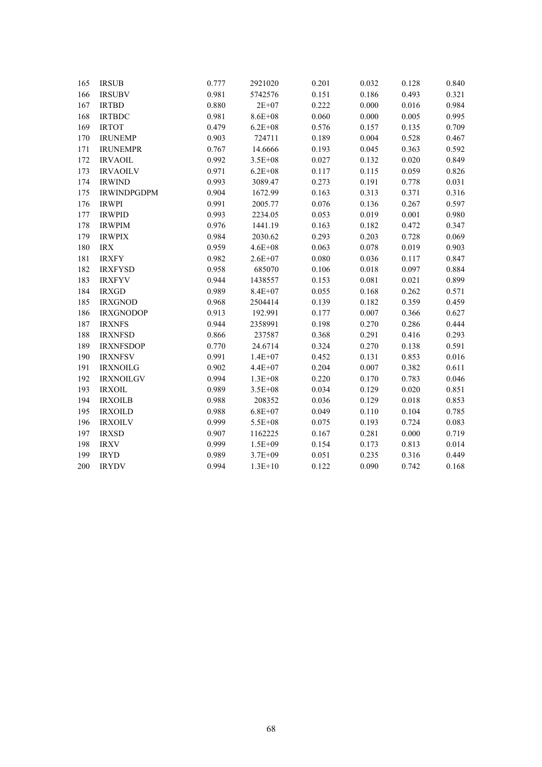| | | | | | | | |
|---|---|---|---|---|---|---|---|
| 165 | IRSUB | 0.777 | 2921020 | 0.201 | 0.032 | 0.128 | 0.840 |
| 166 | IRSUBV | 0.981 | 5742576 | 0.151 | 0.186 | 0.493 | 0.321 |
| 167 | IRTBD | 0.880 | 2E+07 | 0.222 | 0.000 | 0.016 | 0.984 |
| 168 | IRTBDC | 0.981 | 8.6E+08 | 0.060 | 0.000 | 0.005 | 0.995 |
| 169 | IRTOT | 0.479 | 6.2E+08 | 0.576 | 0.157 | 0.135 | 0.709 |
| 170 | IRUNEMP | 0.903 | 724711 | 0.189 | 0.004 | 0.528 | 0.467 |
| 171 | IRUNEMPR | 0.767 | 14.6666 | 0.193 | 0.045 | 0.363 | 0.592 |
| 172 | IRVAOIL | 0.992 | 3.5E+08 | 0.027 | 0.132 | 0.020 | 0.849 |
| 173 | IRVAOILV | 0.971 | 6.2E+08 | 0.117 | 0.115 | 0.059 | 0.826 |
| 174 | IRWIND | 0.993 | 3089.47 | 0.273 | 0.191 | 0.778 | 0.031 |
| 175 | IRWINDPGDPM | 0.904 | 1672.99 | 0.163 | 0.313 | 0.371 | 0.316 |
| 176 | IRWPI | 0.991 | 2005.77 | 0.076 | 0.136 | 0.267 | 0.597 |
| 177 | IRWPID | 0.993 | 2234.05 | 0.053 | 0.019 | 0.001 | 0.980 |
| 178 | IRWPIM | 0.976 | 1441.19 | 0.163 | 0.182 | 0.472 | 0.347 |
| 179 | IRWPIX | 0.984 | 2030.62 | 0.293 | 0.203 | 0.728 | 0.069 |
| 180 | IRX | 0.959 | 4.6E+08 | 0.063 | 0.078 | 0.019 | 0.903 |
| 181 | IRXFY | 0.982 | 2.6E+07 | 0.080 | 0.036 | 0.117 | 0.847 |
| 182 | IRXFYSD | 0.958 | 685070 | 0.106 | 0.018 | 0.097 | 0.884 |
| 183 | IRXFYV | 0.944 | 1438557 | 0.153 | 0.081 | 0.021 | 0.899 |
| 184 | IRXGD | 0.989 | 8.4E+07 | 0.055 | 0.168 | 0.262 | 0.571 |
| 185 | IRXGNOD | 0.968 | 2504414 | 0.139 | 0.182 | 0.359 | 0.459 |
| 186 | IRXGNODOP | 0.913 | 192.991 | 0.177 | 0.007 | 0.366 | 0.627 |
| 187 | IRXNFS | 0.944 | 2358991 | 0.198 | 0.270 | 0.286 | 0.444 |
| 188 | IRXNFSD | 0.866 | 237587 | 0.368 | 0.291 | 0.416 | 0.293 |
| 189 | IRXNFSDOP | 0.770 | 24.6714 | 0.324 | 0.270 | 0.138 | 0.591 |
| 190 | IRXNFSV | 0.991 | 1.4E+07 | 0.452 | 0.131 | 0.853 | 0.016 |
| 191 | IRXNOILG | 0.902 | 4.4E+07 | 0.204 | 0.007 | 0.382 | 0.611 |
| 192 | IRXNOILGV | 0.994 | 1.3E+08 | 0.220 | 0.170 | 0.783 | 0.046 |
| 193 | IRXOIL | 0.989 | 3.5E+08 | 0.034 | 0.129 | 0.020 | 0.851 |
| 194 | IRXOILB | 0.988 | 208352 | 0.036 | 0.129 | 0.018 | 0.853 |
| 195 | IRXOILD | 0.988 | 6.8E+07 | 0.049 | 0.110 | 0.104 | 0.785 |
| 196 | IRXOILV | 0.999 | 5.5E+08 | 0.075 | 0.193 | 0.724 | 0.083 |
| 197 | IRXSD | 0.907 | 1162225 | 0.167 | 0.281 | 0.000 | 0.719 |
| 198 | IRXV | 0.999 | 1.5E+09 | 0.154 | 0.173 | 0.813 | 0.014 |
| 199 | IRYD | 0.989 | 3.7E+09 | 0.051 | 0.235 | 0.316 | 0.449 |
| 200 | IRYDV | 0.994 | 1.3E+10 | 0.122 | 0.090 | 0.742 | 0.168 |